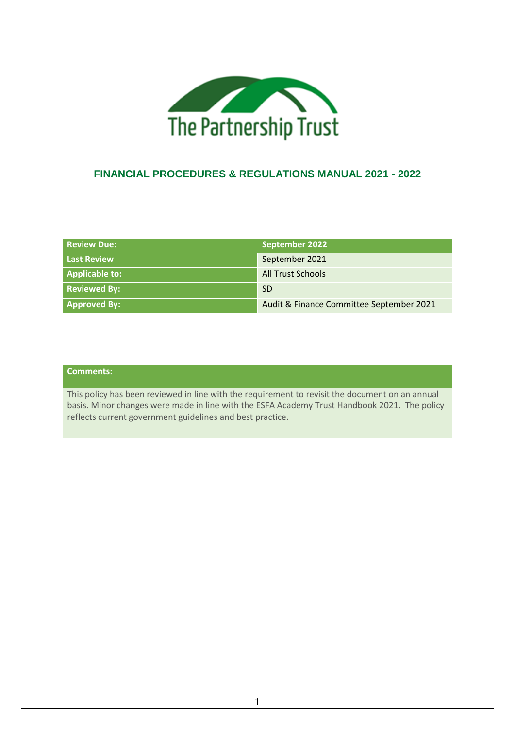The Partnership Trust

## FINANCIAL PROCEDURES & REGULATIONS MANUAL 2021 - 2022

| Review Due: | September 2022 |
|---|---|
| Last Review | September 2021 |
| Applicable to: | All Trust Schools |
| Reviewed By: | SD |
| Approved By: | Audit & Finance Committee September 2021 |

| Comments: |
|---|
| This policy has been reviewed in line with the requirement to revisit the document on an annual basis. Minor changes were made in line with the ESFA Academy Trust Handbook 2021. The policy reflects current government guidelines and best practice. |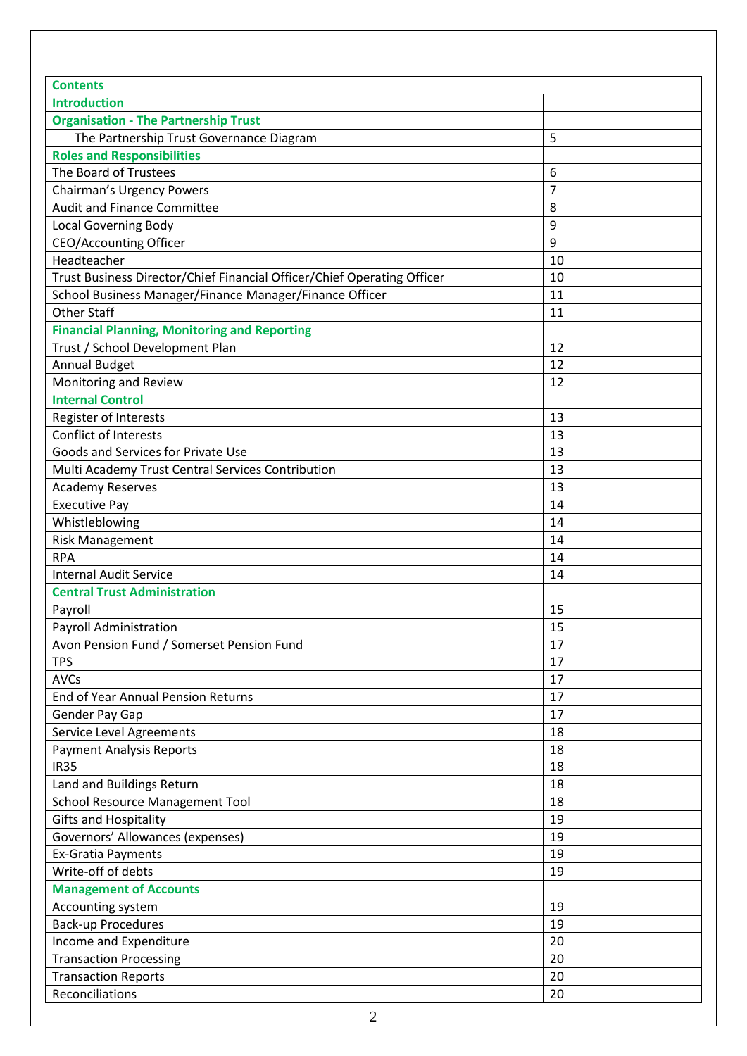| Contents | |
|---|---|
| **Introduction** | |
| **Organisation - The Partnership Trust** | |
| The Partnership Trust Governance Diagram | 5 |
| **Roles and Responsibilities** | |
| The Board of Trustees | 6 |
| Chairman's Urgency Powers | 7 |
| Audit and Finance Committee | 8 |
| Local Governing Body | 9 |
| CEO/Accounting Officer | 9 |
| Headteacher | 10 |
| Trust Business Director/Chief Financial Officer/Chief Operating Officer | 10 |
| School Business Manager/Finance Manager/Finance Officer | 11 |
| Other Staff | 11 |
| **Financial Planning, Monitoring and Reporting** | |
| Trust / School Development Plan | 12 |
| Annual Budget | 12 |
| Monitoring and Review | 12 |
| **Internal Control** | |
| Register of Interests | 13 |
| Conflict of Interests | 13 |
| Goods and Services for Private Use | 13 |
| Multi Academy Trust Central Services Contribution | 13 |
| Academy Reserves | 13 |
| Executive Pay | 14 |
| Whistleblowing | 14 |
| Risk Management | 14 |
| RPA | 14 |
| Internal Audit Service | 14 |
| **Central Trust Administration** | |
| Payroll | 15 |
| Payroll Administration | 15 |
| Avon Pension Fund / Somerset Pension Fund | 17 |
| TPS | 17 |
| AVCs | 17 |
| End of Year Annual Pension Returns | 17 |
| Gender Pay Gap | 17 |
| Service Level Agreements | 18 |
| Payment Analysis Reports | 18 |
| IR35 | 18 |
| Land and Buildings Return | 18 |
| School Resource Management Tool | 18 |
| Gifts and Hospitality | 19 |
| Governors' Allowances (expenses) | 19 |
| Ex-Gratia Payments | 19 |
| Write-off of debts | 19 |
| **Management of Accounts** | |
| Accounting system | 19 |
| Back-up Procedures | 19 |
| Income and Expenditure | 20 |
| Transaction Processing | 20 |
| Transaction Reports | 20 |
| Reconciliations | 20 |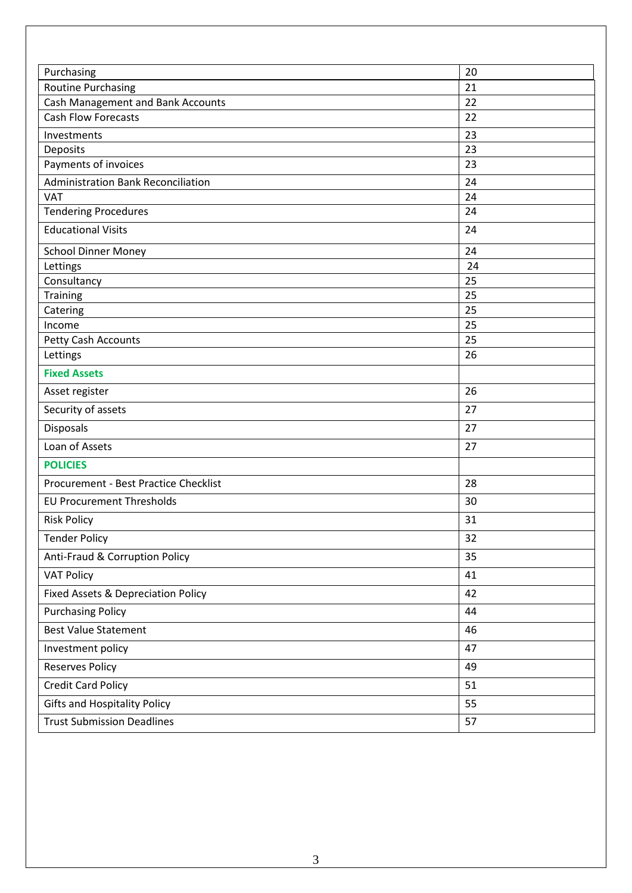| Purchasing | 20 |
|---|---|
| Routine Purchasing | 21 |
| Cash Management and Bank Accounts | 22 |
| Cash Flow Forecasts | 22 |
| Investments | 23 |
| Deposits | 23 |
| Payments of invoices | 23 |
| Administration Bank Reconciliation | 24 |
| VAT | 24 |
| Tendering Procedures | 24 |
| Educational Visits | 24 |
| School Dinner Money | 24 |
| Lettings | 24 |
| Consultancy | 25 |
| Training | 25 |
| Catering | 25 |
| Income | 25 |
| Petty Cash Accounts | 25 |
| Lettings | 26 |
| **Fixed Assets** | |
| Asset register | 26 |
| Security of assets | 27 |
| Disposals | 27 |
| Loan of Assets | 27 |
| **POLICIES** | |
| Procurement - Best Practice Checklist | 28 |
| EU Procurement Thresholds | 30 |
| Risk Policy | 31 |
| Tender Policy | 32 |
| Anti-Fraud & Corruption Policy | 35 |
| VAT Policy | 41 |
| Fixed Assets & Depreciation Policy | 42 |
| Purchasing Policy | 44 |
| Best Value Statement | 46 |
| Investment policy | 47 |
| Reserves Policy | 49 |
| Credit Card Policy | 51 |
| Gifts and Hospitality Policy | 55 |
| Trust Submission Deadlines | 57 |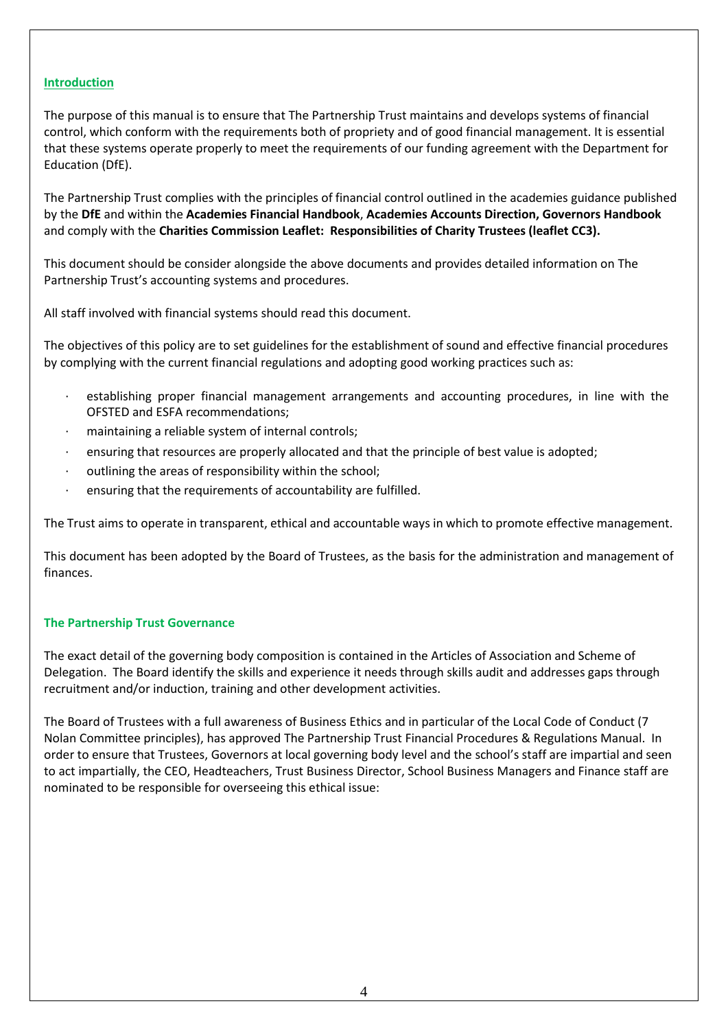## Introduction

The purpose of this manual is to ensure that The Partnership Trust maintains and develops systems of financial control, which conform with the requirements both of propriety and of good financial management. It is essential that these systems operate properly to meet the requirements of our funding agreement with the Department for Education (DfE).

The Partnership Trust complies with the principles of financial control outlined in the academies guidance published by the **DfE** and within the **Academies Financial Handbook**, **Academies Accounts Direction, Governors Handbook** and comply with the **Charities Commission Leaflet: Responsibilities of Charity Trustees (leaflet CC3).**

This document should be consider alongside the above documents and provides detailed information on The Partnership Trust's accounting systems and procedures.

All staff involved with financial systems should read this document.

The objectives of this policy are to set guidelines for the establishment of sound and effective financial procedures by complying with the current financial regulations and adopting good working practices such as:

- establishing proper financial management arrangements and accounting procedures, in line with the OFSTED and ESFA recommendations;
- maintaining a reliable system of internal controls;
- ensuring that resources are properly allocated and that the principle of best value is adopted;
- outlining the areas of responsibility within the school;
- ensuring that the requirements of accountability are fulfilled.

The Trust aims to operate in transparent, ethical and accountable ways in which to promote effective management.

This document has been adopted by the Board of Trustees, as the basis for the administration and management of finances.

## The Partnership Trust Governance

The exact detail of the governing body composition is contained in the Articles of Association and Scheme of Delegation. The Board identify the skills and experience it needs through skills audit and addresses gaps through recruitment and/or induction, training and other development activities.

The Board of Trustees with a full awareness of Business Ethics and in particular of the Local Code of Conduct (7 Nolan Committee principles), has approved The Partnership Trust Financial Procedures & Regulations Manual. In order to ensure that Trustees, Governors at local governing body level and the school's staff are impartial and seen to act impartially, the CEO, Headteachers, Trust Business Director, School Business Managers and Finance staff are nominated to be responsible for overseeing this ethical issue: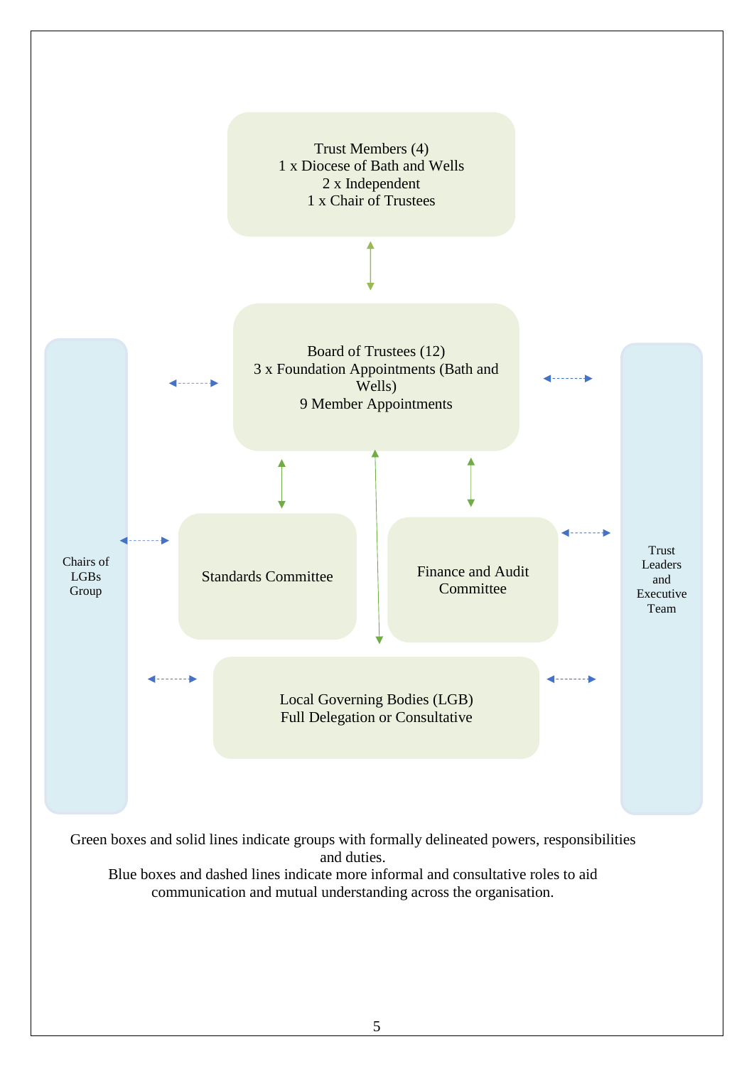Trust Members (4)
1 x Diocese of Bath and Wells
2 x Independent
1 x Chair of Trustees

Board of Trustees (12)
3 x Foundation Appointments (Bath and Wells)
9 Member Appointments

Chairs of LGBs Group

Standards Committee

Finance and Audit Committee

Trust Leaders and Executive Team

Local Governing Bodies (LGB)
Full Delegation or Consultative

Green boxes and solid lines indicate groups with formally delineated powers, responsibilities and duties.
Blue boxes and dashed lines indicate more informal and consultative roles to aid communication and mutual understanding across the organisation.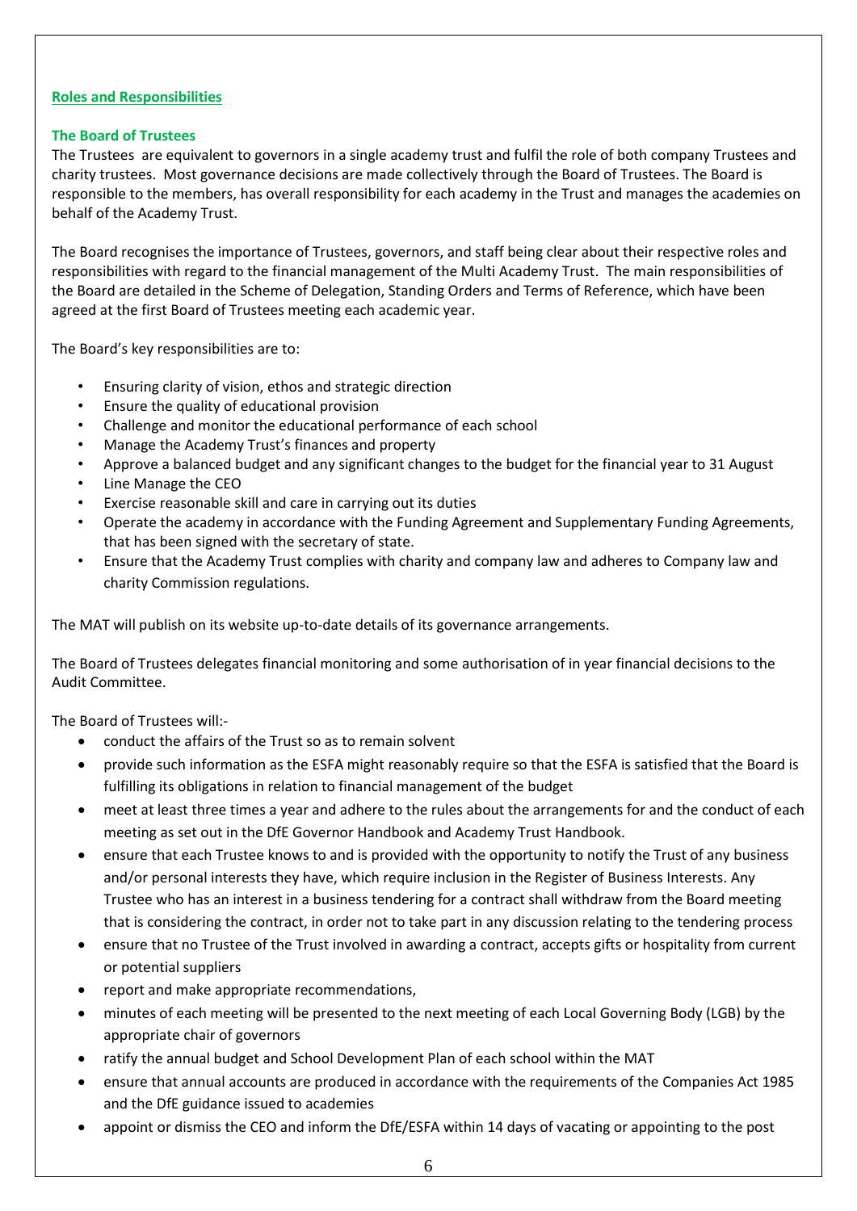## Roles and Responsibilities

### The Board of Trustees

The Trustees are equivalent to governors in a single academy trust and fulfil the role of both company Trustees and charity trustees. Most governance decisions are made collectively through the Board of Trustees. The Board is responsible to the members, has overall responsibility for each academy in the Trust and manages the academies on behalf of the Academy Trust.

The Board recognises the importance of Trustees, governors, and staff being clear about their respective roles and responsibilities with regard to the financial management of the Multi Academy Trust. The main responsibilities of the Board are detailed in the Scheme of Delegation, Standing Orders and Terms of Reference, which have been agreed at the first Board of Trustees meeting each academic year.

The Board's key responsibilities are to:

- Ensuring clarity of vision, ethos and strategic direction
- Ensure the quality of educational provision
- Challenge and monitor the educational performance of each school
- Manage the Academy Trust's finances and property
- Approve a balanced budget and any significant changes to the budget for the financial year to 31 August
- Line Manage the CEO
- Exercise reasonable skill and care in carrying out its duties
- Operate the academy in accordance with the Funding Agreement and Supplementary Funding Agreements, that has been signed with the secretary of state.
- Ensure that the Academy Trust complies with charity and company law and adheres to Company law and charity Commission regulations.

The MAT will publish on its website up-to-date details of its governance arrangements.

The Board of Trustees delegates financial monitoring and some authorisation of in year financial decisions to the Audit Committee.

The Board of Trustees will:-

- conduct the affairs of the Trust so as to remain solvent
- provide such information as the ESFA might reasonably require so that the ESFA is satisfied that the Board is fulfilling its obligations in relation to financial management of the budget
- meet at least three times a year and adhere to the rules about the arrangements for and the conduct of each meeting as set out in the DfE Governor Handbook and Academy Trust Handbook.
- ensure that each Trustee knows to and is provided with the opportunity to notify the Trust of any business and/or personal interests they have, which require inclusion in the Register of Business Interests. Any Trustee who has an interest in a business tendering for a contract shall withdraw from the Board meeting that is considering the contract, in order not to take part in any discussion relating to the tendering process
- ensure that no Trustee of the Trust involved in awarding a contract, accepts gifts or hospitality from current or potential suppliers
- report and make appropriate recommendations,
- minutes of each meeting will be presented to the next meeting of each Local Governing Body (LGB) by the appropriate chair of governors
- ratify the annual budget and School Development Plan of each school within the MAT
- ensure that annual accounts are produced in accordance with the requirements of the Companies Act 1985 and the DfE guidance issued to academies
- appoint or dismiss the CEO and inform the DfE/ESFA within 14 days of vacating or appointing to the post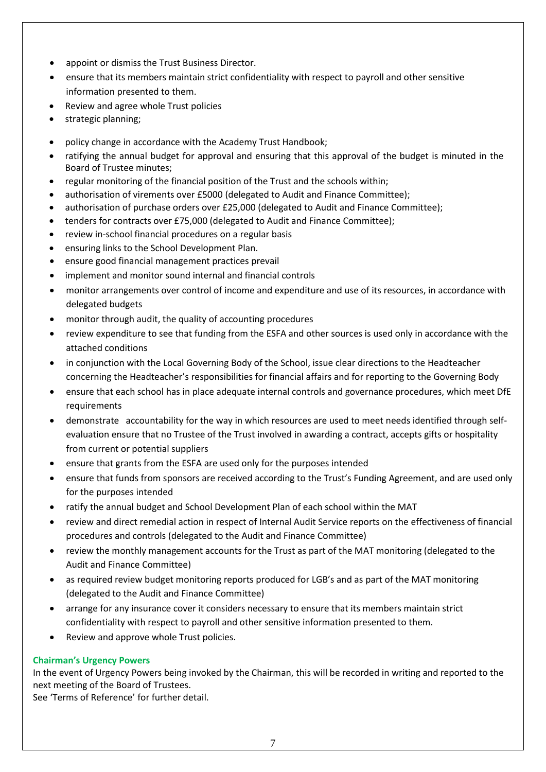- appoint or dismiss the Trust Business Director.
- ensure that its members maintain strict confidentiality with respect to payroll and other sensitive information presented to them.
- Review and agree whole Trust policies
- strategic planning;
- policy change in accordance with the Academy Trust Handbook;
- ratifying the annual budget for approval and ensuring that this approval of the budget is minuted in the Board of Trustee minutes;
- regular monitoring of the financial position of the Trust and the schools within;
- authorisation of virements over £5000 (delegated to Audit and Finance Committee);
- authorisation of purchase orders over £25,000 (delegated to Audit and Finance Committee);
- tenders for contracts over £75,000 (delegated to Audit and Finance Committee);
- review in-school financial procedures on a regular basis
- ensuring links to the School Development Plan.
- ensure good financial management practices prevail
- implement and monitor sound internal and financial controls
- monitor arrangements over control of income and expenditure and use of its resources, in accordance with delegated budgets
- monitor through audit, the quality of accounting procedures
- review expenditure to see that funding from the ESFA and other sources is used only in accordance with the attached conditions
- in conjunction with the Local Governing Body of the School, issue clear directions to the Headteacher concerning the Headteacher's responsibilities for financial affairs and for reporting to the Governing Body
- ensure that each school has in place adequate internal controls and governance procedures, which meet DfE requirements
- demonstrate accountability for the way in which resources are used to meet needs identified through self-evaluation ensure that no Trustee of the Trust involved in awarding a contract, accepts gifts or hospitality from current or potential suppliers
- ensure that grants from the ESFA are used only for the purposes intended
- ensure that funds from sponsors are received according to the Trust's Funding Agreement, and are used only for the purposes intended
- ratify the annual budget and School Development Plan of each school within the MAT
- review and direct remedial action in respect of Internal Audit Service reports on the effectiveness of financial procedures and controls (delegated to the Audit and Finance Committee)
- review the monthly management accounts for the Trust as part of the MAT monitoring (delegated to the Audit and Finance Committee)
- as required review budget monitoring reports produced for LGB's and as part of the MAT monitoring (delegated to the Audit and Finance Committee)
- arrange for any insurance cover it considers necessary to ensure that its members maintain strict confidentiality with respect to payroll and other sensitive information presented to them.
- Review and approve whole Trust policies.

**Chairman's Urgency Powers**

In the event of Urgency Powers being invoked by the Chairman, this will be recorded in writing and reported to the next meeting of the Board of Trustees.
See 'Terms of Reference' for further detail.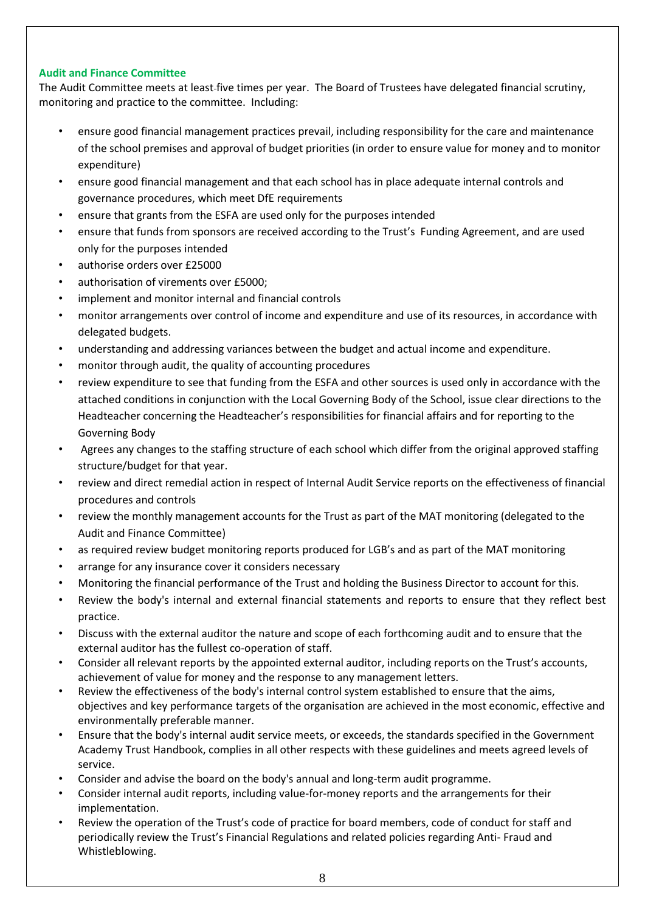**Audit and Finance Committee**

The Audit Committee meets at least-five times per year. The Board of Trustees have delegated financial scrutiny, monitoring and practice to the committee. Including:

- ensure good financial management practices prevail, including responsibility for the care and maintenance of the school premises and approval of budget priorities (in order to ensure value for money and to monitor expenditure)
- ensure good financial management and that each school has in place adequate internal controls and governance procedures, which meet DfE requirements
- ensure that grants from the ESFA are used only for the purposes intended
- ensure that funds from sponsors are received according to the Trust's Funding Agreement, and are used only for the purposes intended
- authorise orders over £25000
- authorisation of virements over £5000;
- implement and monitor internal and financial controls
- monitor arrangements over control of income and expenditure and use of its resources, in accordance with delegated budgets.
- understanding and addressing variances between the budget and actual income and expenditure.
- monitor through audit, the quality of accounting procedures
- review expenditure to see that funding from the ESFA and other sources is used only in accordance with the attached conditions in conjunction with the Local Governing Body of the School, issue clear directions to the Headteacher concerning the Headteacher's responsibilities for financial affairs and for reporting to the Governing Body
- Agrees any changes to the staffing structure of each school which differ from the original approved staffing structure/budget for that year.
- review and direct remedial action in respect of Internal Audit Service reports on the effectiveness of financial procedures and controls
- review the monthly management accounts for the Trust as part of the MAT monitoring (delegated to the Audit and Finance Committee)
- as required review budget monitoring reports produced for LGB's and as part of the MAT monitoring
- arrange for any insurance cover it considers necessary
- Monitoring the financial performance of the Trust and holding the Business Director to account for this.
- Review the body's internal and external financial statements and reports to ensure that they reflect best practice.
- Discuss with the external auditor the nature and scope of each forthcoming audit and to ensure that the external auditor has the fullest co-operation of staff.
- Consider all relevant reports by the appointed external auditor, including reports on the Trust's accounts, achievement of value for money and the response to any management letters.
- Review the effectiveness of the body's internal control system established to ensure that the aims, objectives and key performance targets of the organisation are achieved in the most economic, effective and environmentally preferable manner.
- Ensure that the body's internal audit service meets, or exceeds, the standards specified in the Government Academy Trust Handbook, complies in all other respects with these guidelines and meets agreed levels of service.
- Consider and advise the board on the body's annual and long-term audit programme.
- Consider internal audit reports, including value-for-money reports and the arrangements for their implementation.
- Review the operation of the Trust's code of practice for board members, code of conduct for staff and periodically review the Trust's Financial Regulations and related policies regarding Anti- Fraud and Whistleblowing.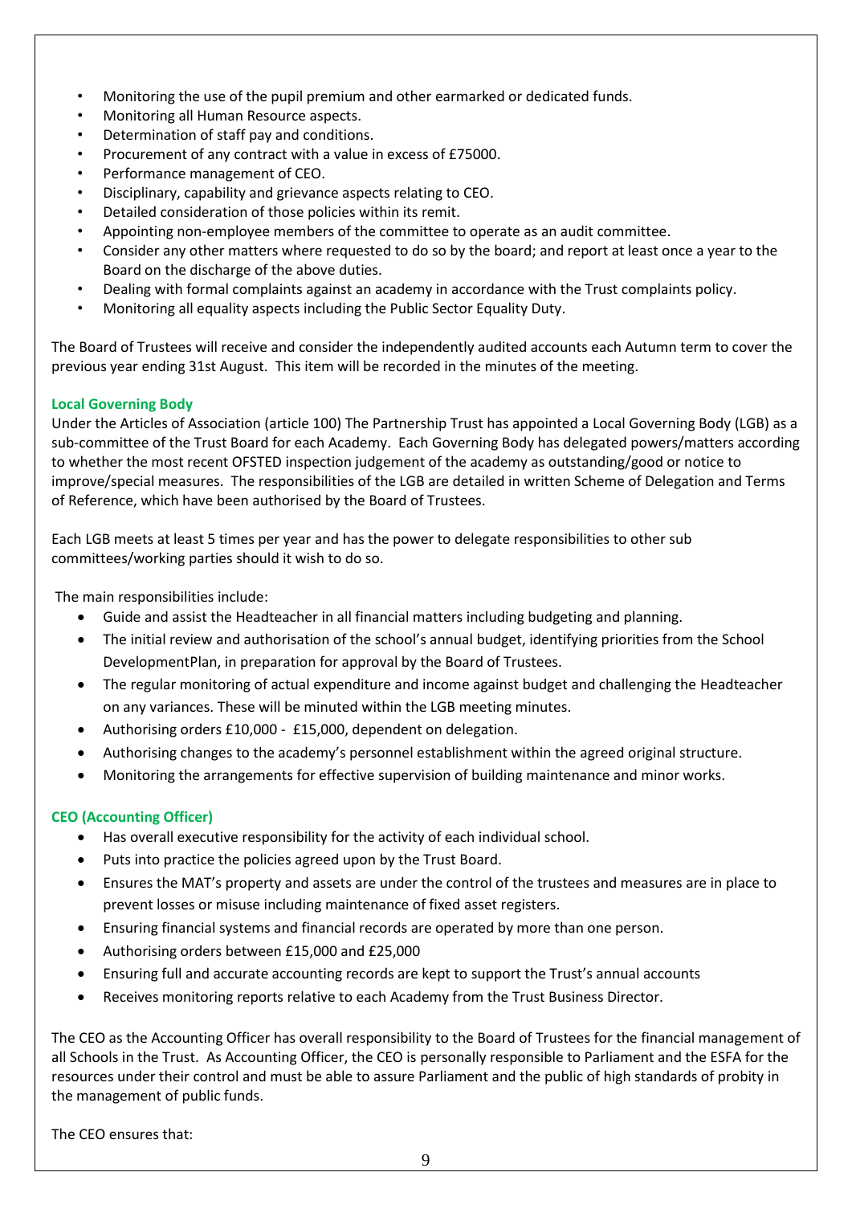- Monitoring the use of the pupil premium and other earmarked or dedicated funds.
- Monitoring all Human Resource aspects.
- Determination of staff pay and conditions.
- Procurement of any contract with a value in excess of £75000.
- Performance management of CEO.
- Disciplinary, capability and grievance aspects relating to CEO.
- Detailed consideration of those policies within its remit.
- Appointing non-employee members of the committee to operate as an audit committee.
- Consider any other matters where requested to do so by the board; and report at least once a year to the Board on the discharge of the above duties.
- Dealing with formal complaints against an academy in accordance with the Trust complaints policy.
- Monitoring all equality aspects including the Public Sector Equality Duty.

The Board of Trustees will receive and consider the independently audited accounts each Autumn term to cover the previous year ending 31st August. This item will be recorded in the minutes of the meeting.

### Local Governing Body

Under the Articles of Association (article 100) The Partnership Trust has appointed a Local Governing Body (LGB) as a sub-committee of the Trust Board for each Academy. Each Governing Body has delegated powers/matters according to whether the most recent OFSTED inspection judgement of the academy as outstanding/good or notice to improve/special measures. The responsibilities of the LGB are detailed in written Scheme of Delegation and Terms of Reference, which have been authorised by the Board of Trustees.

Each LGB meets at least 5 times per year and has the power to delegate responsibilities to other sub committees/working parties should it wish to do so.

The main responsibilities include:

- Guide and assist the Headteacher in all financial matters including budgeting and planning.
- The initial review and authorisation of the school's annual budget, identifying priorities from the School DevelopmentPlan, in preparation for approval by the Board of Trustees.
- The regular monitoring of actual expenditure and income against budget and challenging the Headteacher on any variances. These will be minuted within the LGB meeting minutes.
- Authorising orders £10,000 - £15,000, dependent on delegation.
- Authorising changes to the academy's personnel establishment within the agreed original structure.
- Monitoring the arrangements for effective supervision of building maintenance and minor works.

### CEO (Accounting Officer)

- Has overall executive responsibility for the activity of each individual school.
- Puts into practice the policies agreed upon by the Trust Board.
- Ensures the MAT's property and assets are under the control of the trustees and measures are in place to prevent losses or misuse including maintenance of fixed asset registers.
- Ensuring financial systems and financial records are operated by more than one person.
- Authorising orders between £15,000 and £25,000
- Ensuring full and accurate accounting records are kept to support the Trust's annual accounts
- Receives monitoring reports relative to each Academy from the Trust Business Director.

The CEO as the Accounting Officer has overall responsibility to the Board of Trustees for the financial management of all Schools in the Trust. As Accounting Officer, the CEO is personally responsible to Parliament and the ESFA for the resources under their control and must be able to assure Parliament and the public of high standards of probity in the management of public funds.

The CEO ensures that: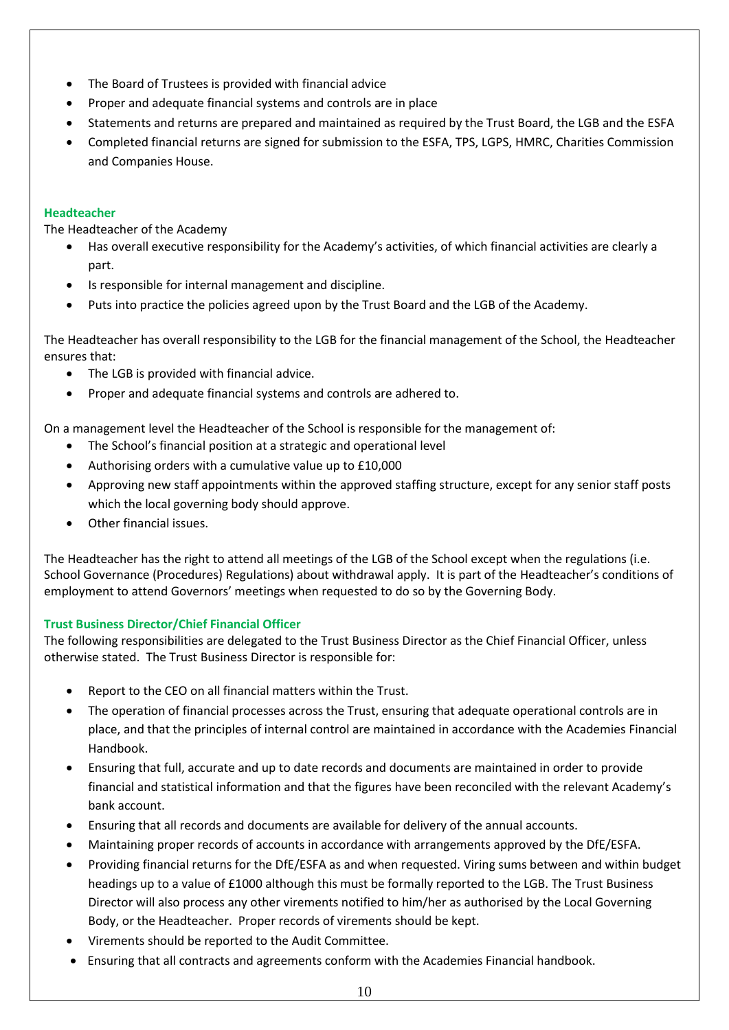- The Board of Trustees is provided with financial advice
- Proper and adequate financial systems and controls are in place
- Statements and returns are prepared and maintained as required by the Trust Board, the LGB and the ESFA
- Completed financial returns are signed for submission to the ESFA, TPS, LGPS, HMRC, Charities Commission and Companies House.

### Headteacher

The Headteacher of the Academy

- Has overall executive responsibility for the Academy's activities, of which financial activities are clearly a part.
- Is responsible for internal management and discipline.
- Puts into practice the policies agreed upon by the Trust Board and the LGB of the Academy.

The Headteacher has overall responsibility to the LGB for the financial management of the School, the Headteacher ensures that:

- The LGB is provided with financial advice.
- Proper and adequate financial systems and controls are adhered to.

On a management level the Headteacher of the School is responsible for the management of:

- The School's financial position at a strategic and operational level
- Authorising orders with a cumulative value up to £10,000
- Approving new staff appointments within the approved staffing structure, except for any senior staff posts which the local governing body should approve.
- Other financial issues.

The Headteacher has the right to attend all meetings of the LGB of the School except when the regulations (i.e. School Governance (Procedures) Regulations) about withdrawal apply. It is part of the Headteacher's conditions of employment to attend Governors' meetings when requested to do so by the Governing Body.

### Trust Business Director/Chief Financial Officer

The following responsibilities are delegated to the Trust Business Director as the Chief Financial Officer, unless otherwise stated. The Trust Business Director is responsible for:

- Report to the CEO on all financial matters within the Trust.
- The operation of financial processes across the Trust, ensuring that adequate operational controls are in place, and that the principles of internal control are maintained in accordance with the Academies Financial Handbook.
- Ensuring that full, accurate and up to date records and documents are maintained in order to provide financial and statistical information and that the figures have been reconciled with the relevant Academy's bank account.
- Ensuring that all records and documents are available for delivery of the annual accounts.
- Maintaining proper records of accounts in accordance with arrangements approved by the DfE/ESFA.
- Providing financial returns for the DfE/ESFA as and when requested. Viring sums between and within budget headings up to a value of £1000 although this must be formally reported to the LGB. The Trust Business Director will also process any other virements notified to him/her as authorised by the Local Governing Body, or the Headteacher. Proper records of virements should be kept.
- Virements should be reported to the Audit Committee.
- Ensuring that all contracts and agreements conform with the Academies Financial handbook.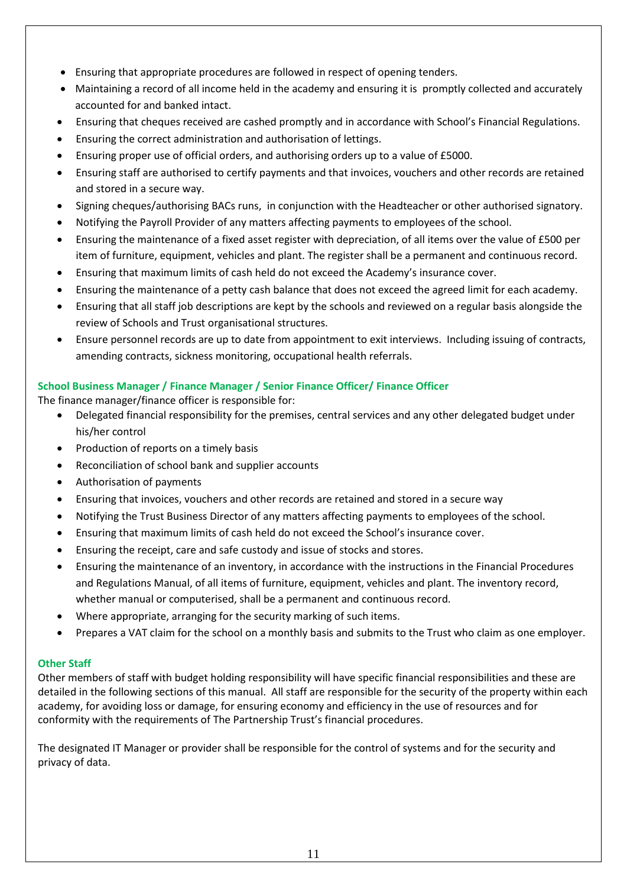- Ensuring that appropriate procedures are followed in respect of opening tenders.
- Maintaining a record of all income held in the academy and ensuring it is promptly collected and accurately accounted for and banked intact.
- Ensuring that cheques received are cashed promptly and in accordance with School's Financial Regulations.
- Ensuring the correct administration and authorisation of lettings.
- Ensuring proper use of official orders, and authorising orders up to a value of £5000.
- Ensuring staff are authorised to certify payments and that invoices, vouchers and other records are retained and stored in a secure way.
- Signing cheques/authorising BACs runs, in conjunction with the Headteacher or other authorised signatory.
- Notifying the Payroll Provider of any matters affecting payments to employees of the school.
- Ensuring the maintenance of a fixed asset register with depreciation, of all items over the value of £500 per item of furniture, equipment, vehicles and plant. The register shall be a permanent and continuous record.
- Ensuring that maximum limits of cash held do not exceed the Academy's insurance cover.
- Ensuring the maintenance of a petty cash balance that does not exceed the agreed limit for each academy.
- Ensuring that all staff job descriptions are kept by the schools and reviewed on a regular basis alongside the review of Schools and Trust organisational structures.
- Ensure personnel records are up to date from appointment to exit interviews. Including issuing of contracts, amending contracts, sickness monitoring, occupational health referrals.

**School Business Manager / Finance Manager / Senior Finance Officer/ Finance Officer**

The finance manager/finance officer is responsible for:

- Delegated financial responsibility for the premises, central services and any other delegated budget under his/her control
- Production of reports on a timely basis
- Reconciliation of school bank and supplier accounts
- Authorisation of payments
- Ensuring that invoices, vouchers and other records are retained and stored in a secure way
- Notifying the Trust Business Director of any matters affecting payments to employees of the school.
- Ensuring that maximum limits of cash held do not exceed the School's insurance cover.
- Ensuring the receipt, care and safe custody and issue of stocks and stores.
- Ensuring the maintenance of an inventory, in accordance with the instructions in the Financial Procedures and Regulations Manual, of all items of furniture, equipment, vehicles and plant. The inventory record, whether manual or computerised, shall be a permanent and continuous record.
- Where appropriate, arranging for the security marking of such items.
- Prepares a VAT claim for the school on a monthly basis and submits to the Trust who claim as one employer.

**Other Staff**

Other members of staff with budget holding responsibility will have specific financial responsibilities and these are detailed in the following sections of this manual. All staff are responsible for the security of the property within each academy, for avoiding loss or damage, for ensuring economy and efficiency in the use of resources and for conformity with the requirements of The Partnership Trust's financial procedures.

The designated IT Manager or provider shall be responsible for the control of systems and for the security and privacy of data.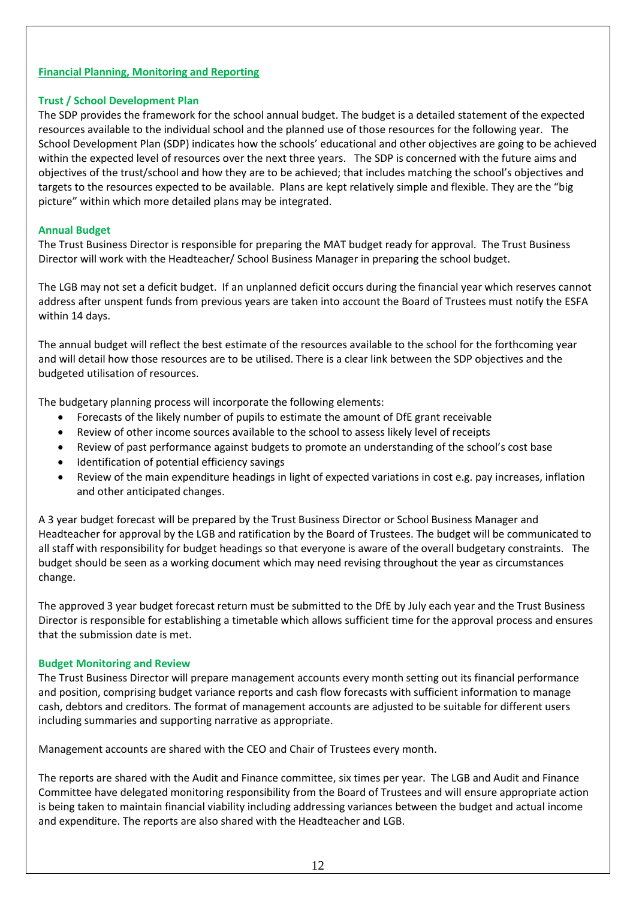## Financial Planning, Monitoring and Reporting

### Trust / School Development Plan

The SDP provides the framework for the school annual budget. The budget is a detailed statement of the expected resources available to the individual school and the planned use of those resources for the following year. The School Development Plan (SDP) indicates how the schools' educational and other objectives are going to be achieved within the expected level of resources over the next three years. The SDP is concerned with the future aims and objectives of the trust/school and how they are to be achieved; that includes matching the school's objectives and targets to the resources expected to be available. Plans are kept relatively simple and flexible. They are the "big picture" within which more detailed plans may be integrated.

### Annual Budget

The Trust Business Director is responsible for preparing the MAT budget ready for approval. The Trust Business Director will work with the Headteacher/ School Business Manager in preparing the school budget.

The LGB may not set a deficit budget. If an unplanned deficit occurs during the financial year which reserves cannot address after unspent funds from previous years are taken into account the Board of Trustees must notify the ESFA within 14 days.

The annual budget will reflect the best estimate of the resources available to the school for the forthcoming year and will detail how those resources are to be utilised. There is a clear link between the SDP objectives and the budgeted utilisation of resources.

The budgetary planning process will incorporate the following elements:

- Forecasts of the likely number of pupils to estimate the amount of DfE grant receivable
- Review of other income sources available to the school to assess likely level of receipts
- Review of past performance against budgets to promote an understanding of the school's cost base
- Identification of potential efficiency savings
- Review of the main expenditure headings in light of expected variations in cost e.g. pay increases, inflation and other anticipated changes.

A 3 year budget forecast will be prepared by the Trust Business Director or School Business Manager and Headteacher for approval by the LGB and ratification by the Board of Trustees. The budget will be communicated to all staff with responsibility for budget headings so that everyone is aware of the overall budgetary constraints. The budget should be seen as a working document which may need revising throughout the year as circumstances change.

The approved 3 year budget forecast return must be submitted to the DfE by July each year and the Trust Business Director is responsible for establishing a timetable which allows sufficient time for the approval process and ensures that the submission date is met.

### Budget Monitoring and Review

The Trust Business Director will prepare management accounts every month setting out its financial performance and position, comprising budget variance reports and cash flow forecasts with sufficient information to manage cash, debtors and creditors. The format of management accounts are adjusted to be suitable for different users including summaries and supporting narrative as appropriate.

Management accounts are shared with the CEO and Chair of Trustees every month.

The reports are shared with the Audit and Finance committee, six times per year. The LGB and Audit and Finance Committee have delegated monitoring responsibility from the Board of Trustees and will ensure appropriate action is being taken to maintain financial viability including addressing variances between the budget and actual income and expenditure. The reports are also shared with the Headteacher and LGB.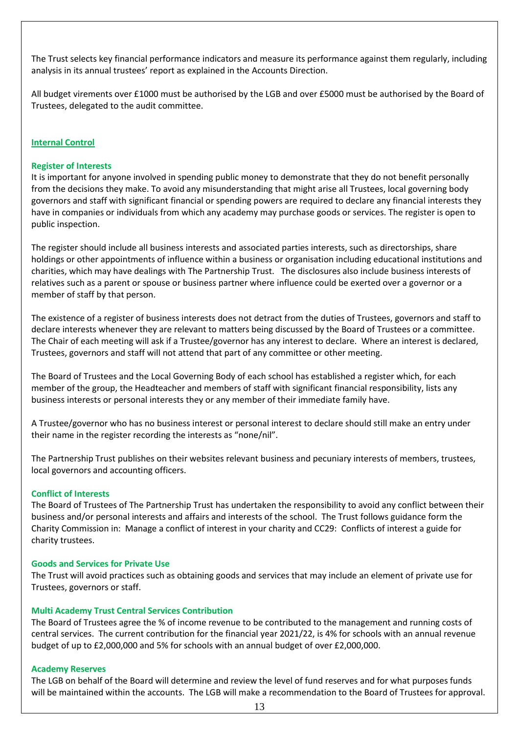The Trust selects key financial performance indicators and measure its performance against them regularly, including analysis in its annual trustees' report as explained in the Accounts Direction.

All budget virements over £1000 must be authorised by the LGB and over £5000 must be authorised by the Board of Trustees, delegated to the audit committee.

## Internal Control

### Register of Interests

It is important for anyone involved in spending public money to demonstrate that they do not benefit personally from the decisions they make. To avoid any misunderstanding that might arise all Trustees, local governing body governors and staff with significant financial or spending powers are required to declare any financial interests they have in companies or individuals from which any academy may purchase goods or services. The register is open to public inspection.

The register should include all business interests and associated parties interests, such as directorships, share holdings or other appointments of influence within a business or organisation including educational institutions and charities, which may have dealings with The Partnership Trust. The disclosures also include business interests of relatives such as a parent or spouse or business partner where influence could be exerted over a governor or a member of staff by that person.

The existence of a register of business interests does not detract from the duties of Trustees, governors and staff to declare interests whenever they are relevant to matters being discussed by the Board of Trustees or a committee. The Chair of each meeting will ask if a Trustee/governor has any interest to declare. Where an interest is declared, Trustees, governors and staff will not attend that part of any committee or other meeting.

The Board of Trustees and the Local Governing Body of each school has established a register which, for each member of the group, the Headteacher and members of staff with significant financial responsibility, lists any business interests or personal interests they or any member of their immediate family have.

A Trustee/governor who has no business interest or personal interest to declare should still make an entry under their name in the register recording the interests as "none/nil".

The Partnership Trust publishes on their websites relevant business and pecuniary interests of members, trustees, local governors and accounting officers.

### Conflict of Interests

The Board of Trustees of The Partnership Trust has undertaken the responsibility to avoid any conflict between their business and/or personal interests and affairs and interests of the school. The Trust follows guidance form the Charity Commission in: Manage a conflict of interest in your charity and CC29: Conflicts of interest a guide for charity trustees.

### Goods and Services for Private Use

The Trust will avoid practices such as obtaining goods and services that may include an element of private use for Trustees, governors or staff.

### Multi Academy Trust Central Services Contribution

The Board of Trustees agree the % of income revenue to be contributed to the management and running costs of central services. The current contribution for the financial year 2021/22, is 4% for schools with an annual revenue budget of up to £2,000,000 and 5% for schools with an annual budget of over £2,000,000.

### Academy Reserves

The LGB on behalf of the Board will determine and review the level of fund reserves and for what purposes funds will be maintained within the accounts. The LGB will make a recommendation to the Board of Trustees for approval.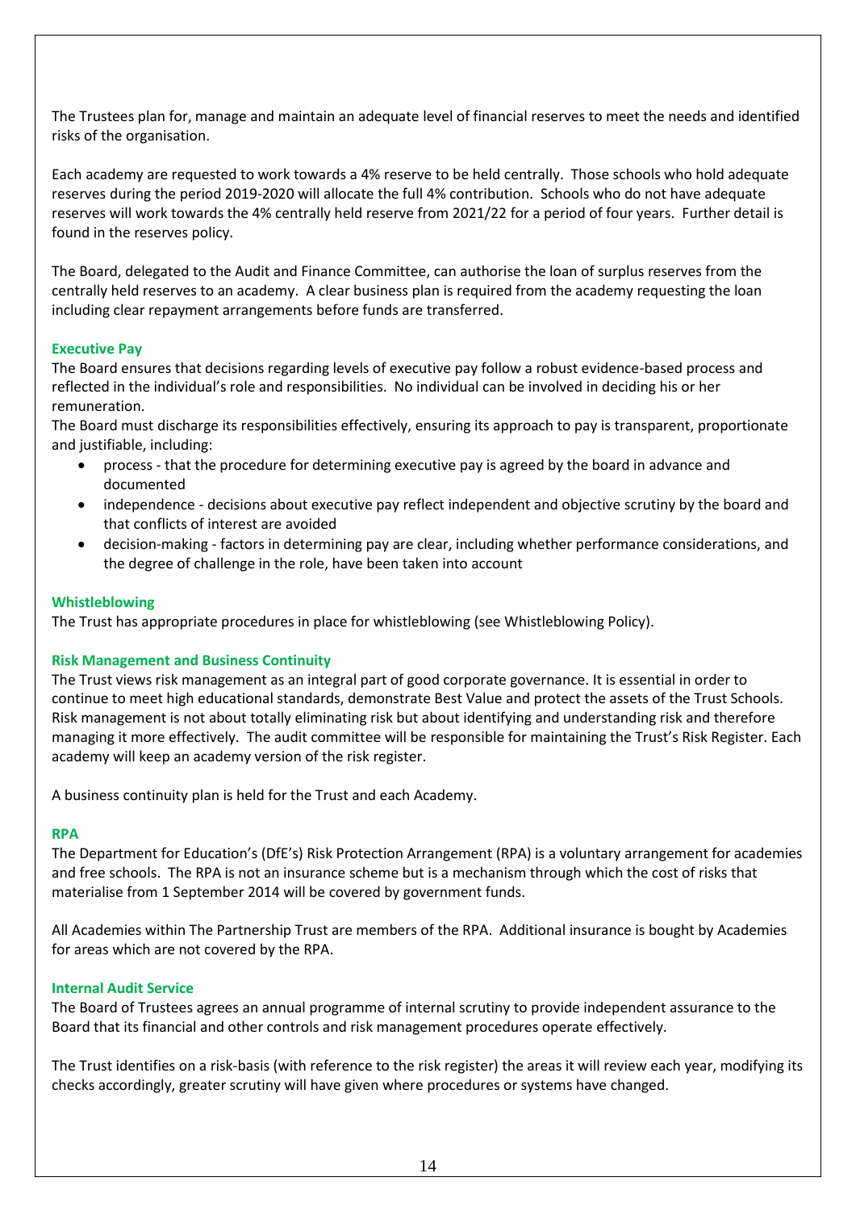The Trustees plan for, manage and maintain an adequate level of financial reserves to meet the needs and identified risks of the organisation.

Each academy are requested to work towards a 4% reserve to be held centrally. Those schools who hold adequate reserves during the period 2019-2020 will allocate the full 4% contribution. Schools who do not have adequate reserves will work towards the 4% centrally held reserve from 2021/22 for a period of four years. Further detail is found in the reserves policy.

The Board, delegated to the Audit and Finance Committee, can authorise the loan of surplus reserves from the centrally held reserves to an academy. A clear business plan is required from the academy requesting the loan including clear repayment arrangements before funds are transferred.

### Executive Pay

The Board ensures that decisions regarding levels of executive pay follow a robust evidence-based process and reflected in the individual's role and responsibilities. No individual can be involved in deciding his or her remuneration.

The Board must discharge its responsibilities effectively, ensuring its approach to pay is transparent, proportionate and justifiable, including:

- process - that the procedure for determining executive pay is agreed by the board in advance and documented
- independence - decisions about executive pay reflect independent and objective scrutiny by the board and that conflicts of interest are avoided
- decision-making - factors in determining pay are clear, including whether performance considerations, and the degree of challenge in the role, have been taken into account

### Whistleblowing

The Trust has appropriate procedures in place for whistleblowing (see Whistleblowing Policy).

### Risk Management and Business Continuity

The Trust views risk management as an integral part of good corporate governance. It is essential in order to continue to meet high educational standards, demonstrate Best Value and protect the assets of the Trust Schools. Risk management is not about totally eliminating risk but about identifying and understanding risk and therefore managing it more effectively. The audit committee will be responsible for maintaining the Trust's Risk Register. Each academy will keep an academy version of the risk register.

A business continuity plan is held for the Trust and each Academy.

### RPA

The Department for Education's (DfE's) Risk Protection Arrangement (RPA) is a voluntary arrangement for academies and free schools. The RPA is not an insurance scheme but is a mechanism through which the cost of risks that materialise from 1 September 2014 will be covered by government funds.

All Academies within The Partnership Trust are members of the RPA. Additional insurance is bought by Academies for areas which are not covered by the RPA.

### Internal Audit Service

The Board of Trustees agrees an annual programme of internal scrutiny to provide independent assurance to the Board that its financial and other controls and risk management procedures operate effectively.

The Trust identifies on a risk-basis (with reference to the risk register) the areas it will review each year, modifying its checks accordingly, greater scrutiny will have given where procedures or systems have changed.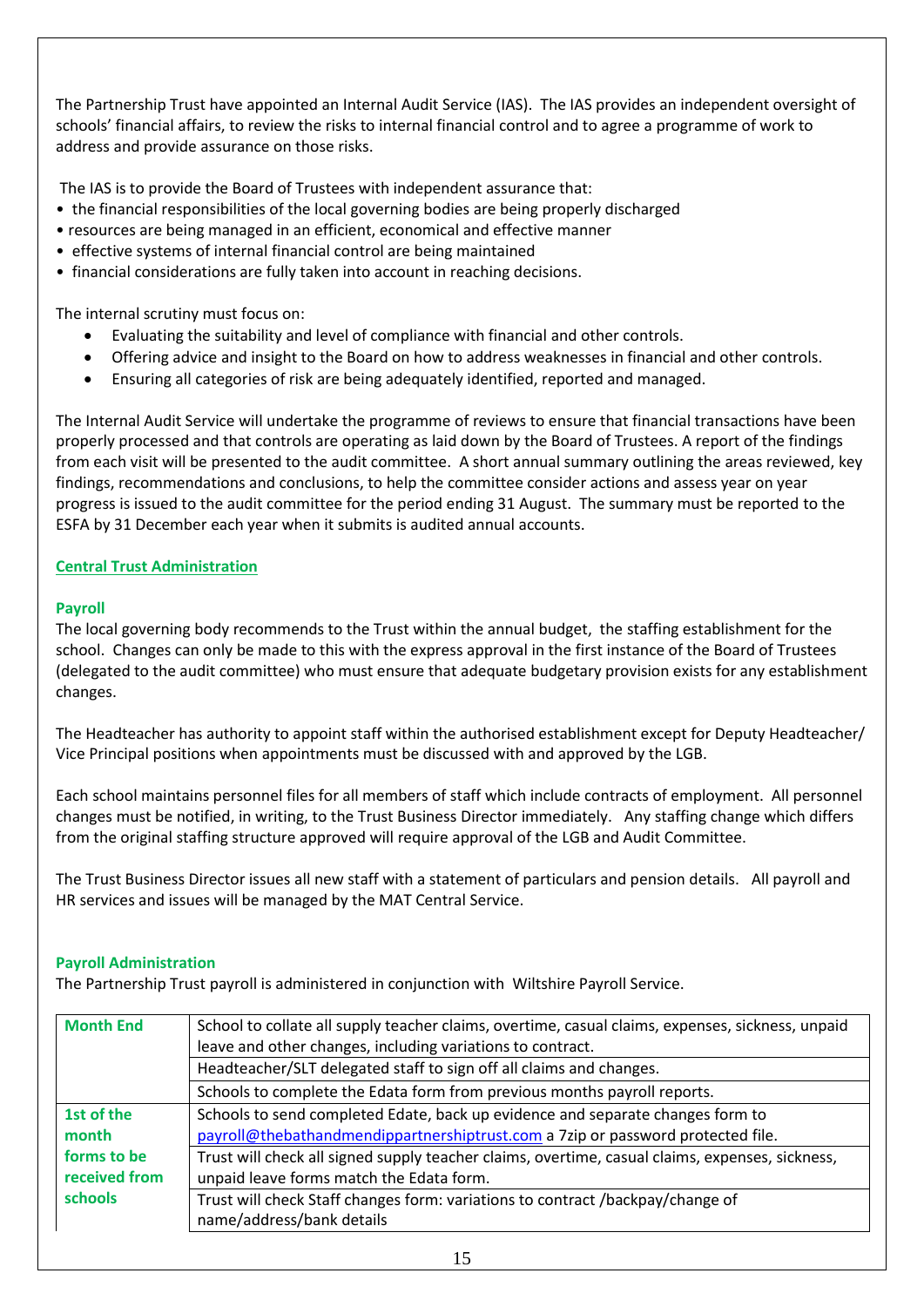The Partnership Trust have appointed an Internal Audit Service (IAS). The IAS provides an independent oversight of schools' financial affairs, to review the risks to internal financial control and to agree a programme of work to address and provide assurance on those risks.

The IAS is to provide the Board of Trustees with independent assurance that:

- the financial responsibilities of the local governing bodies are being properly discharged
- resources are being managed in an efficient, economical and effective manner
- effective systems of internal financial control are being maintained
- financial considerations are fully taken into account in reaching decisions.

The internal scrutiny must focus on:

- Evaluating the suitability and level of compliance with financial and other controls.
- Offering advice and insight to the Board on how to address weaknesses in financial and other controls.
- Ensuring all categories of risk are being adequately identified, reported and managed.

The Internal Audit Service will undertake the programme of reviews to ensure that financial transactions have been properly processed and that controls are operating as laid down by the Board of Trustees. A report of the findings from each visit will be presented to the audit committee. A short annual summary outlining the areas reviewed, key findings, recommendations and conclusions, to help the committee consider actions and assess year on year progress is issued to the audit committee for the period ending 31 August. The summary must be reported to the ESFA by 31 December each year when it submits is audited annual accounts.

## Central Trust Administration

### Payroll

The local governing body recommends to the Trust within the annual budget, the staffing establishment for the school. Changes can only be made to this with the express approval in the first instance of the Board of Trustees (delegated to the audit committee) who must ensure that adequate budgetary provision exists for any establishment changes.

The Headteacher has authority to appoint staff within the authorised establishment except for Deputy Headteacher/ Vice Principal positions when appointments must be discussed with and approved by the LGB.

Each school maintains personnel files for all members of staff which include contracts of employment. All personnel changes must be notified, in writing, to the Trust Business Director immediately. Any staffing change which differs from the original staffing structure approved will require approval of the LGB and Audit Committee.

The Trust Business Director issues all new staff with a statement of particulars and pension details. All payroll and HR services and issues will be managed by the MAT Central Service.

### Payroll Administration

The Partnership Trust payroll is administered in conjunction with Wiltshire Payroll Service.

| | |
|---|---|
| **Month End** | School to collate all supply teacher claims, overtime, casual claims, expenses, sickness, unpaid leave and other changes, including variations to contract. |
| | Headteacher/SLT delegated staff to sign off all claims and changes. |
| | Schools to complete the Edata form from previous months payroll reports. |
| **1st of the month forms to be received from schools** | Schools to send completed Edate, back up evidence and separate changes form to payroll@thebathandmendippartnershiptrust.com a 7zip or password protected file. |
| | Trust will check all signed supply teacher claims, overtime, casual claims, expenses, sickness, unpaid leave forms match the Edata form. |
| | Trust will check Staff changes form: variations to contract /backpay/change of name/address/bank details |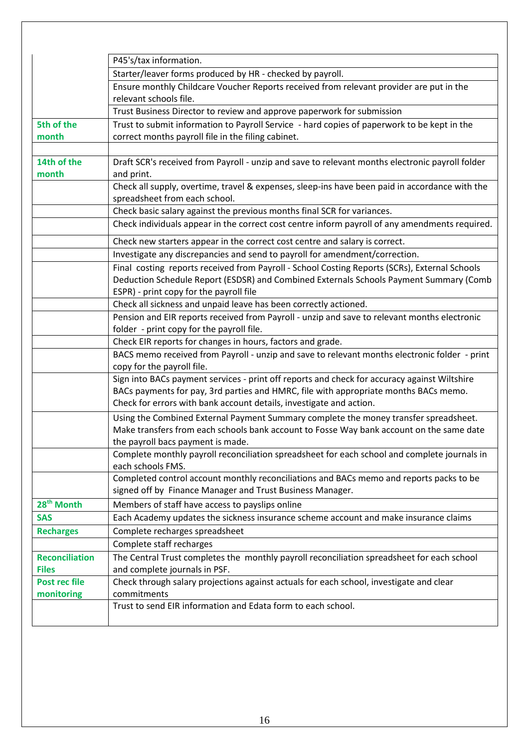| | |
|---|---|
| | P45's/tax information. |
| | Starter/leaver forms produced by HR - checked by payroll. |
| | Ensure monthly Childcare Voucher Reports received from relevant provider are put in the relevant schools file. |
| | Trust Business Director to review and approve paperwork for submission |
| **5th of the month** | Trust to submit information to Payroll Service - hard copies of paperwork to be kept in the correct months payroll file in the filing cabinet. |
| | |
| **14th of the month** | Draft SCR's received from Payroll - unzip and save to relevant months electronic payroll folder and print. |
| | Check all supply, overtime, travel & expenses, sleep-ins have been paid in accordance with the spreadsheet from each school. |
| | Check basic salary against the previous months final SCR for variances. |
| | Check individuals appear in the correct cost centre inform payroll of any amendments required. |
| | Check new starters appear in the correct cost centre and salary is correct. |
| | Investigate any discrepancies and send to payroll for amendment/correction. |
| | Final costing reports received from Payroll - School Costing Reports (SCRs), External Schools Deduction Schedule Report (ESDSR) and Combined Externals Schools Payment Summary (Comb ESPR) - print copy for the payroll file |
| | Check all sickness and unpaid leave has been correctly actioned. |
| | Pension and EIR reports received from Payroll - unzip and save to relevant months electronic folder - print copy for the payroll file. |
| | Check EIR reports for changes in hours, factors and grade. |
| | BACS memo received from Payroll - unzip and save to relevant months electronic folder - print copy for the payroll file. |
| | Sign into BACs payment services - print off reports and check for accuracy against Wiltshire BACs payments for pay, 3rd parties and HMRC, file with appropriate months BACs memo. Check for errors with bank account details, investigate and action. |
| | Using the Combined External Payment Summary complete the money transfer spreadsheet. Make transfers from each schools bank account to Fosse Way bank account on the same date the payroll bacs payment is made. |
| | Complete monthly payroll reconciliation spreadsheet for each school and complete journals in each schools FMS. |
| | Completed control account monthly reconciliations and BACs memo and reports packs to be signed off by Finance Manager and Trust Business Manager. |
| **28th Month** | Members of staff have access to payslips online |
| **SAS** | Each Academy updates the sickness insurance scheme account and make insurance claims |
| **Recharges** | Complete recharges spreadsheet |
| | Complete staff recharges |
| **Reconciliation Files** | The Central Trust completes the monthly payroll reconciliation spreadsheet for each school and complete journals in PSF. |
| **Post rec file monitoring** | Check through salary projections against actuals for each school, investigate and clear commitments |
| | Trust to send EIR information and Edata form to each school. |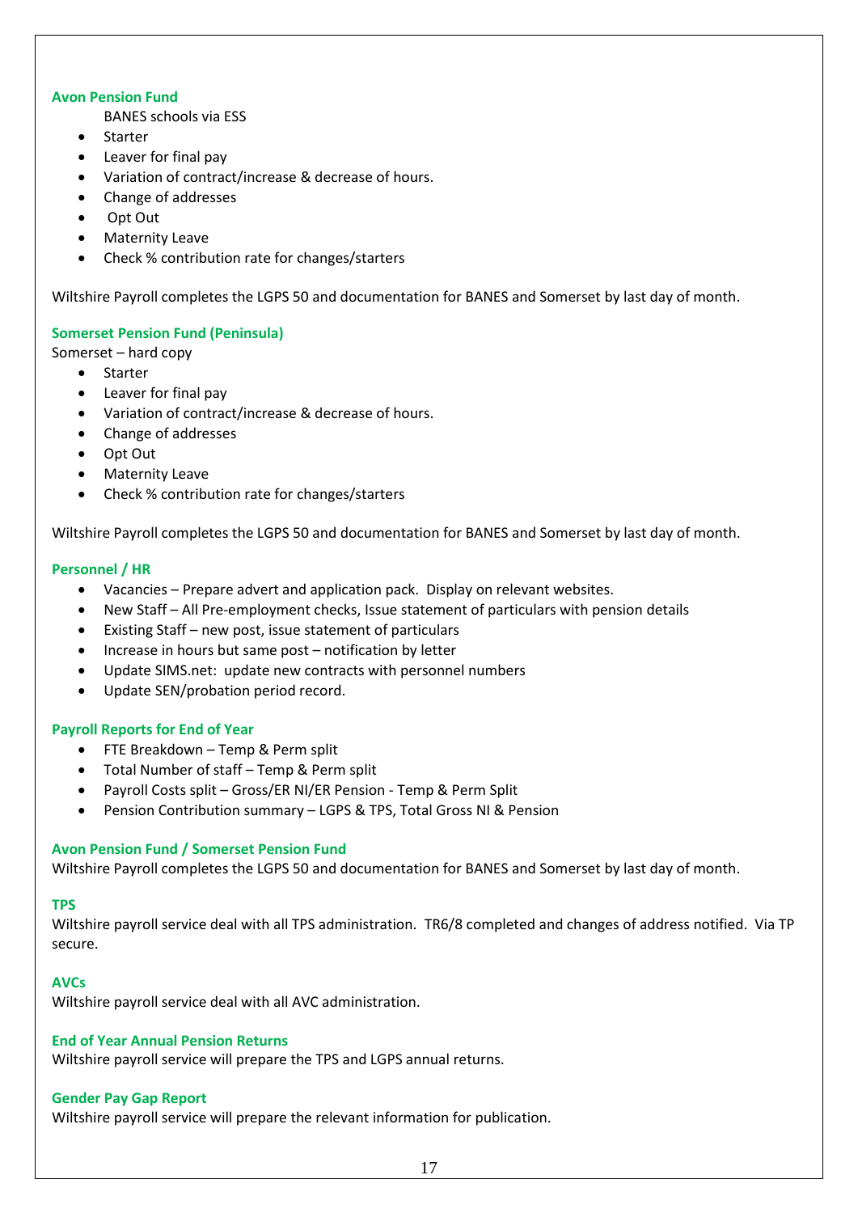### Avon Pension Fund

BANES schools via ESS

- Starter
- Leaver for final pay
- Variation of contract/increase & decrease of hours.
- Change of addresses
- Opt Out
- Maternity Leave
- Check % contribution rate for changes/starters

Wiltshire Payroll completes the LGPS 50 and documentation for BANES and Somerset by last day of month.

### Somerset Pension Fund (Peninsula)

Somerset – hard copy

- Starter
- Leaver for final pay
- Variation of contract/increase & decrease of hours.
- Change of addresses
- Opt Out
- Maternity Leave
- Check % contribution rate for changes/starters

Wiltshire Payroll completes the LGPS 50 and documentation for BANES and Somerset by last day of month.

### Personnel / HR

- Vacancies – Prepare advert and application pack. Display on relevant websites.
- New Staff – All Pre-employment checks, Issue statement of particulars with pension details
- Existing Staff – new post, issue statement of particulars
- Increase in hours but same post – notification by letter
- Update SIMS.net: update new contracts with personnel numbers
- Update SEN/probation period record.

### Payroll Reports for End of Year

- FTE Breakdown – Temp & Perm split
- Total Number of staff – Temp & Perm split
- Payroll Costs split – Gross/ER NI/ER Pension - Temp & Perm Split
- Pension Contribution summary – LGPS & TPS, Total Gross NI & Pension

### Avon Pension Fund / Somerset Pension Fund

Wiltshire Payroll completes the LGPS 50 and documentation for BANES and Somerset by last day of month.

### TPS

Wiltshire payroll service deal with all TPS administration. TR6/8 completed and changes of address notified. Via TP secure.

### AVCs

Wiltshire payroll service deal with all AVC administration.

### End of Year Annual Pension Returns

Wiltshire payroll service will prepare the TPS and LGPS annual returns.

### Gender Pay Gap Report

Wiltshire payroll service will prepare the relevant information for publication.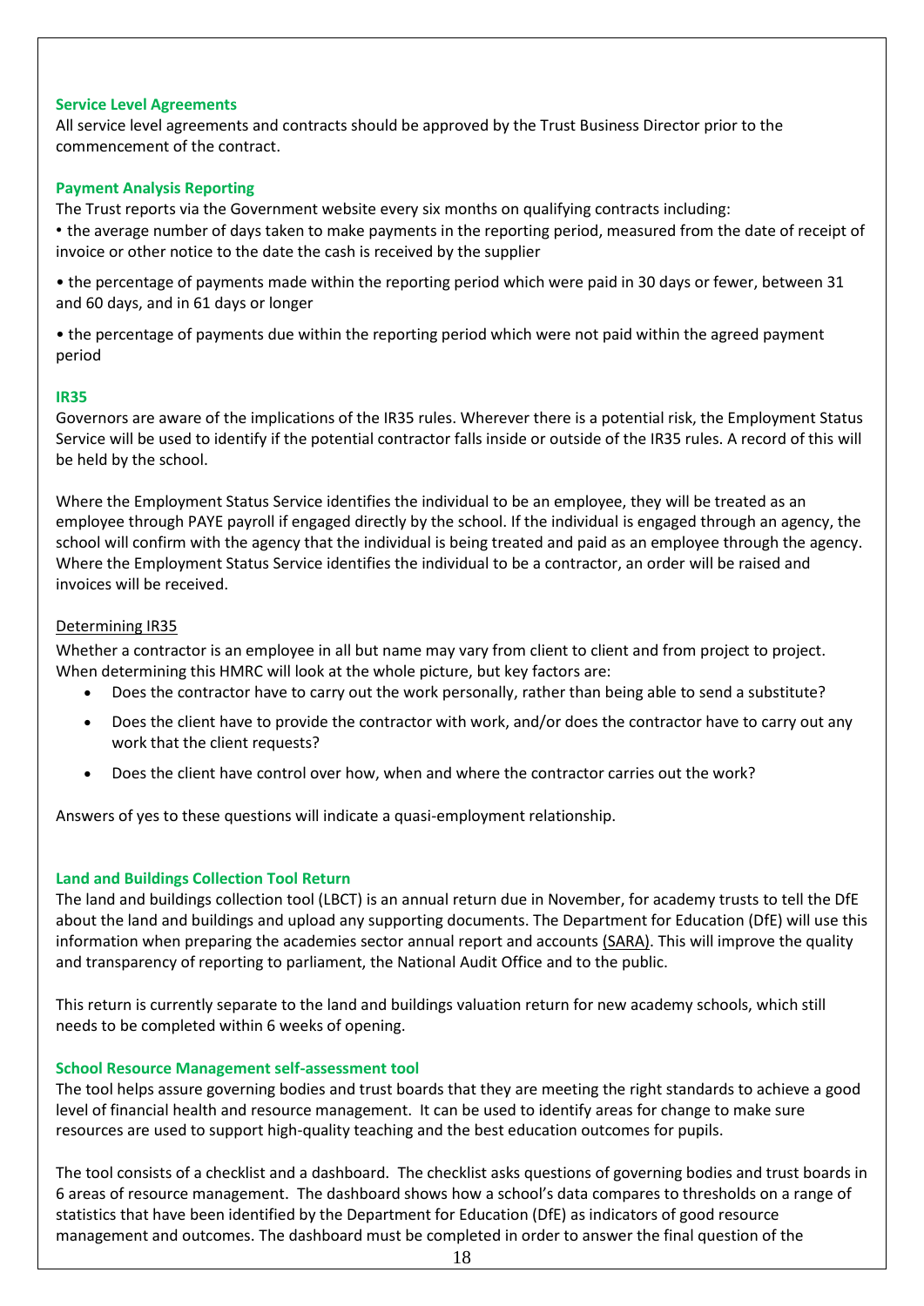## Service Level Agreements

All service level agreements and contracts should be approved by the Trust Business Director prior to the commencement of the contract.

## Payment Analysis Reporting

The Trust reports via the Government website every six months on qualifying contracts including:

- the average number of days taken to make payments in the reporting period, measured from the date of receipt of invoice or other notice to the date the cash is received by the supplier
- the percentage of payments made within the reporting period which were paid in 30 days or fewer, between 31 and 60 days, and in 61 days or longer
- the percentage of payments due within the reporting period which were not paid within the agreed payment period

## IR35

Governors are aware of the implications of the IR35 rules. Wherever there is a potential risk, the Employment Status Service will be used to identify if the potential contractor falls inside or outside of the IR35 rules. A record of this will be held by the school.

Where the Employment Status Service identifies the individual to be an employee, they will be treated as an employee through PAYE payroll if engaged directly by the school. If the individual is engaged through an agency, the school will confirm with the agency that the individual is being treated and paid as an employee through the agency. Where the Employment Status Service identifies the individual to be a contractor, an order will be raised and invoices will be received.

### Determining IR35

Whether a contractor is an employee in all but name may vary from client to client and from project to project. When determining this HMRC will look at the whole picture, but key factors are:

- Does the contractor have to carry out the work personally, rather than being able to send a substitute?
- Does the client have to provide the contractor with work, and/or does the contractor have to carry out any work that the client requests?
- Does the client have control over how, when and where the contractor carries out the work?

Answers of yes to these questions will indicate a quasi-employment relationship.

## Land and Buildings Collection Tool Return

The land and buildings collection tool (LBCT) is an annual return due in November, for academy trusts to tell the DfE about the land and buildings and upload any supporting documents. The Department for Education (DfE) will use this information when preparing the academies sector annual report and accounts (SARA). This will improve the quality and transparency of reporting to parliament, the National Audit Office and to the public.

This return is currently separate to the land and buildings valuation return for new academy schools, which still needs to be completed within 6 weeks of opening.

## School Resource Management self-assessment tool

The tool helps assure governing bodies and trust boards that they are meeting the right standards to achieve a good level of financial health and resource management. It can be used to identify areas for change to make sure resources are used to support high-quality teaching and the best education outcomes for pupils.

The tool consists of a checklist and a dashboard. The checklist asks questions of governing bodies and trust boards in 6 areas of resource management. The dashboard shows how a school's data compares to thresholds on a range of statistics that have been identified by the Department for Education (DfE) as indicators of good resource management and outcomes. The dashboard must be completed in order to answer the final question of the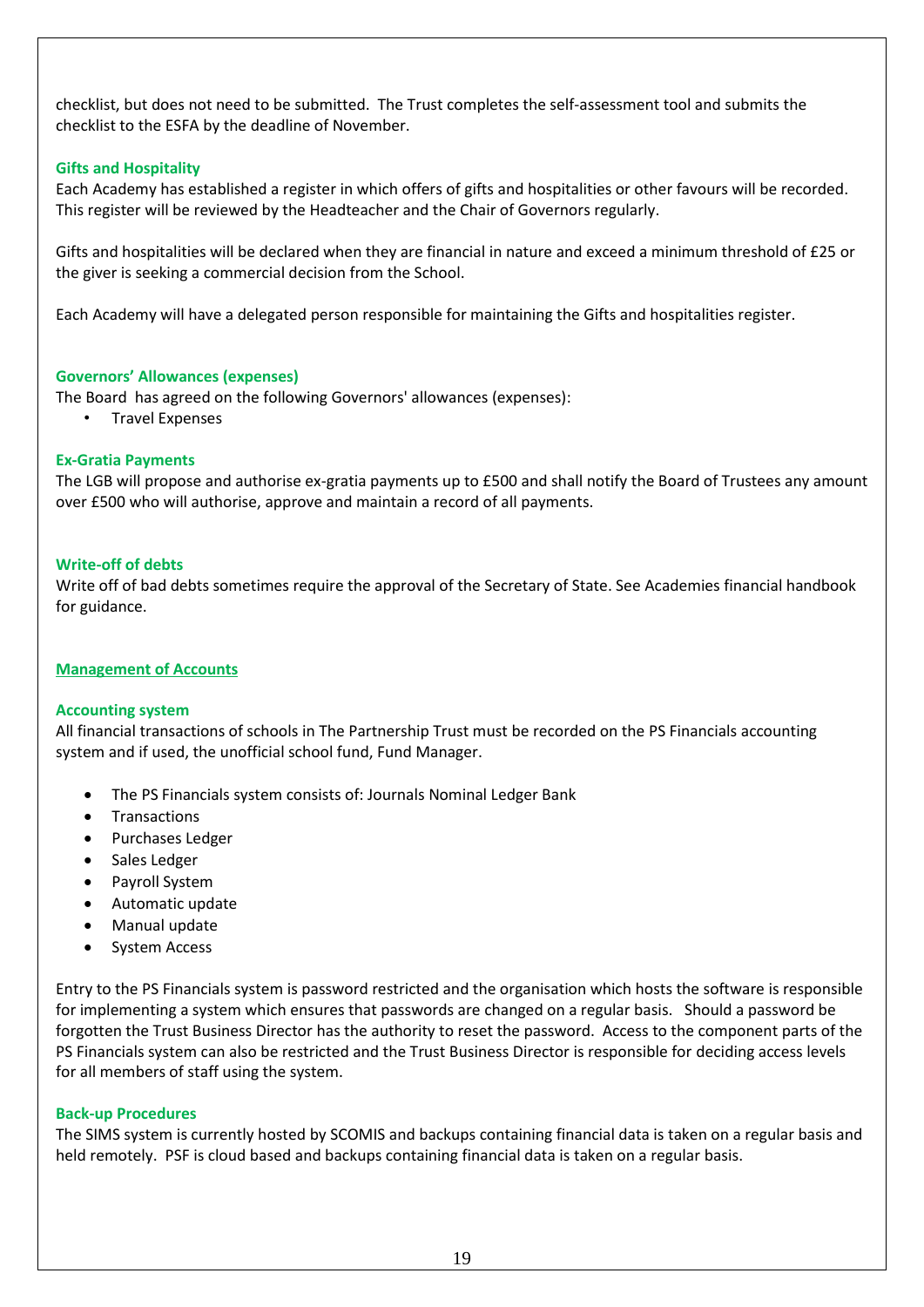checklist, but does not need to be submitted. The Trust completes the self-assessment tool and submits the checklist to the ESFA by the deadline of November.

### Gifts and Hospitality

Each Academy has established a register in which offers of gifts and hospitalities or other favours will be recorded. This register will be reviewed by the Headteacher and the Chair of Governors regularly.

Gifts and hospitalities will be declared when they are financial in nature and exceed a minimum threshold of £25 or the giver is seeking a commercial decision from the School.

Each Academy will have a delegated person responsible for maintaining the Gifts and hospitalities register.

### Governors' Allowances (expenses)

The Board has agreed on the following Governors' allowances (expenses):

- Travel Expenses

### Ex-Gratia Payments

The LGB will propose and authorise ex-gratia payments up to £500 and shall notify the Board of Trustees any amount over £500 who will authorise, approve and maintain a record of all payments.

### Write-off of debts

Write off of bad debts sometimes require the approval of the Secretary of State. See Academies financial handbook for guidance.

## Management of Accounts

### Accounting system

All financial transactions of schools in The Partnership Trust must be recorded on the PS Financials accounting system and if used, the unofficial school fund, Fund Manager.

- The PS Financials system consists of: Journals Nominal Ledger Bank
- Transactions
- Purchases Ledger
- Sales Ledger
- Payroll System
- Automatic update
- Manual update
- System Access

Entry to the PS Financials system is password restricted and the organisation which hosts the software is responsible for implementing a system which ensures that passwords are changed on a regular basis. Should a password be forgotten the Trust Business Director has the authority to reset the password. Access to the component parts of the PS Financials system can also be restricted and the Trust Business Director is responsible for deciding access levels for all members of staff using the system.

### Back-up Procedures

The SIMS system is currently hosted by SCOMIS and backups containing financial data is taken on a regular basis and held remotely. PSF is cloud based and backups containing financial data is taken on a regular basis.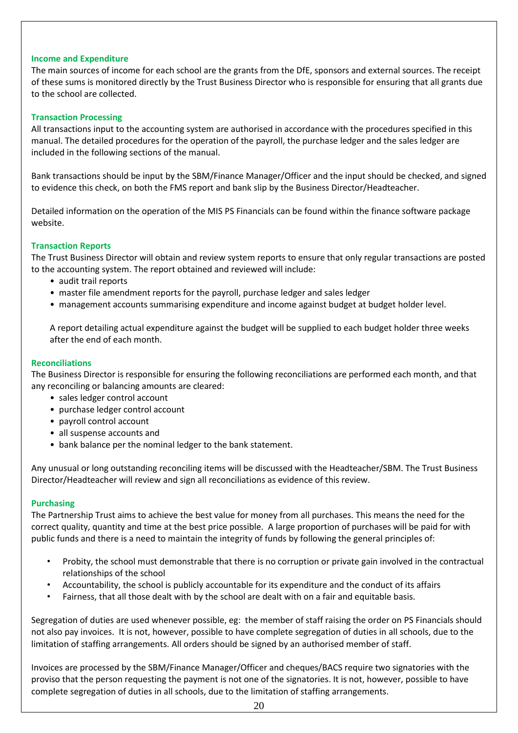### Income and Expenditure

The main sources of income for each school are the grants from the DfE, sponsors and external sources. The receipt of these sums is monitored directly by the Trust Business Director who is responsible for ensuring that all grants due to the school are collected.

### Transaction Processing

All transactions input to the accounting system are authorised in accordance with the procedures specified in this manual. The detailed procedures for the operation of the payroll, the purchase ledger and the sales ledger are included in the following sections of the manual.

Bank transactions should be input by the SBM/Finance Manager/Officer and the input should be checked, and signed to evidence this check, on both the FMS report and bank slip by the Business Director/Headteacher.

Detailed information on the operation of the MIS PS Financials can be found within the finance software package website.

### Transaction Reports

The Trust Business Director will obtain and review system reports to ensure that only regular transactions are posted to the accounting system. The report obtained and reviewed will include:

- audit trail reports
- master file amendment reports for the payroll, purchase ledger and sales ledger
- management accounts summarising expenditure and income against budget at budget holder level.

A report detailing actual expenditure against the budget will be supplied to each budget holder three weeks after the end of each month.

### Reconciliations

The Business Director is responsible for ensuring the following reconciliations are performed each month, and that any reconciling or balancing amounts are cleared:

- sales ledger control account
- purchase ledger control account
- payroll control account
- all suspense accounts and
- bank balance per the nominal ledger to the bank statement.

Any unusual or long outstanding reconciling items will be discussed with the Headteacher/SBM. The Trust Business Director/Headteacher will review and sign all reconciliations as evidence of this review.

### Purchasing

The Partnership Trust aims to achieve the best value for money from all purchases. This means the need for the correct quality, quantity and time at the best price possible. A large proportion of purchases will be paid for with public funds and there is a need to maintain the integrity of funds by following the general principles of:

- Probity, the school must demonstrable that there is no corruption or private gain involved in the contractual relationships of the school
- Accountability, the school is publicly accountable for its expenditure and the conduct of its affairs
- Fairness, that all those dealt with by the school are dealt with on a fair and equitable basis.

Segregation of duties are used whenever possible, eg: the member of staff raising the order on PS Financials should not also pay invoices. It is not, however, possible to have complete segregation of duties in all schools, due to the limitation of staffing arrangements. All orders should be signed by an authorised member of staff.

Invoices are processed by the SBM/Finance Manager/Officer and cheques/BACS require two signatories with the proviso that the person requesting the payment is not one of the signatories. It is not, however, possible to have complete segregation of duties in all schools, due to the limitation of staffing arrangements.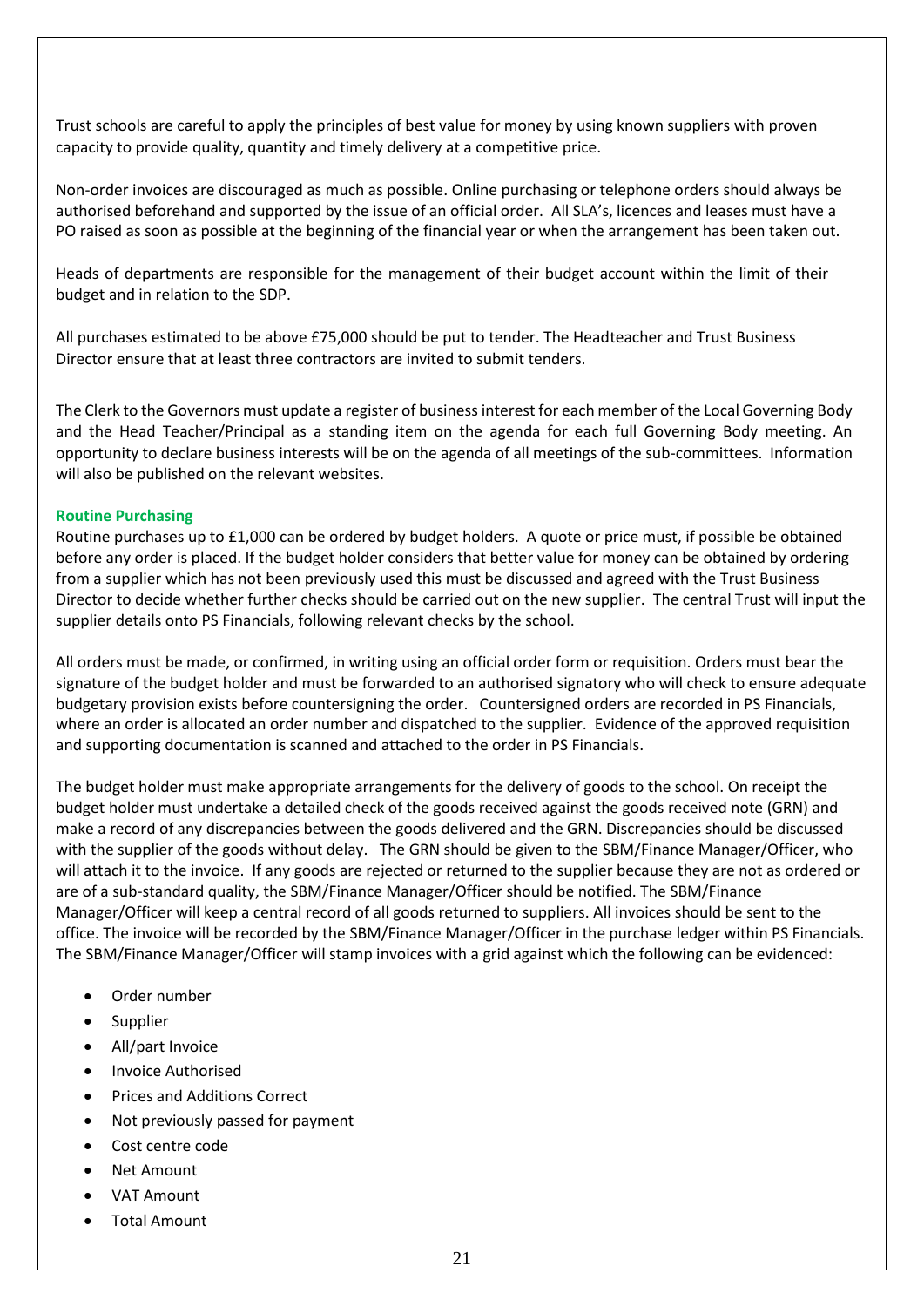Trust schools are careful to apply the principles of best value for money by using known suppliers with proven capacity to provide quality, quantity and timely delivery at a competitive price.

Non-order invoices are discouraged as much as possible. Online purchasing or telephone orders should always be authorised beforehand and supported by the issue of an official order. All SLA's, licences and leases must have a PO raised as soon as possible at the beginning of the financial year or when the arrangement has been taken out.

Heads of departments are responsible for the management of their budget account within the limit of their budget and in relation to the SDP.

All purchases estimated to be above £75,000 should be put to tender. The Headteacher and Trust Business Director ensure that at least three contractors are invited to submit tenders.

The Clerk to the Governors must update a register of business interest for each member of the Local Governing Body and the Head Teacher/Principal as a standing item on the agenda for each full Governing Body meeting. An opportunity to declare business interests will be on the agenda of all meetings of the sub-committees. Information will also be published on the relevant websites.

### Routine Purchasing

Routine purchases up to £1,000 can be ordered by budget holders. A quote or price must, if possible be obtained before any order is placed. If the budget holder considers that better value for money can be obtained by ordering from a supplier which has not been previously used this must be discussed and agreed with the Trust Business Director to decide whether further checks should be carried out on the new supplier. The central Trust will input the supplier details onto PS Financials, following relevant checks by the school.

All orders must be made, or confirmed, in writing using an official order form or requisition. Orders must bear the signature of the budget holder and must be forwarded to an authorised signatory who will check to ensure adequate budgetary provision exists before countersigning the order. Countersigned orders are recorded in PS Financials, where an order is allocated an order number and dispatched to the supplier. Evidence of the approved requisition and supporting documentation is scanned and attached to the order in PS Financials.

The budget holder must make appropriate arrangements for the delivery of goods to the school. On receipt the budget holder must undertake a detailed check of the goods received against the goods received note (GRN) and make a record of any discrepancies between the goods delivered and the GRN. Discrepancies should be discussed with the supplier of the goods without delay. The GRN should be given to the SBM/Finance Manager/Officer, who will attach it to the invoice. If any goods are rejected or returned to the supplier because they are not as ordered or are of a sub-standard quality, the SBM/Finance Manager/Officer should be notified. The SBM/Finance Manager/Officer will keep a central record of all goods returned to suppliers. All invoices should be sent to the office. The invoice will be recorded by the SBM/Finance Manager/Officer in the purchase ledger within PS Financials. The SBM/Finance Manager/Officer will stamp invoices with a grid against which the following can be evidenced:

- Order number
- Supplier
- All/part Invoice
- Invoice Authorised
- Prices and Additions Correct
- Not previously passed for payment
- Cost centre code
- Net Amount
- VAT Amount
- Total Amount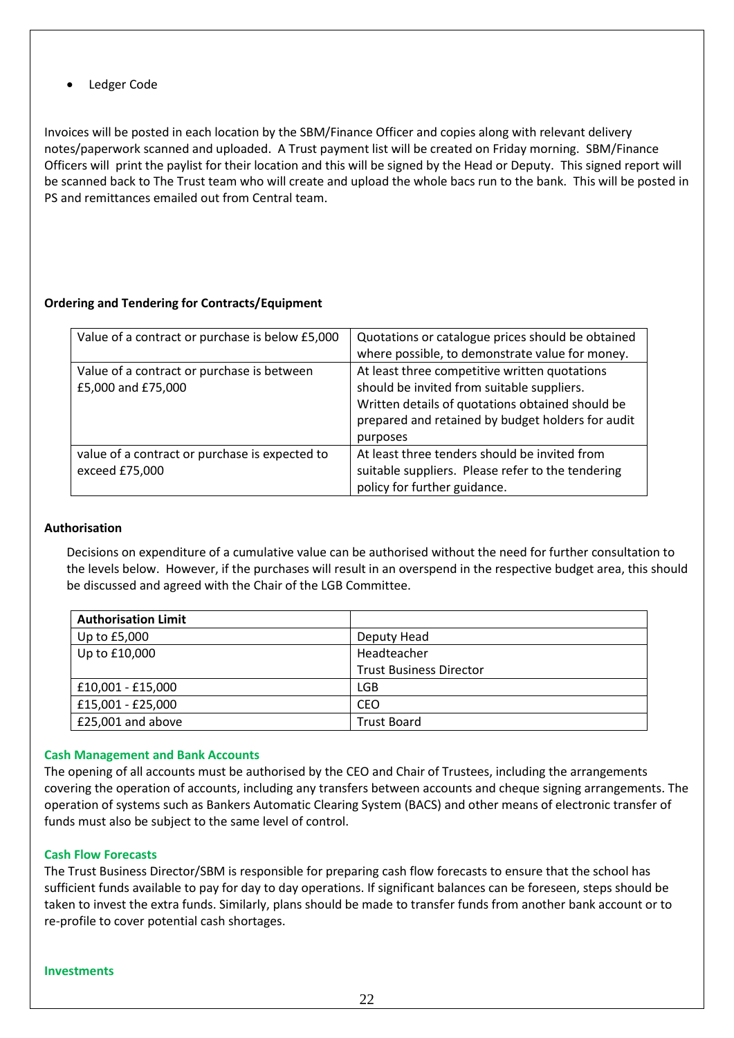- Ledger Code

Invoices will be posted in each location by the SBM/Finance Officer and copies along with relevant delivery notes/paperwork scanned and uploaded. A Trust payment list will be created on Friday morning. SBM/Finance Officers will print the paylist for their location and this will be signed by the Head or Deputy. This signed report will be scanned back to The Trust team who will create and upload the whole bacs run to the bank. This will be posted in PS and remittances emailed out from Central team.

**Ordering and Tendering for Contracts/Equipment**

| | |
|---|---|
| Value of a contract or purchase is below £5,000 | Quotations or catalogue prices should be obtained where possible, to demonstrate value for money. |
| Value of a contract or purchase is between £5,000 and £75,000 | At least three competitive written quotations should be invited from suitable suppliers. Written details of quotations obtained should be prepared and retained by budget holders for audit purposes |
| value of a contract or purchase is expected to exceed £75,000 | At least three tenders should be invited from suitable suppliers. Please refer to the tendering policy for further guidance. |

**Authorisation**

Decisions on expenditure of a cumulative value can be authorised without the need for further consultation to the levels below. However, if the purchases will result in an overspend in the respective budget area, this should be discussed and agreed with the Chair of the LGB Committee.

| **Authorisation Limit** | |
|---|---|
| Up to £5,000 | Deputy Head |
| Up to £10,000 | Headteacher<br>Trust Business Director |
| £10,001 - £15,000 | LGB |
| £15,001 - £25,000 | CEO |
| £25,001 and above | Trust Board |

**Cash Management and Bank Accounts**

The opening of all accounts must be authorised by the CEO and Chair of Trustees, including the arrangements covering the operation of accounts, including any transfers between accounts and cheque signing arrangements. The operation of systems such as Bankers Automatic Clearing System (BACS) and other means of electronic transfer of funds must also be subject to the same level of control.

**Cash Flow Forecasts**

The Trust Business Director/SBM is responsible for preparing cash flow forecasts to ensure that the school has sufficient funds available to pay for day to day operations. If significant balances can be foreseen, steps should be taken to invest the extra funds. Similarly, plans should be made to transfer funds from another bank account or to re-profile to cover potential cash shortages.

**Investments**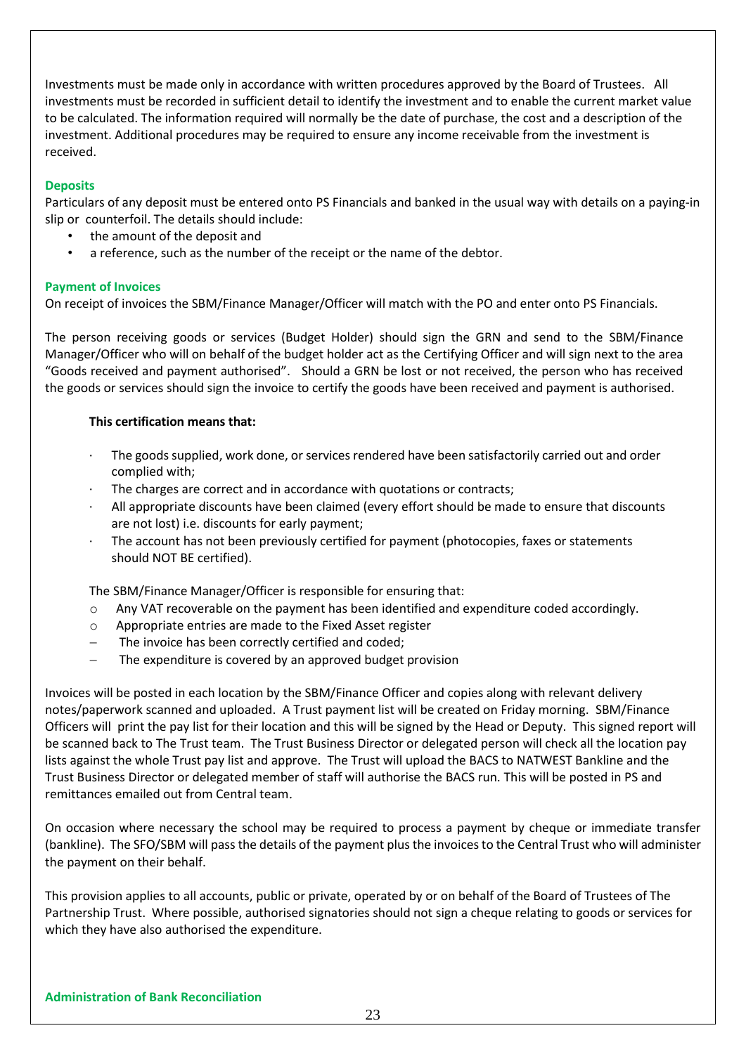Investments must be made only in accordance with written procedures approved by the Board of Trustees. All investments must be recorded in sufficient detail to identify the investment and to enable the current market value to be calculated. The information required will normally be the date of purchase, the cost and a description of the investment. Additional procedures may be required to ensure any income receivable from the investment is received.

### Deposits

Particulars of any deposit must be entered onto PS Financials and banked in the usual way with details on a paying-in slip or counterfoil. The details should include:

- the amount of the deposit and
- a reference, such as the number of the receipt or the name of the debtor.

### Payment of Invoices

On receipt of invoices the SBM/Finance Manager/Officer will match with the PO and enter onto PS Financials.

The person receiving goods or services (Budget Holder) should sign the GRN and send to the SBM/Finance Manager/Officer who will on behalf of the budget holder act as the Certifying Officer and will sign next to the area "Goods received and payment authorised". Should a GRN be lost or not received, the person who has received the goods or services should sign the invoice to certify the goods have been received and payment is authorised.

**This certification means that:**

- The goods supplied, work done, or services rendered have been satisfactorily carried out and order complied with;
- The charges are correct and in accordance with quotations or contracts;
- All appropriate discounts have been claimed (every effort should be made to ensure that discounts are not lost) i.e. discounts for early payment;
- The account has not been previously certified for payment (photocopies, faxes or statements should NOT BE certified).

The SBM/Finance Manager/Officer is responsible for ensuring that:

- Any VAT recoverable on the payment has been identified and expenditure coded accordingly.
- Appropriate entries are made to the Fixed Asset register
- The invoice has been correctly certified and coded;
- The expenditure is covered by an approved budget provision

Invoices will be posted in each location by the SBM/Finance Officer and copies along with relevant delivery notes/paperwork scanned and uploaded. A Trust payment list will be created on Friday morning. SBM/Finance Officers will print the pay list for their location and this will be signed by the Head or Deputy. This signed report will be scanned back to The Trust team. The Trust Business Director or delegated person will check all the location pay lists against the whole Trust pay list and approve. The Trust will upload the BACS to NATWEST Bankline and the Trust Business Director or delegated member of staff will authorise the BACS run. This will be posted in PS and remittances emailed out from Central team.

On occasion where necessary the school may be required to process a payment by cheque or immediate transfer (bankline). The SFO/SBM will pass the details of the payment plus the invoices to the Central Trust who will administer the payment on their behalf.

This provision applies to all accounts, public or private, operated by or on behalf of the Board of Trustees of The Partnership Trust. Where possible, authorised signatories should not sign a cheque relating to goods or services for which they have also authorised the expenditure.

### Administration of Bank Reconciliation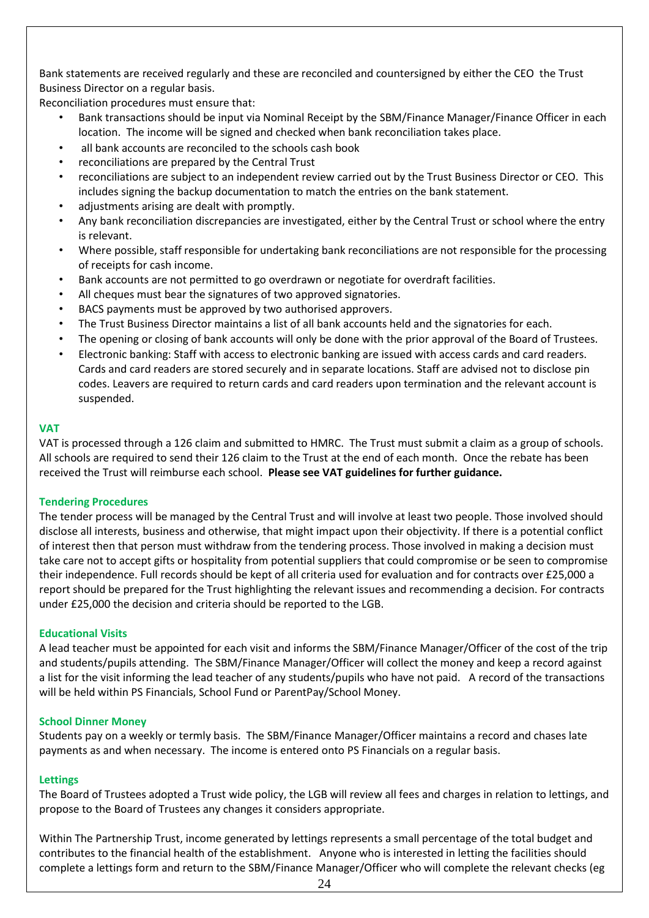Bank statements are received regularly and these are reconciled and countersigned by either the CEO the Trust Business Director on a regular basis.

Reconciliation procedures must ensure that:

- Bank transactions should be input via Nominal Receipt by the SBM/Finance Manager/Finance Officer in each location. The income will be signed and checked when bank reconciliation takes place.
- all bank accounts are reconciled to the schools cash book
- reconciliations are prepared by the Central Trust
- reconciliations are subject to an independent review carried out by the Trust Business Director or CEO. This includes signing the backup documentation to match the entries on the bank statement.
- adjustments arising are dealt with promptly.
- Any bank reconciliation discrepancies are investigated, either by the Central Trust or school where the entry is relevant.
- Where possible, staff responsible for undertaking bank reconciliations are not responsible for the processing of receipts for cash income.
- Bank accounts are not permitted to go overdrawn or negotiate for overdraft facilities.
- All cheques must bear the signatures of two approved signatories.
- BACS payments must be approved by two authorised approvers.
- The Trust Business Director maintains a list of all bank accounts held and the signatories for each.
- The opening or closing of bank accounts will only be done with the prior approval of the Board of Trustees.
- Electronic banking: Staff with access to electronic banking are issued with access cards and card readers. Cards and card readers are stored securely and in separate locations. Staff are advised not to disclose pin codes. Leavers are required to return cards and card readers upon termination and the relevant account is suspended.

### VAT

VAT is processed through a 126 claim and submitted to HMRC. The Trust must submit a claim as a group of schools. All schools are required to send their 126 claim to the Trust at the end of each month. Once the rebate has been received the Trust will reimburse each school. **Please see VAT guidelines for further guidance.**

### Tendering Procedures

The tender process will be managed by the Central Trust and will involve at least two people. Those involved should disclose all interests, business and otherwise, that might impact upon their objectivity. If there is a potential conflict of interest then that person must withdraw from the tendering process. Those involved in making a decision must take care not to accept gifts or hospitality from potential suppliers that could compromise or be seen to compromise their independence. Full records should be kept of all criteria used for evaluation and for contracts over £25,000 a report should be prepared for the Trust highlighting the relevant issues and recommending a decision. For contracts under £25,000 the decision and criteria should be reported to the LGB.

### Educational Visits

A lead teacher must be appointed for each visit and informs the SBM/Finance Manager/Officer of the cost of the trip and students/pupils attending. The SBM/Finance Manager/Officer will collect the money and keep a record against a list for the visit informing the lead teacher of any students/pupils who have not paid. A record of the transactions will be held within PS Financials, School Fund or ParentPay/School Money.

### School Dinner Money

Students pay on a weekly or termly basis. The SBM/Finance Manager/Officer maintains a record and chases late payments as and when necessary. The income is entered onto PS Financials on a regular basis.

### Lettings

The Board of Trustees adopted a Trust wide policy, the LGB will review all fees and charges in relation to lettings, and propose to the Board of Trustees any changes it considers appropriate.

Within The Partnership Trust, income generated by lettings represents a small percentage of the total budget and contributes to the financial health of the establishment. Anyone who is interested in letting the facilities should complete a lettings form and return to the SBM/Finance Manager/Officer who will complete the relevant checks (eg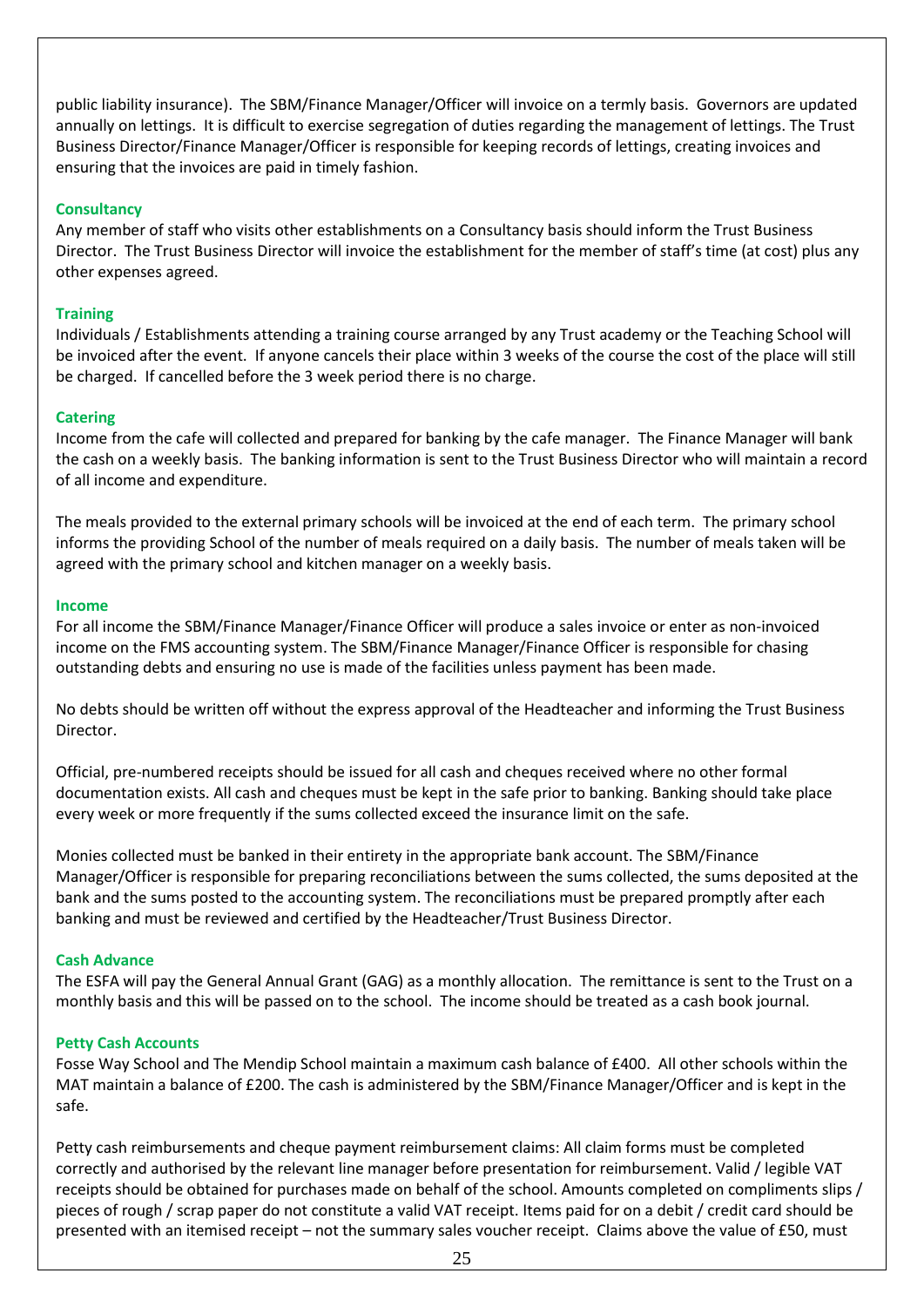public liability insurance). The SBM/Finance Manager/Officer will invoice on a termly basis. Governors are updated annually on lettings. It is difficult to exercise segregation of duties regarding the management of lettings. The Trust Business Director/Finance Manager/Officer is responsible for keeping records of lettings, creating invoices and ensuring that the invoices are paid in timely fashion.

### Consultancy

Any member of staff who visits other establishments on a Consultancy basis should inform the Trust Business Director. The Trust Business Director will invoice the establishment for the member of staff's time (at cost) plus any other expenses agreed.

### Training

Individuals / Establishments attending a training course arranged by any Trust academy or the Teaching School will be invoiced after the event. If anyone cancels their place within 3 weeks of the course the cost of the place will still be charged. If cancelled before the 3 week period there is no charge.

### Catering

Income from the cafe will collected and prepared for banking by the cafe manager. The Finance Manager will bank the cash on a weekly basis. The banking information is sent to the Trust Business Director who will maintain a record of all income and expenditure.

The meals provided to the external primary schools will be invoiced at the end of each term. The primary school informs the providing School of the number of meals required on a daily basis. The number of meals taken will be agreed with the primary school and kitchen manager on a weekly basis.

### Income

For all income the SBM/Finance Manager/Finance Officer will produce a sales invoice or enter as non-invoiced income on the FMS accounting system. The SBM/Finance Manager/Finance Officer is responsible for chasing outstanding debts and ensuring no use is made of the facilities unless payment has been made.

No debts should be written off without the express approval of the Headteacher and informing the Trust Business Director.

Official, pre-numbered receipts should be issued for all cash and cheques received where no other formal documentation exists. All cash and cheques must be kept in the safe prior to banking. Banking should take place every week or more frequently if the sums collected exceed the insurance limit on the safe.

Monies collected must be banked in their entirety in the appropriate bank account. The SBM/Finance Manager/Officer is responsible for preparing reconciliations between the sums collected, the sums deposited at the bank and the sums posted to the accounting system. The reconciliations must be prepared promptly after each banking and must be reviewed and certified by the Headteacher/Trust Business Director.

### Cash Advance

The ESFA will pay the General Annual Grant (GAG) as a monthly allocation. The remittance is sent to the Trust on a monthly basis and this will be passed on to the school. The income should be treated as a cash book journal.

### Petty Cash Accounts

Fosse Way School and The Mendip School maintain a maximum cash balance of £400. All other schools within the MAT maintain a balance of £200. The cash is administered by the SBM/Finance Manager/Officer and is kept in the safe.

Petty cash reimbursements and cheque payment reimbursement claims: All claim forms must be completed correctly and authorised by the relevant line manager before presentation for reimbursement. Valid / legible VAT receipts should be obtained for purchases made on behalf of the school. Amounts completed on compliments slips / pieces of rough / scrap paper do not constitute a valid VAT receipt. Items paid for on a debit / credit card should be presented with an itemised receipt – not the summary sales voucher receipt. Claims above the value of £50, must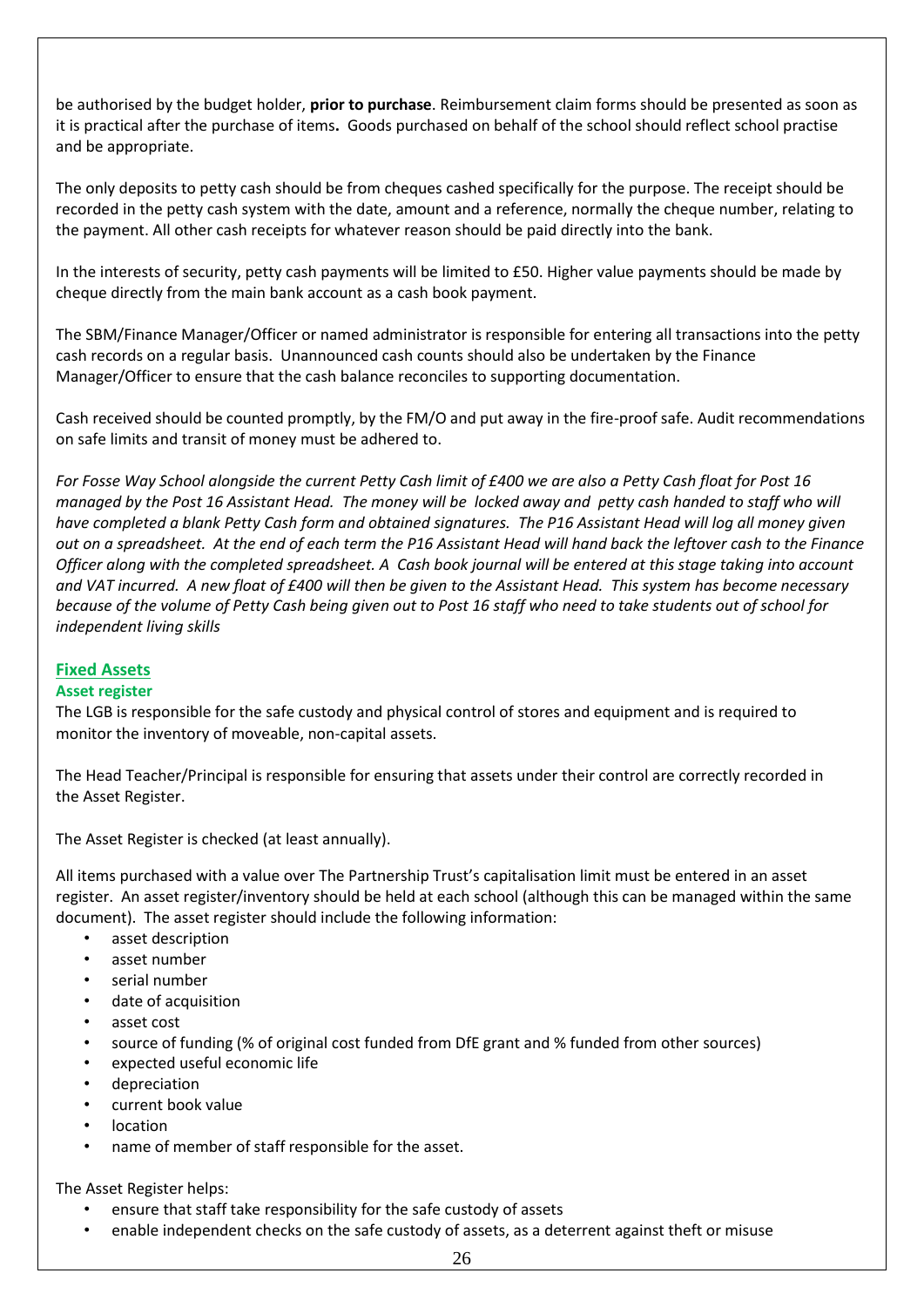be authorised by the budget holder, **prior to purchase**. Reimbursement claim forms should be presented as soon as it is practical after the purchase of items**.** Goods purchased on behalf of the school should reflect school practise and be appropriate.

The only deposits to petty cash should be from cheques cashed specifically for the purpose. The receipt should be recorded in the petty cash system with the date, amount and a reference, normally the cheque number, relating to the payment. All other cash receipts for whatever reason should be paid directly into the bank.

In the interests of security, petty cash payments will be limited to £50. Higher value payments should be made by cheque directly from the main bank account as a cash book payment.

The SBM/Finance Manager/Officer or named administrator is responsible for entering all transactions into the petty cash records on a regular basis. Unannounced cash counts should also be undertaken by the Finance Manager/Officer to ensure that the cash balance reconciles to supporting documentation.

Cash received should be counted promptly, by the FM/O and put away in the fire-proof safe. Audit recommendations on safe limits and transit of money must be adhered to.

*For Fosse Way School alongside the current Petty Cash limit of £400 we are also a Petty Cash float for Post 16 managed by the Post 16 Assistant Head. The money will be locked away and petty cash handed to staff who will have completed a blank Petty Cash form and obtained signatures. The P16 Assistant Head will log all money given out on a spreadsheet. At the end of each term the P16 Assistant Head will hand back the leftover cash to the Finance Officer along with the completed spreadsheet. A Cash book journal will be entered at this stage taking into account and VAT incurred. A new float of £400 will then be given to the Assistant Head. This system has become necessary because of the volume of Petty Cash being given out to Post 16 staff who need to take students out of school for independent living skills*

## Fixed Assets

### Asset register

The LGB is responsible for the safe custody and physical control of stores and equipment and is required to monitor the inventory of moveable, non-capital assets.

The Head Teacher/Principal is responsible for ensuring that assets under their control are correctly recorded in the Asset Register.

The Asset Register is checked (at least annually).

All items purchased with a value over The Partnership Trust's capitalisation limit must be entered in an asset register. An asset register/inventory should be held at each school (although this can be managed within the same document). The asset register should include the following information:

- asset description
- asset number
- serial number
- date of acquisition
- asset cost
- source of funding (% of original cost funded from DfE grant and % funded from other sources)
- expected useful economic life
- depreciation
- current book value
- location
- name of member of staff responsible for the asset.

The Asset Register helps:

- ensure that staff take responsibility for the safe custody of assets
- enable independent checks on the safe custody of assets, as a deterrent against theft or misuse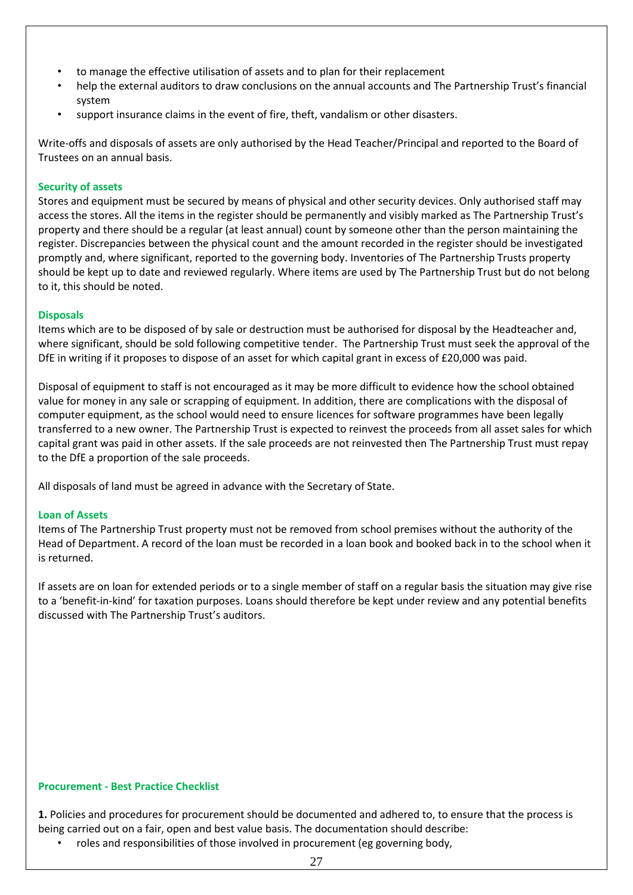- to manage the effective utilisation of assets and to plan for their replacement
- help the external auditors to draw conclusions on the annual accounts and The Partnership Trust's financial system
- support insurance claims in the event of fire, theft, vandalism or other disasters.

Write-offs and disposals of assets are only authorised by the Head Teacher/Principal and reported to the Board of Trustees on an annual basis.

### Security of assets

Stores and equipment must be secured by means of physical and other security devices. Only authorised staff may access the stores. All the items in the register should be permanently and visibly marked as The Partnership Trust's property and there should be a regular (at least annual) count by someone other than the person maintaining the register. Discrepancies between the physical count and the amount recorded in the register should be investigated promptly and, where significant, reported to the governing body. Inventories of The Partnership Trusts property should be kept up to date and reviewed regularly. Where items are used by The Partnership Trust but do not belong to it, this should be noted.

### Disposals

Items which are to be disposed of by sale or destruction must be authorised for disposal by the Headteacher and, where significant, should be sold following competitive tender. The Partnership Trust must seek the approval of the DfE in writing if it proposes to dispose of an asset for which capital grant in excess of £20,000 was paid.

Disposal of equipment to staff is not encouraged as it may be more difficult to evidence how the school obtained value for money in any sale or scrapping of equipment. In addition, there are complications with the disposal of computer equipment, as the school would need to ensure licences for software programmes have been legally transferred to a new owner. The Partnership Trust is expected to reinvest the proceeds from all asset sales for which capital grant was paid in other assets. If the sale proceeds are not reinvested then The Partnership Trust must repay to the DfE a proportion of the sale proceeds.

All disposals of land must be agreed in advance with the Secretary of State.

### Loan of Assets

Items of The Partnership Trust property must not be removed from school premises without the authority of the Head of Department. A record of the loan must be recorded in a loan book and booked back in to the school when it is returned.

If assets are on loan for extended periods or to a single member of staff on a regular basis the situation may give rise to a 'benefit-in-kind' for taxation purposes. Loans should therefore be kept under review and any potential benefits discussed with The Partnership Trust's auditors.

### Procurement - Best Practice Checklist

**1.** Policies and procedures for procurement should be documented and adhered to, to ensure that the process is being carried out on a fair, open and best value basis. The documentation should describe:

- roles and responsibilities of those involved in procurement (eg governing body,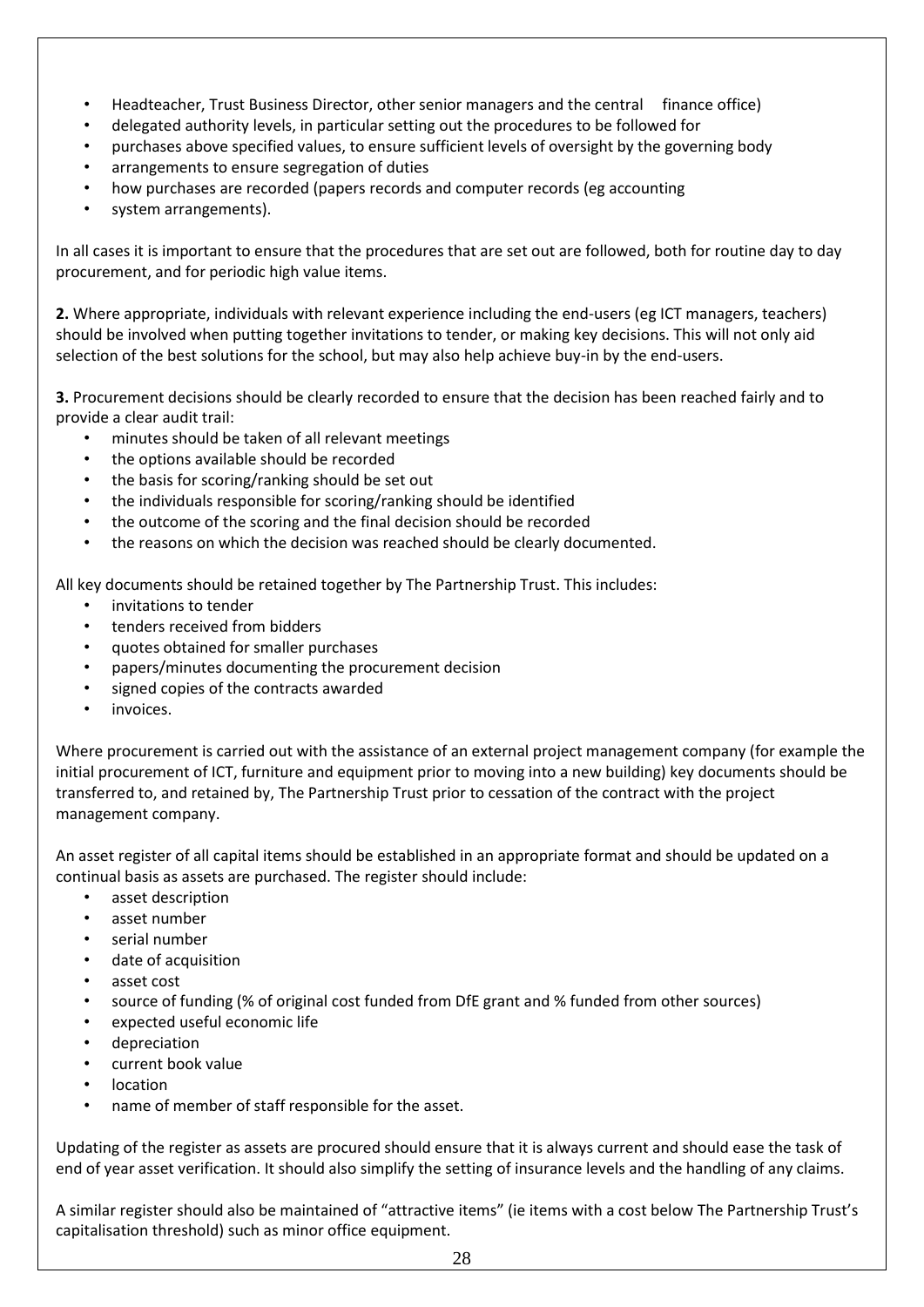- Headteacher, Trust Business Director, other senior managers and the central finance office)
- delegated authority levels, in particular setting out the procedures to be followed for
- purchases above specified values, to ensure sufficient levels of oversight by the governing body
- arrangements to ensure segregation of duties
- how purchases are recorded (papers records and computer records (eg accounting
- system arrangements).

In all cases it is important to ensure that the procedures that are set out are followed, both for routine day to day procurement, and for periodic high value items.

**2.** Where appropriate, individuals with relevant experience including the end-users (eg ICT managers, teachers) should be involved when putting together invitations to tender, or making key decisions. This will not only aid selection of the best solutions for the school, but may also help achieve buy-in by the end-users.

**3.** Procurement decisions should be clearly recorded to ensure that the decision has been reached fairly and to provide a clear audit trail:

- minutes should be taken of all relevant meetings
- the options available should be recorded
- the basis for scoring/ranking should be set out
- the individuals responsible for scoring/ranking should be identified
- the outcome of the scoring and the final decision should be recorded
- the reasons on which the decision was reached should be clearly documented.

All key documents should be retained together by The Partnership Trust. This includes:

- invitations to tender
- tenders received from bidders
- quotes obtained for smaller purchases
- papers/minutes documenting the procurement decision
- signed copies of the contracts awarded
- invoices.

Where procurement is carried out with the assistance of an external project management company (for example the initial procurement of ICT, furniture and equipment prior to moving into a new building) key documents should be transferred to, and retained by, The Partnership Trust prior to cessation of the contract with the project management company.

An asset register of all capital items should be established in an appropriate format and should be updated on a continual basis as assets are purchased. The register should include:

- asset description
- asset number
- serial number
- date of acquisition
- asset cost
- source of funding (% of original cost funded from DfE grant and % funded from other sources)
- expected useful economic life
- depreciation
- current book value
- location
- name of member of staff responsible for the asset.

Updating of the register as assets are procured should ensure that it is always current and should ease the task of end of year asset verification. It should also simplify the setting of insurance levels and the handling of any claims.

A similar register should also be maintained of "attractive items" (ie items with a cost below The Partnership Trust's capitalisation threshold) such as minor office equipment.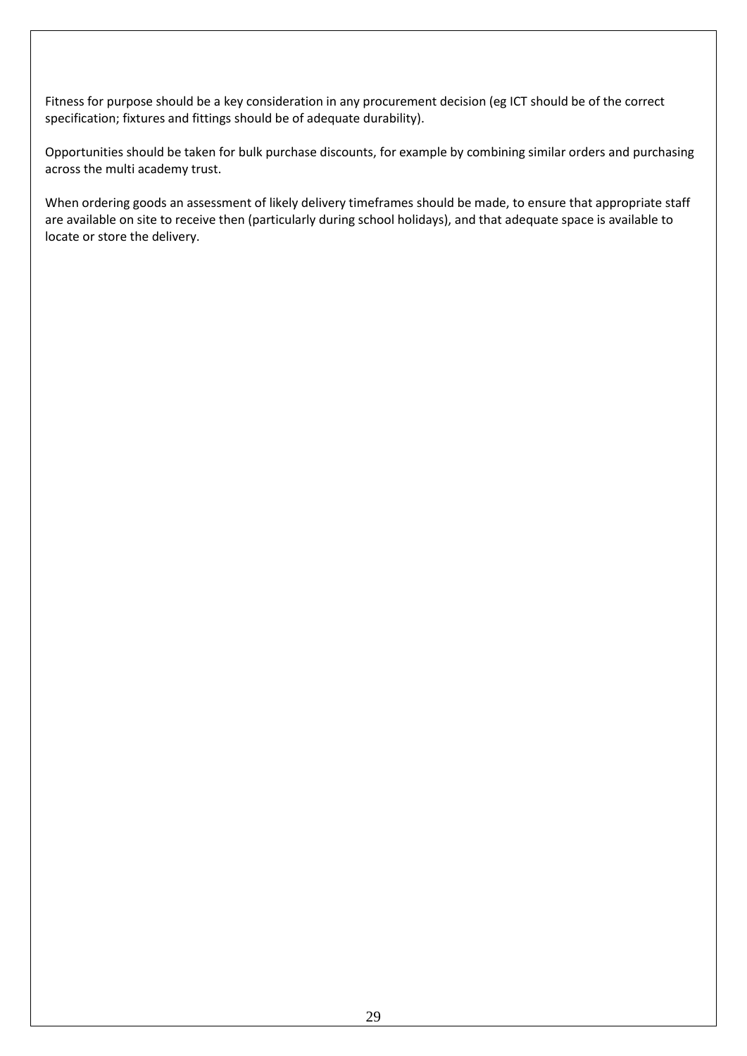Fitness for purpose should be a key consideration in any procurement decision (eg ICT should be of the correct specification; fixtures and fittings should be of adequate durability).

Opportunities should be taken for bulk purchase discounts, for example by combining similar orders and purchasing across the multi academy trust.

When ordering goods an assessment of likely delivery timeframes should be made, to ensure that appropriate staff are available on site to receive then (particularly during school holidays), and that adequate space is available to locate or store the delivery.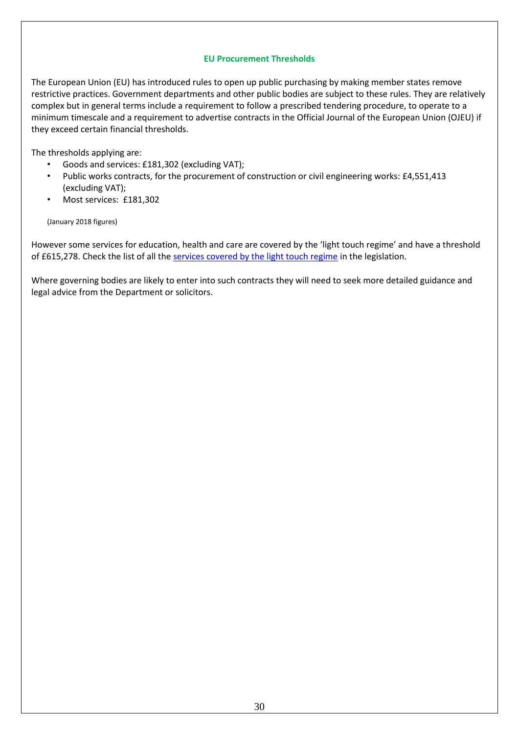## EU Procurement Thresholds

The European Union (EU) has introduced rules to open up public purchasing by making member states remove restrictive practices. Government departments and other public bodies are subject to these rules. They are relatively complex but in general terms include a requirement to follow a prescribed tendering procedure, to operate to a minimum timescale and a requirement to advertise contracts in the Official Journal of the European Union (OJEU) if they exceed certain financial thresholds.

The thresholds applying are:

- Goods and services: £181,302 (excluding VAT);
- Public works contracts, for the procurement of construction or civil engineering works: £4,551,413 (excluding VAT);
- Most services: £181,302

(January 2018 figures)

However some services for education, health and care are covered by the 'light touch regime' and have a threshold of £615,278. Check the list of all the services covered by the light touch regime in the legislation.

Where governing bodies are likely to enter into such contracts they will need to seek more detailed guidance and legal advice from the Department or solicitors.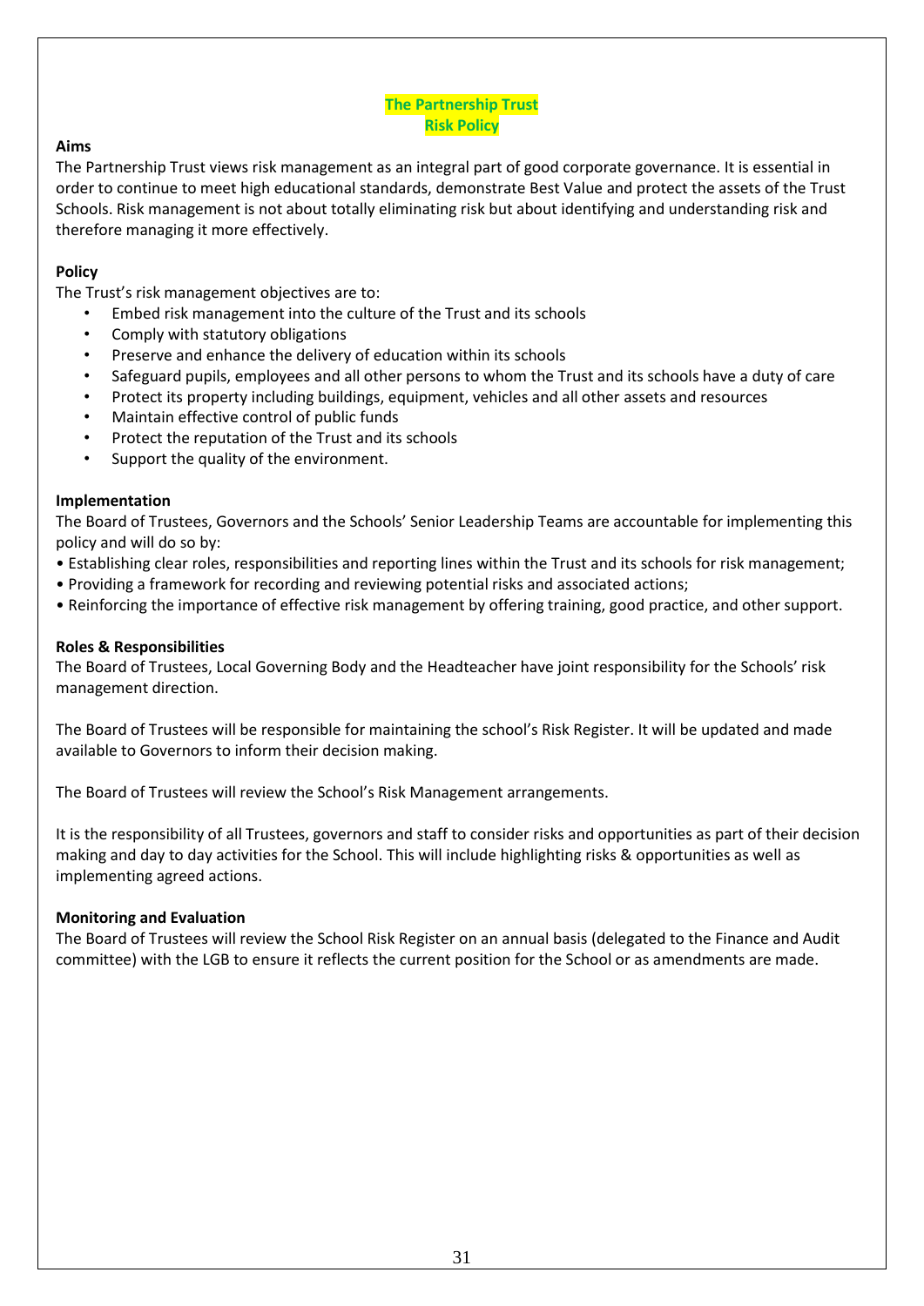# The Partnership Trust
# Risk Policy

**Aims**

The Partnership Trust views risk management as an integral part of good corporate governance. It is essential in order to continue to meet high educational standards, demonstrate Best Value and protect the assets of the Trust Schools. Risk management is not about totally eliminating risk but about identifying and understanding risk and therefore managing it more effectively.

**Policy**

The Trust's risk management objectives are to:

- Embed risk management into the culture of the Trust and its schools
- Comply with statutory obligations
- Preserve and enhance the delivery of education within its schools
- Safeguard pupils, employees and all other persons to whom the Trust and its schools have a duty of care
- Protect its property including buildings, equipment, vehicles and all other assets and resources
- Maintain effective control of public funds
- Protect the reputation of the Trust and its schools
- Support the quality of the environment.

**Implementation**

The Board of Trustees, Governors and the Schools' Senior Leadership Teams are accountable for implementing this policy and will do so by:

- Establishing clear roles, responsibilities and reporting lines within the Trust and its schools for risk management;
- Providing a framework for recording and reviewing potential risks and associated actions;
- Reinforcing the importance of effective risk management by offering training, good practice, and other support.

**Roles & Responsibilities**

The Board of Trustees, Local Governing Body and the Headteacher have joint responsibility for the Schools' risk management direction.

The Board of Trustees will be responsible for maintaining the school's Risk Register. It will be updated and made available to Governors to inform their decision making.

The Board of Trustees will review the School's Risk Management arrangements.

It is the responsibility of all Trustees, governors and staff to consider risks and opportunities as part of their decision making and day to day activities for the School. This will include highlighting risks & opportunities as well as implementing agreed actions.

**Monitoring and Evaluation**

The Board of Trustees will review the School Risk Register on an annual basis (delegated to the Finance and Audit committee) with the LGB to ensure it reflects the current position for the School or as amendments are made.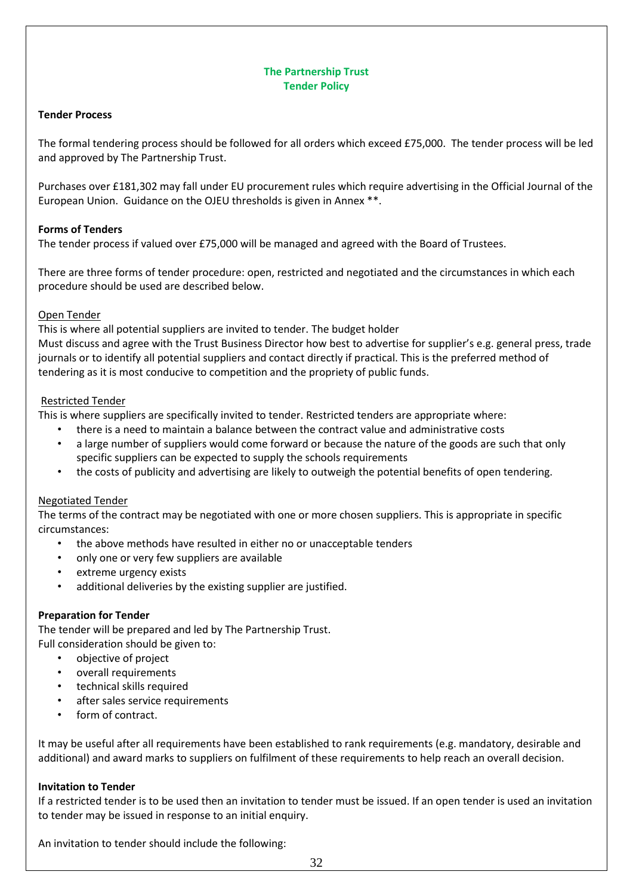**The Partnership Trust**
**Tender Policy**

**Tender Process**

The formal tendering process should be followed for all orders which exceed £75,000. The tender process will be led and approved by The Partnership Trust.

Purchases over £181,302 may fall under EU procurement rules which require advertising in the Official Journal of the European Union. Guidance on the OJEU thresholds is given in Annex **.

**Forms of Tenders**

The tender process if valued over £75,000 will be managed and agreed with the Board of Trustees.

There are three forms of tender procedure: open, restricted and negotiated and the circumstances in which each procedure should be used are described below.

Open Tender

This is where all potential suppliers are invited to tender. The budget holder
Must discuss and agree with the Trust Business Director how best to advertise for supplier's e.g. general press, trade journals or to identify all potential suppliers and contact directly if practical. This is the preferred method of tendering as it is most conducive to competition and the propriety of public funds.

Restricted Tender

This is where suppliers are specifically invited to tender. Restricted tenders are appropriate where:

- there is a need to maintain a balance between the contract value and administrative costs
- a large number of suppliers would come forward or because the nature of the goods are such that only specific suppliers can be expected to supply the schools requirements
- the costs of publicity and advertising are likely to outweigh the potential benefits of open tendering.

Negotiated Tender

The terms of the contract may be negotiated with one or more chosen suppliers. This is appropriate in specific circumstances:

- the above methods have resulted in either no or unacceptable tenders
- only one or very few suppliers are available
- extreme urgency exists
- additional deliveries by the existing supplier are justified.

**Preparation for Tender**

The tender will be prepared and led by The Partnership Trust.
Full consideration should be given to:

- objective of project
- overall requirements
- technical skills required
- after sales service requirements
- form of contract.

It may be useful after all requirements have been established to rank requirements (e.g. mandatory, desirable and additional) and award marks to suppliers on fulfilment of these requirements to help reach an overall decision.

**Invitation to Tender**

If a restricted tender is to be used then an invitation to tender must be issued. If an open tender is used an invitation to tender may be issued in response to an initial enquiry.

An invitation to tender should include the following: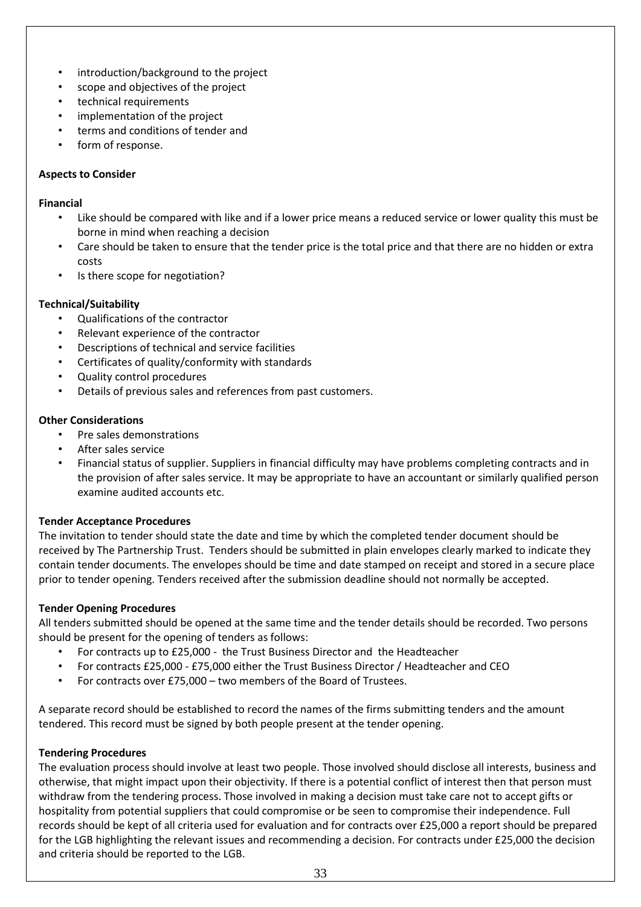- introduction/background to the project
- scope and objectives of the project
- technical requirements
- implementation of the project
- terms and conditions of tender and
- form of response.

**Aspects to Consider**

**Financial**

- Like should be compared with like and if a lower price means a reduced service or lower quality this must be borne in mind when reaching a decision
- Care should be taken to ensure that the tender price is the total price and that there are no hidden or extra costs
- Is there scope for negotiation?

**Technical/Suitability**

- Qualifications of the contractor
- Relevant experience of the contractor
- Descriptions of technical and service facilities
- Certificates of quality/conformity with standards
- Quality control procedures
- Details of previous sales and references from past customers.

**Other Considerations**

- Pre sales demonstrations
- After sales service
- Financial status of supplier. Suppliers in financial difficulty may have problems completing contracts and in the provision of after sales service. It may be appropriate to have an accountant or similarly qualified person examine audited accounts etc.

**Tender Acceptance Procedures**

The invitation to tender should state the date and time by which the completed tender document should be received by The Partnership Trust. Tenders should be submitted in plain envelopes clearly marked to indicate they contain tender documents. The envelopes should be time and date stamped on receipt and stored in a secure place prior to tender opening. Tenders received after the submission deadline should not normally be accepted.

**Tender Opening Procedures**

All tenders submitted should be opened at the same time and the tender details should be recorded. Two persons should be present for the opening of tenders as follows:

- For contracts up to £25,000 - the Trust Business Director and the Headteacher
- For contracts £25,000 - £75,000 either the Trust Business Director / Headteacher and CEO
- For contracts over £75,000 – two members of the Board of Trustees.

A separate record should be established to record the names of the firms submitting tenders and the amount tendered. This record must be signed by both people present at the tender opening.

**Tendering Procedures**

The evaluation process should involve at least two people. Those involved should disclose all interests, business and otherwise, that might impact upon their objectivity. If there is a potential conflict of interest then that person must withdraw from the tendering process. Those involved in making a decision must take care not to accept gifts or hospitality from potential suppliers that could compromise or be seen to compromise their independence. Full records should be kept of all criteria used for evaluation and for contracts over £25,000 a report should be prepared for the LGB highlighting the relevant issues and recommending a decision. For contracts under £25,000 the decision and criteria should be reported to the LGB.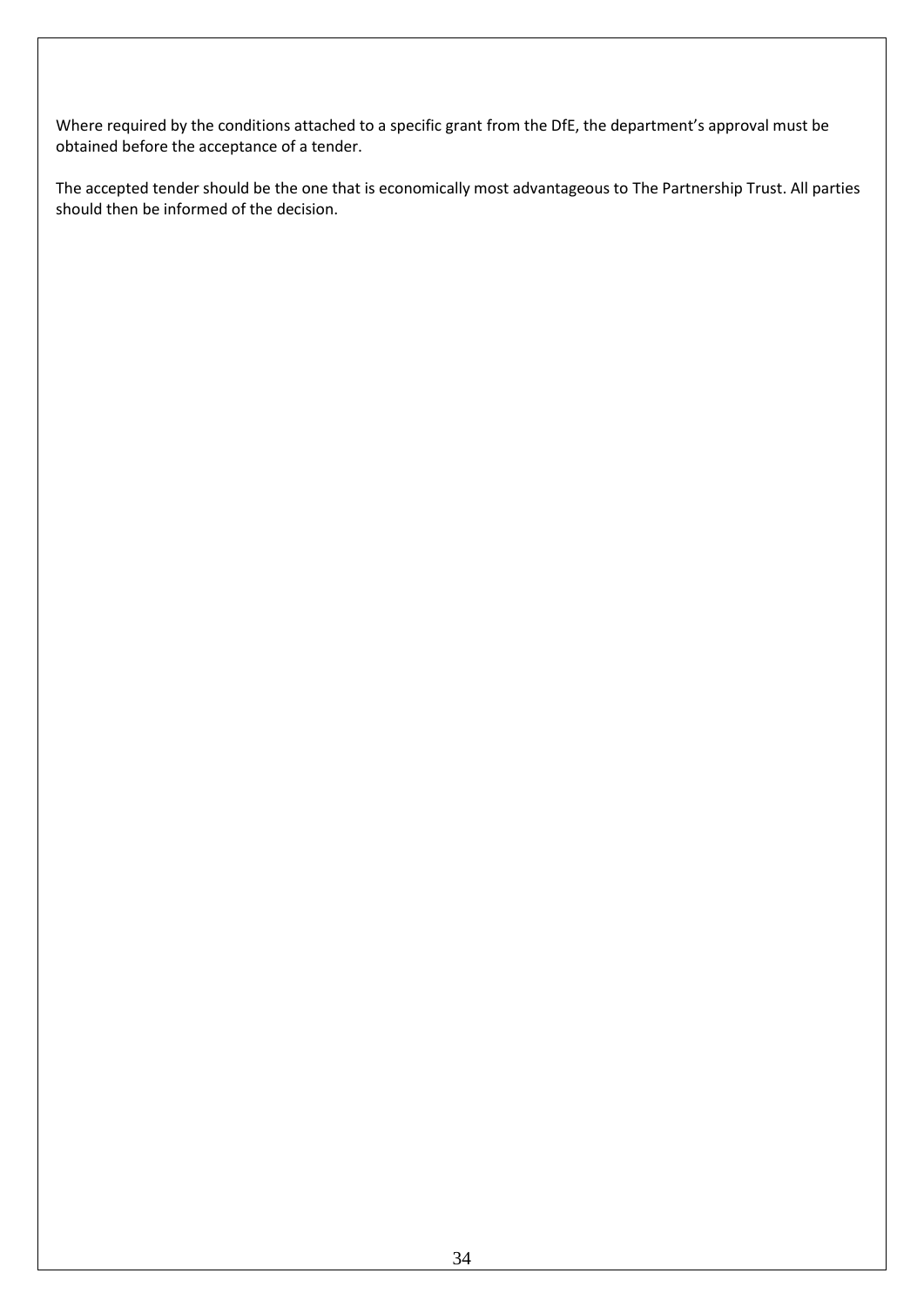Where required by the conditions attached to a specific grant from the DfE, the department's approval must be obtained before the acceptance of a tender.

The accepted tender should be the one that is economically most advantageous to The Partnership Trust. All parties should then be informed of the decision.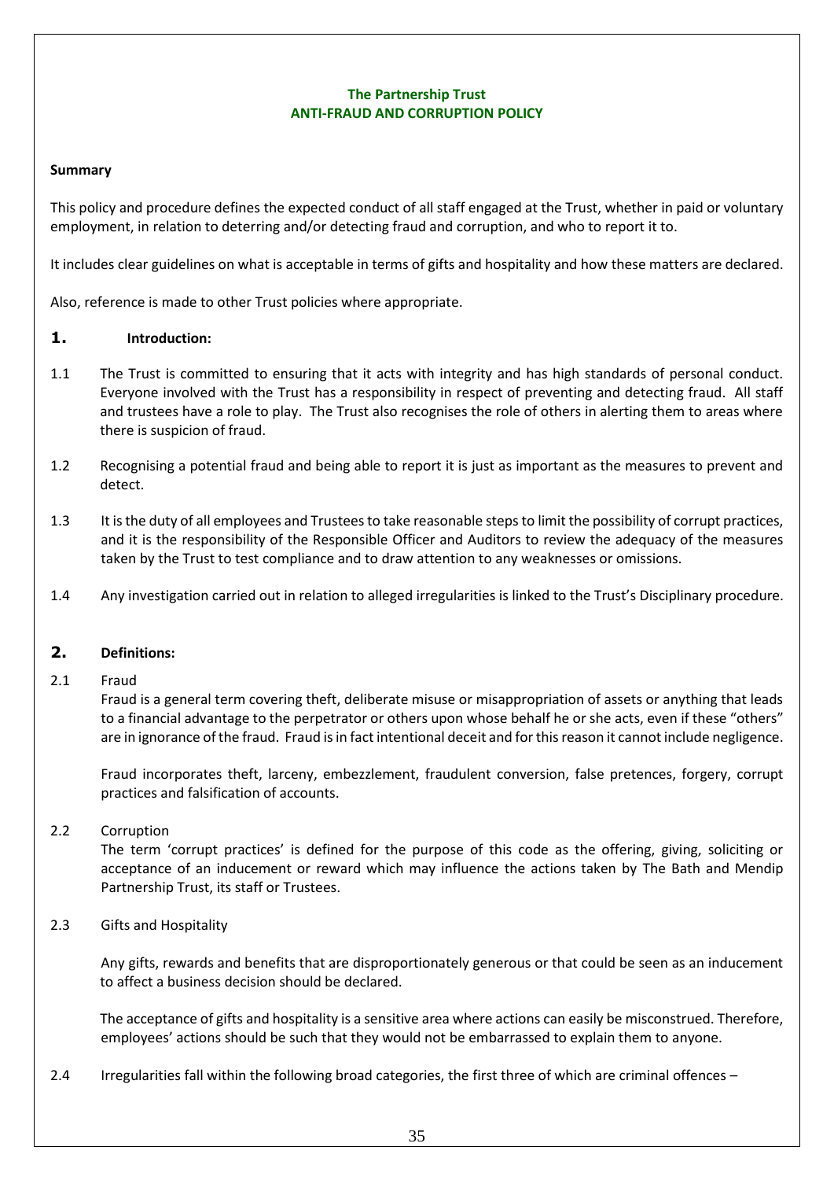**The Partnership Trust**
**ANTI-FRAUD AND CORRUPTION POLICY**

**Summary**

This policy and procedure defines the expected conduct of all staff engaged at the Trust, whether in paid or voluntary employment, in relation to deterring and/or detecting fraud and corruption, and who to report it to.

It includes clear guidelines on what is acceptable in terms of gifts and hospitality and how these matters are declared.

Also, reference is made to other Trust policies where appropriate.

## 1. Introduction:

1.1 The Trust is committed to ensuring that it acts with integrity and has high standards of personal conduct. Everyone involved with the Trust has a responsibility in respect of preventing and detecting fraud. All staff and trustees have a role to play. The Trust also recognises the role of others in alerting them to areas where there is suspicion of fraud.

1.2 Recognising a potential fraud and being able to report it is just as important as the measures to prevent and detect.

1.3 It is the duty of all employees and Trustees to take reasonable steps to limit the possibility of corrupt practices, and it is the responsibility of the Responsible Officer and Auditors to review the adequacy of the measures taken by the Trust to test compliance and to draw attention to any weaknesses or omissions.

1.4 Any investigation carried out in relation to alleged irregularities is linked to the Trust's Disciplinary procedure.

## 2. Definitions:

2.1 Fraud

Fraud is a general term covering theft, deliberate misuse or misappropriation of assets or anything that leads to a financial advantage to the perpetrator or others upon whose behalf he or she acts, even if these "others" are in ignorance of the fraud. Fraud is in fact intentional deceit and for this reason it cannot include negligence.

Fraud incorporates theft, larceny, embezzlement, fraudulent conversion, false pretences, forgery, corrupt practices and falsification of accounts.

2.2 Corruption

The term 'corrupt practices' is defined for the purpose of this code as the offering, giving, soliciting or acceptance of an inducement or reward which may influence the actions taken by The Bath and Mendip Partnership Trust, its staff or Trustees.

2.3 Gifts and Hospitality

Any gifts, rewards and benefits that are disproportionately generous or that could be seen as an inducement to affect a business decision should be declared.

The acceptance of gifts and hospitality is a sensitive area where actions can easily be misconstrued. Therefore, employees' actions should be such that they would not be embarrassed to explain them to anyone.

2.4 Irregularities fall within the following broad categories, the first three of which are criminal offences –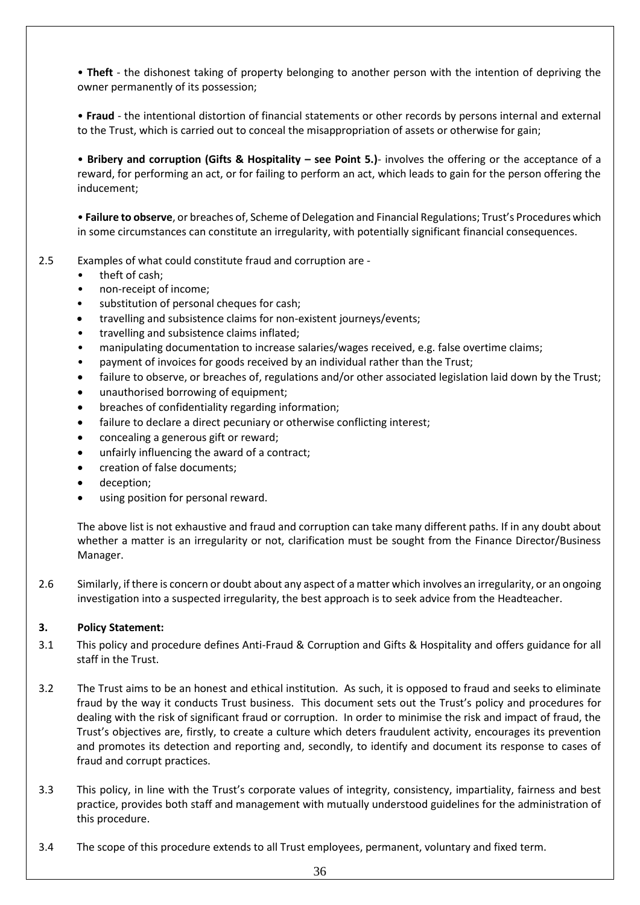• **Theft** - the dishonest taking of property belonging to another person with the intention of depriving the owner permanently of its possession;

• **Fraud** - the intentional distortion of financial statements or other records by persons internal and external to the Trust, which is carried out to conceal the misappropriation of assets or otherwise for gain;

• **Bribery and corruption (Gifts & Hospitality – see Point 5.)**- involves the offering or the acceptance of a reward, for performing an act, or for failing to perform an act, which leads to gain for the person offering the inducement;

• **Failure to observe**, or breaches of, Scheme of Delegation and Financial Regulations; Trust's Procedures which in some circumstances can constitute an irregularity, with potentially significant financial consequences.

2.5 Examples of what could constitute fraud and corruption are -

- theft of cash;
- non-receipt of income;
- substitution of personal cheques for cash;
- travelling and subsistence claims for non-existent journeys/events;
- travelling and subsistence claims inflated;
- manipulating documentation to increase salaries/wages received, e.g. false overtime claims;
- payment of invoices for goods received by an individual rather than the Trust;
- failure to observe, or breaches of, regulations and/or other associated legislation laid down by the Trust;
- unauthorised borrowing of equipment;
- breaches of confidentiality regarding information;
- failure to declare a direct pecuniary or otherwise conflicting interest;
- concealing a generous gift or reward;
- unfairly influencing the award of a contract;
- creation of false documents;
- deception;
- using position for personal reward.

The above list is not exhaustive and fraud and corruption can take many different paths. If in any doubt about whether a matter is an irregularity or not, clarification must be sought from the Finance Director/Business Manager.

2.6 Similarly, if there is concern or doubt about any aspect of a matter which involves an irregularity, or an ongoing investigation into a suspected irregularity, the best approach is to seek advice from the Headteacher.

### 3. Policy Statement:

3.1 This policy and procedure defines Anti-Fraud & Corruption and Gifts & Hospitality and offers guidance for all staff in the Trust.

3.2 The Trust aims to be an honest and ethical institution. As such, it is opposed to fraud and seeks to eliminate fraud by the way it conducts Trust business. This document sets out the Trust's policy and procedures for dealing with the risk of significant fraud or corruption. In order to minimise the risk and impact of fraud, the Trust's objectives are, firstly, to create a culture which deters fraudulent activity, encourages its prevention and promotes its detection and reporting and, secondly, to identify and document its response to cases of fraud and corrupt practices.

3.3 This policy, in line with the Trust's corporate values of integrity, consistency, impartiality, fairness and best practice, provides both staff and management with mutually understood guidelines for the administration of this procedure.

3.4 The scope of this procedure extends to all Trust employees, permanent, voluntary and fixed term.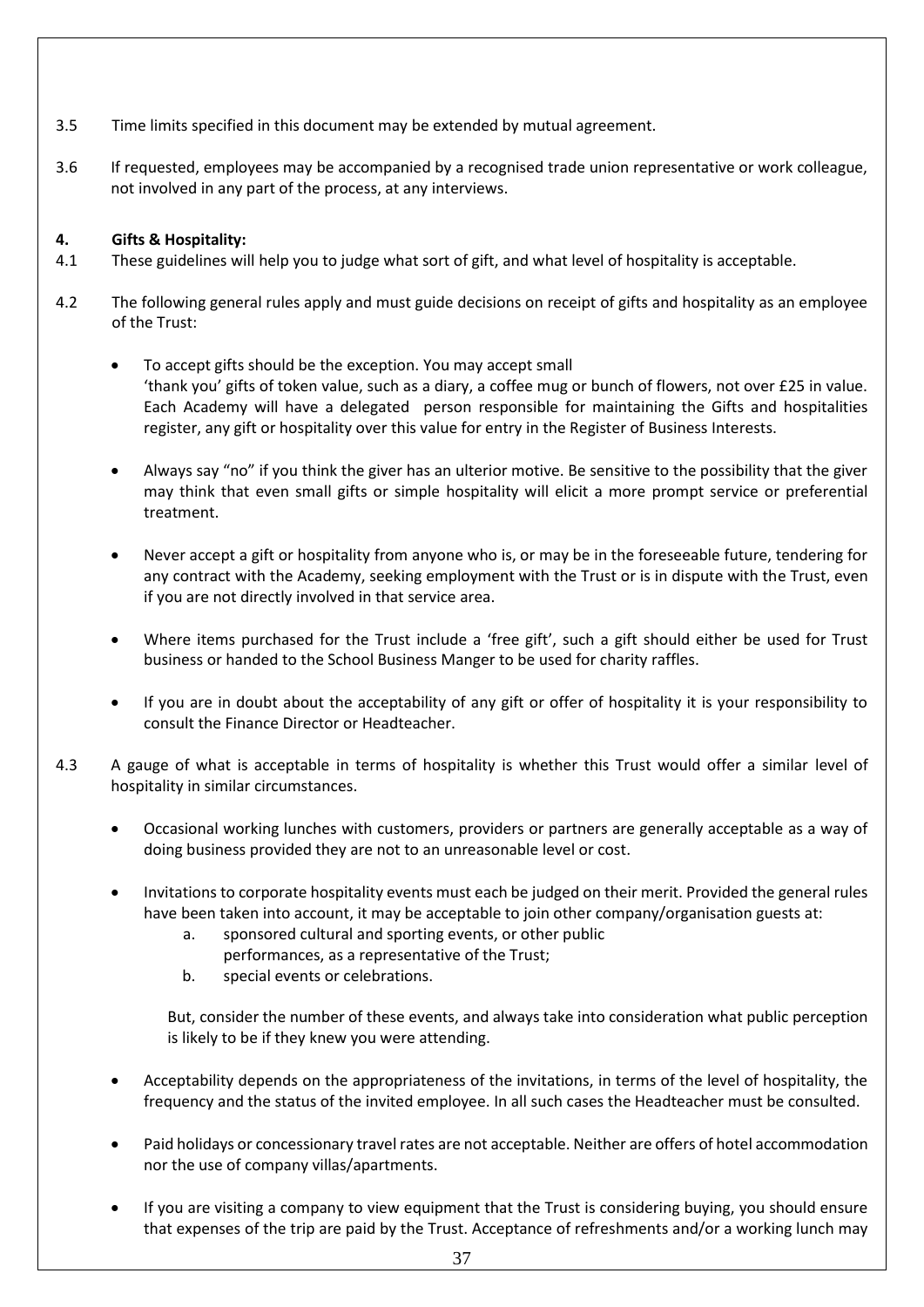3.5 Time limits specified in this document may be extended by mutual agreement.

3.6 If requested, employees may be accompanied by a recognised trade union representative or work colleague, not involved in any part of the process, at any interviews.

## 4. Gifts & Hospitality:

4.1 These guidelines will help you to judge what sort of gift, and what level of hospitality is acceptable.

4.2 The following general rules apply and must guide decisions on receipt of gifts and hospitality as an employee of the Trust:

- To accept gifts should be the exception. You may accept small 'thank you' gifts of token value, such as a diary, a coffee mug or bunch of flowers, not over £25 in value. Each Academy will have a delegated person responsible for maintaining the Gifts and hospitalities register, any gift or hospitality over this value for entry in the Register of Business Interests.
- Always say "no" if you think the giver has an ulterior motive. Be sensitive to the possibility that the giver may think that even small gifts or simple hospitality will elicit a more prompt service or preferential treatment.
- Never accept a gift or hospitality from anyone who is, or may be in the foreseeable future, tendering for any contract with the Academy, seeking employment with the Trust or is in dispute with the Trust, even if you are not directly involved in that service area.
- Where items purchased for the Trust include a 'free gift', such a gift should either be used for Trust business or handed to the School Business Manger to be used for charity raffles.
- If you are in doubt about the acceptability of any gift or offer of hospitality it is your responsibility to consult the Finance Director or Headteacher.

4.3 A gauge of what is acceptable in terms of hospitality is whether this Trust would offer a similar level of hospitality in similar circumstances.

- Occasional working lunches with customers, providers or partners are generally acceptable as a way of doing business provided they are not to an unreasonable level or cost.
- Invitations to corporate hospitality events must each be judged on their merit. Provided the general rules have been taken into account, it may be acceptable to join other company/organisation guests at:
  a. sponsored cultural and sporting events, or other public performances, as a representative of the Trust;
  b. special events or celebrations.

  But, consider the number of these events, and always take into consideration what public perception is likely to be if they knew you were attending.
- Acceptability depends on the appropriateness of the invitations, in terms of the level of hospitality, the frequency and the status of the invited employee. In all such cases the Headteacher must be consulted.
- Paid holidays or concessionary travel rates are not acceptable. Neither are offers of hotel accommodation nor the use of company villas/apartments.
- If you are visiting a company to view equipment that the Trust is considering buying, you should ensure that expenses of the trip are paid by the Trust. Acceptance of refreshments and/or a working lunch may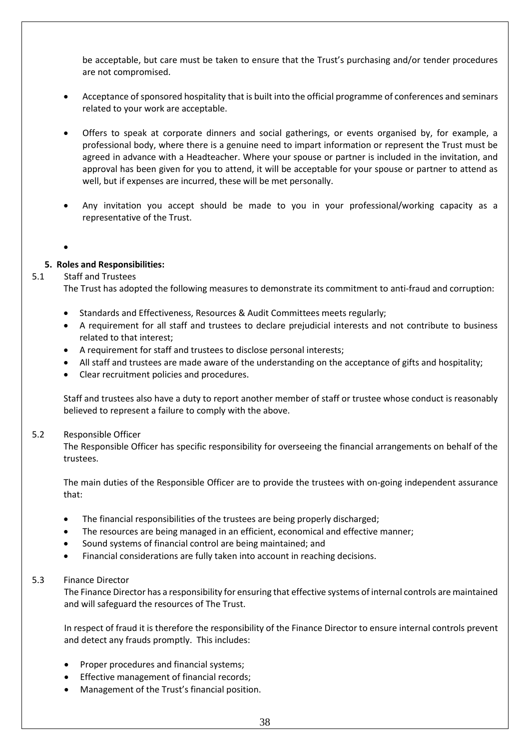be acceptable, but care must be taken to ensure that the Trust's purchasing and/or tender procedures are not compromised.

- Acceptance of sponsored hospitality that is built into the official programme of conferences and seminars related to your work are acceptable.

- Offers to speak at corporate dinners and social gatherings, or events organised by, for example, a professional body, where there is a genuine need to impart information or represent the Trust must be agreed in advance with a Headteacher. Where your spouse or partner is included in the invitation, and approval has been given for you to attend, it will be acceptable for your spouse or partner to attend as well, but if expenses are incurred, these will be met personally.

- Any invitation you accept should be made to you in your professional/working capacity as a representative of the Trust.

- 

**5. Roles and Responsibilities:**

5.1 Staff and Trustees

The Trust has adopted the following measures to demonstrate its commitment to anti-fraud and corruption:

- Standards and Effectiveness, Resources & Audit Committees meets regularly;
- A requirement for all staff and trustees to declare prejudicial interests and not contribute to business related to that interest;
- A requirement for staff and trustees to disclose personal interests;
- All staff and trustees are made aware of the understanding on the acceptance of gifts and hospitality;
- Clear recruitment policies and procedures.

Staff and trustees also have a duty to report another member of staff or trustee whose conduct is reasonably believed to represent a failure to comply with the above.

5.2 Responsible Officer

The Responsible Officer has specific responsibility for overseeing the financial arrangements on behalf of the trustees.

The main duties of the Responsible Officer are to provide the trustees with on-going independent assurance that:

- The financial responsibilities of the trustees are being properly discharged;
- The resources are being managed in an efficient, economical and effective manner;
- Sound systems of financial control are being maintained; and
- Financial considerations are fully taken into account in reaching decisions.

5.3 Finance Director

The Finance Director has a responsibility for ensuring that effective systems of internal controls are maintained and will safeguard the resources of The Trust.

In respect of fraud it is therefore the responsibility of the Finance Director to ensure internal controls prevent and detect any frauds promptly. This includes:

- Proper procedures and financial systems;
- Effective management of financial records;
- Management of the Trust's financial position.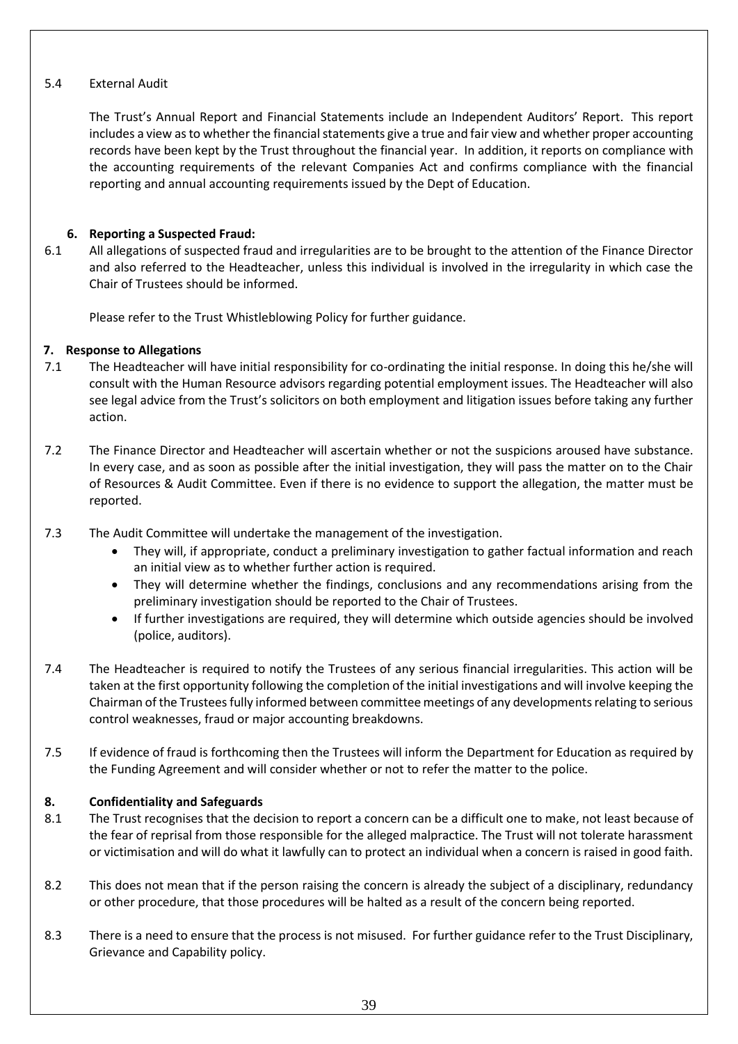5.4 External Audit

The Trust's Annual Report and Financial Statements include an Independent Auditors' Report. This report includes a view as to whether the financial statements give a true and fair view and whether proper accounting records have been kept by the Trust throughout the financial year. In addition, it reports on compliance with the accounting requirements of the relevant Companies Act and confirms compliance with the financial reporting and annual accounting requirements issued by the Dept of Education.

## 6. Reporting a Suspected Fraud:

6.1 All allegations of suspected fraud and irregularities are to be brought to the attention of the Finance Director and also referred to the Headteacher, unless this individual is involved in the irregularity in which case the Chair of Trustees should be informed.

Please refer to the Trust Whistleblowing Policy for further guidance.

## 7. Response to Allegations

7.1 The Headteacher will have initial responsibility for co-ordinating the initial response. In doing this he/she will consult with the Human Resource advisors regarding potential employment issues. The Headteacher will also see legal advice from the Trust's solicitors on both employment and litigation issues before taking any further action.

7.2 The Finance Director and Headteacher will ascertain whether or not the suspicions aroused have substance. In every case, and as soon as possible after the initial investigation, they will pass the matter on to the Chair of Resources & Audit Committee. Even if there is no evidence to support the allegation, the matter must be reported.

7.3 The Audit Committee will undertake the management of the investigation.

- They will, if appropriate, conduct a preliminary investigation to gather factual information and reach an initial view as to whether further action is required.
- They will determine whether the findings, conclusions and any recommendations arising from the preliminary investigation should be reported to the Chair of Trustees.
- If further investigations are required, they will determine which outside agencies should be involved (police, auditors).

7.4 The Headteacher is required to notify the Trustees of any serious financial irregularities. This action will be taken at the first opportunity following the completion of the initial investigations and will involve keeping the Chairman of the Trustees fully informed between committee meetings of any developments relating to serious control weaknesses, fraud or major accounting breakdowns.

7.5 If evidence of fraud is forthcoming then the Trustees will inform the Department for Education as required by the Funding Agreement and will consider whether or not to refer the matter to the police.

## 8. Confidentiality and Safeguards

8.1 The Trust recognises that the decision to report a concern can be a difficult one to make, not least because of the fear of reprisal from those responsible for the alleged malpractice. The Trust will not tolerate harassment or victimisation and will do what it lawfully can to protect an individual when a concern is raised in good faith.

8.2 This does not mean that if the person raising the concern is already the subject of a disciplinary, redundancy or other procedure, that those procedures will be halted as a result of the concern being reported.

8.3 There is a need to ensure that the process is not misused. For further guidance refer to the Trust Disciplinary, Grievance and Capability policy.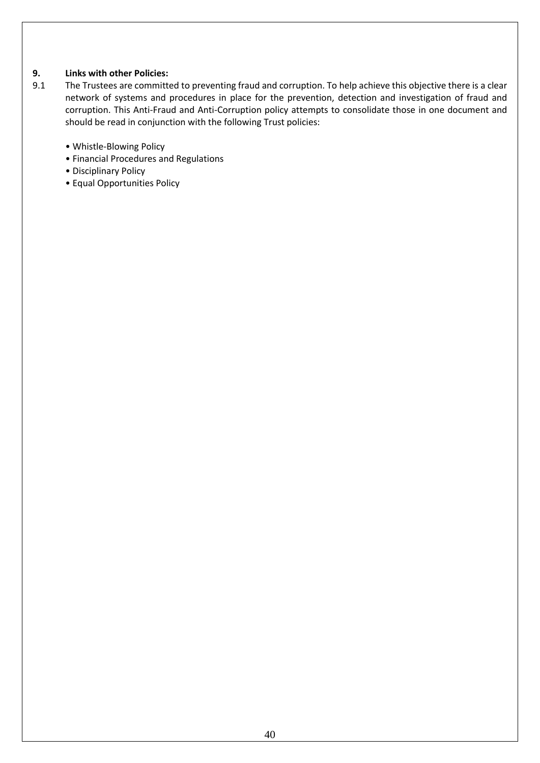## 9. Links with other Policies:

9.1 The Trustees are committed to preventing fraud and corruption. To help achieve this objective there is a clear network of systems and procedures in place for the prevention, detection and investigation of fraud and corruption. This Anti-Fraud and Anti-Corruption policy attempts to consolidate those in one document and should be read in conjunction with the following Trust policies:

- Whistle-Blowing Policy
- Financial Procedures and Regulations
- Disciplinary Policy
- Equal Opportunities Policy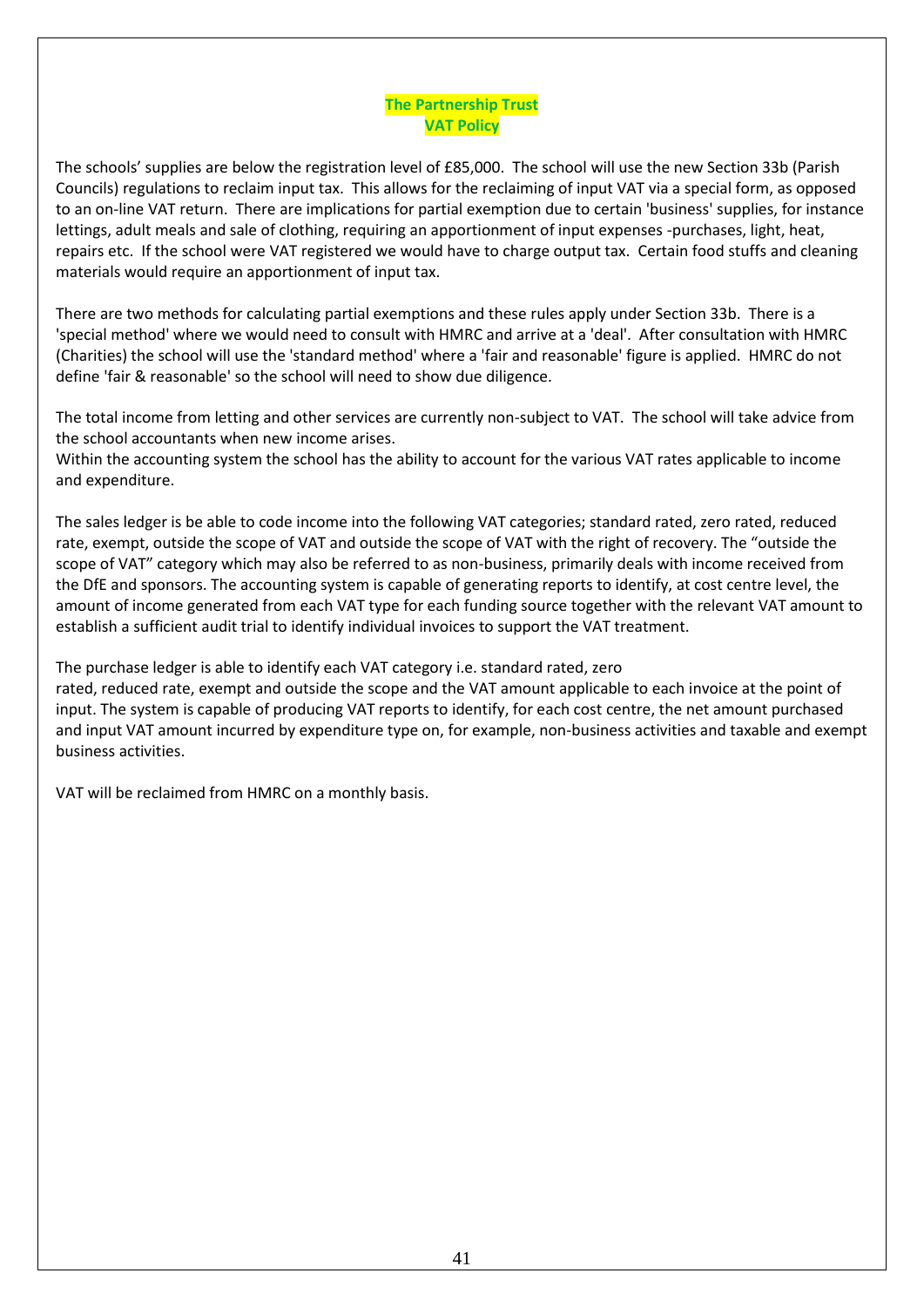**The Partnership Trust**
**VAT Policy**

The schools' supplies are below the registration level of £85,000. The school will use the new Section 33b (Parish Councils) regulations to reclaim input tax. This allows for the reclaiming of input VAT via a special form, as opposed to an on-line VAT return. There are implications for partial exemption due to certain 'business' supplies, for instance lettings, adult meals and sale of clothing, requiring an apportionment of input expenses -purchases, light, heat, repairs etc. If the school were VAT registered we would have to charge output tax. Certain food stuffs and cleaning materials would require an apportionment of input tax.

There are two methods for calculating partial exemptions and these rules apply under Section 33b. There is a 'special method' where we would need to consult with HMRC and arrive at a 'deal'. After consultation with HMRC (Charities) the school will use the 'standard method' where a 'fair and reasonable' figure is applied. HMRC do not define 'fair & reasonable' so the school will need to show due diligence.

The total income from letting and other services are currently non-subject to VAT. The school will take advice from the school accountants when new income arises.
Within the accounting system the school has the ability to account for the various VAT rates applicable to income and expenditure.

The sales ledger is be able to code income into the following VAT categories; standard rated, zero rated, reduced rate, exempt, outside the scope of VAT and outside the scope of VAT with the right of recovery. The "outside the scope of VAT" category which may also be referred to as non-business, primarily deals with income received from the DfE and sponsors. The accounting system is capable of generating reports to identify, at cost centre level, the amount of income generated from each VAT type for each funding source together with the relevant VAT amount to establish a sufficient audit trial to identify individual invoices to support the VAT treatment.

The purchase ledger is able to identify each VAT category i.e. standard rated, zero
rated, reduced rate, exempt and outside the scope and the VAT amount applicable to each invoice at the point of input. The system is capable of producing VAT reports to identify, for each cost centre, the net amount purchased and input VAT amount incurred by expenditure type on, for example, non-business activities and taxable and exempt business activities.

VAT will be reclaimed from HMRC on a monthly basis.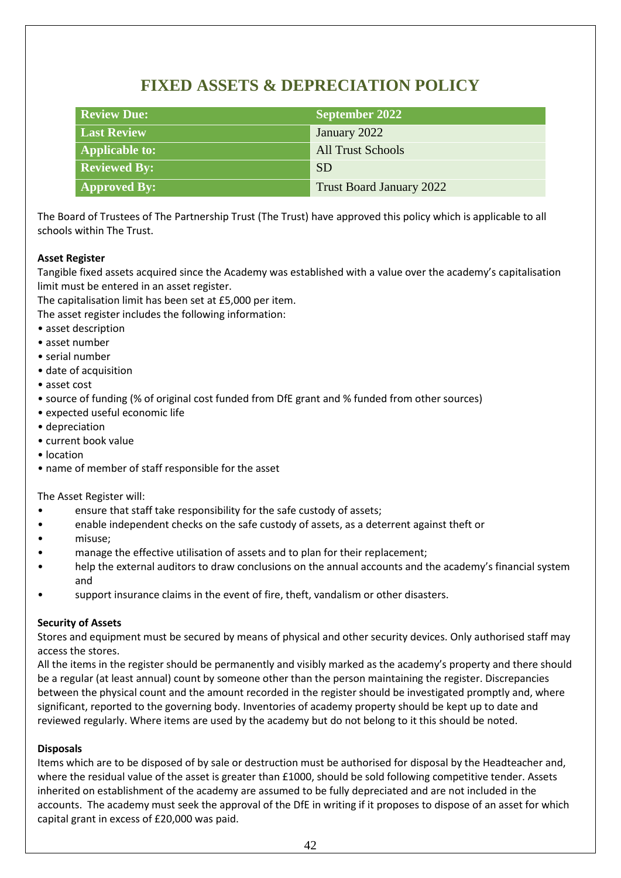# FIXED ASSETS & DEPRECIATION POLICY

| Review Due: | September 2022 |
|---|---|
| Last Review | January 2022 |
| Applicable to: | All Trust Schools |
| Reviewed By: | SD |
| Approved By: | Trust Board January 2022 |

The Board of Trustees of The Partnership Trust (The Trust) have approved this policy which is applicable to all schools within The Trust.

**Asset Register**

Tangible fixed assets acquired since the Academy was established with a value over the academy's capitalisation limit must be entered in an asset register.

The capitalisation limit has been set at £5,000 per item.

The asset register includes the following information:

- asset description
- asset number
- serial number
- date of acquisition
- asset cost
- source of funding (% of original cost funded from DfE grant and % funded from other sources)
- expected useful economic life
- depreciation
- current book value
- location
- name of member of staff responsible for the asset

The Asset Register will:

- ensure that staff take responsibility for the safe custody of assets;
- enable independent checks on the safe custody of assets, as a deterrent against theft or
- misuse;
- manage the effective utilisation of assets and to plan for their replacement;
- help the external auditors to draw conclusions on the annual accounts and the academy's financial system and
- support insurance claims in the event of fire, theft, vandalism or other disasters.

**Security of Assets**

Stores and equipment must be secured by means of physical and other security devices. Only authorised staff may access the stores.

All the items in the register should be permanently and visibly marked as the academy's property and there should be a regular (at least annual) count by someone other than the person maintaining the register. Discrepancies between the physical count and the amount recorded in the register should be investigated promptly and, where significant, reported to the governing body. Inventories of academy property should be kept up to date and reviewed regularly. Where items are used by the academy but do not belong to it this should be noted.

**Disposals**

Items which are to be disposed of by sale or destruction must be authorised for disposal by the Headteacher and, where the residual value of the asset is greater than £1000, should be sold following competitive tender. Assets inherited on establishment of the academy are assumed to be fully depreciated and are not included in the accounts. The academy must seek the approval of the DfE in writing if it proposes to dispose of an asset for which capital grant in excess of £20,000 was paid.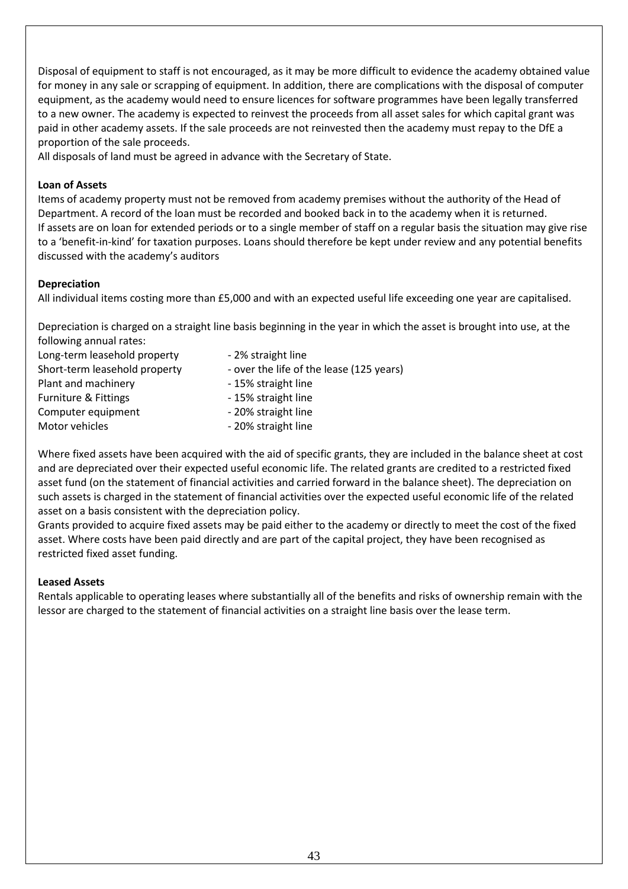Disposal of equipment to staff is not encouraged, as it may be more difficult to evidence the academy obtained value for money in any sale or scrapping of equipment. In addition, there are complications with the disposal of computer equipment, as the academy would need to ensure licences for software programmes have been legally transferred to a new owner. The academy is expected to reinvest the proceeds from all asset sales for which capital grant was paid in other academy assets. If the sale proceeds are not reinvested then the academy must repay to the DfE a proportion of the sale proceeds.
All disposals of land must be agreed in advance with the Secretary of State.

**Loan of Assets**
Items of academy property must not be removed from academy premises without the authority of the Head of Department. A record of the loan must be recorded and booked back in to the academy when it is returned.
If assets are on loan for extended periods or to a single member of staff on a regular basis the situation may give rise to a 'benefit-in-kind' for taxation purposes. Loans should therefore be kept under review and any potential benefits discussed with the academy's auditors

**Depreciation**
All individual items costing more than £5,000 and with an expected useful life exceeding one year are capitalised.

Depreciation is charged on a straight line basis beginning in the year in which the asset is brought into use, at the following annual rates:

| | |
|---|---|
| Long-term leasehold property | - 2% straight line |
| Short-term leasehold property | - over the life of the lease (125 years) |
| Plant and machinery | - 15% straight line |
| Furniture & Fittings | - 15% straight line |
| Computer equipment | - 20% straight line |
| Motor vehicles | - 20% straight line |

Where fixed assets have been acquired with the aid of specific grants, they are included in the balance sheet at cost and are depreciated over their expected useful economic life. The related grants are credited to a restricted fixed asset fund (on the statement of financial activities and carried forward in the balance sheet). The depreciation on such assets is charged in the statement of financial activities over the expected useful economic life of the related asset on a basis consistent with the depreciation policy.
Grants provided to acquire fixed assets may be paid either to the academy or directly to meet the cost of the fixed asset. Where costs have been paid directly and are part of the capital project, they have been recognised as restricted fixed asset funding.

**Leased Assets**
Rentals applicable to operating leases where substantially all of the benefits and risks of ownership remain with the lessor are charged to the statement of financial activities on a straight line basis over the lease term.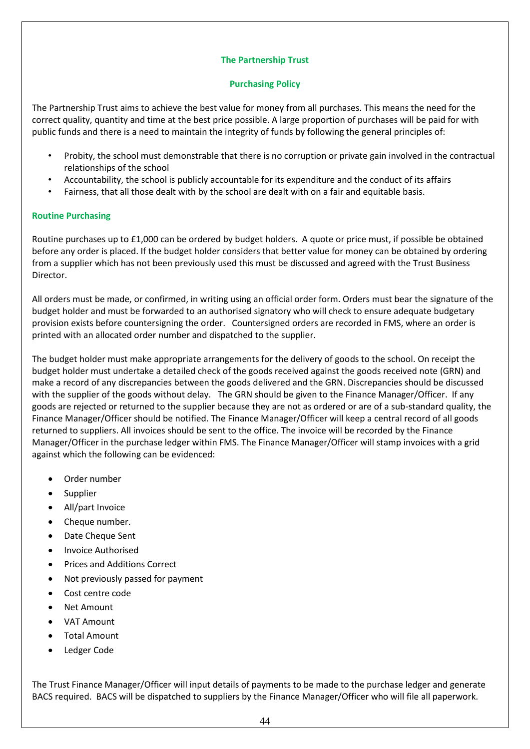## The Partnership Trust

### Purchasing Policy

The Partnership Trust aims to achieve the best value for money from all purchases. This means the need for the correct quality, quantity and time at the best price possible. A large proportion of purchases will be paid for with public funds and there is a need to maintain the integrity of funds by following the general principles of:

- Probity, the school must demonstrable that there is no corruption or private gain involved in the contractual relationships of the school
- Accountability, the school is publicly accountable for its expenditure and the conduct of its affairs
- Fairness, that all those dealt with by the school are dealt with on a fair and equitable basis.

### Routine Purchasing

Routine purchases up to £1,000 can be ordered by budget holders. A quote or price must, if possible be obtained before any order is placed. If the budget holder considers that better value for money can be obtained by ordering from a supplier which has not been previously used this must be discussed and agreed with the Trust Business Director.

All orders must be made, or confirmed, in writing using an official order form. Orders must bear the signature of the budget holder and must be forwarded to an authorised signatory who will check to ensure adequate budgetary provision exists before countersigning the order. Countersigned orders are recorded in FMS, where an order is printed with an allocated order number and dispatched to the supplier.

The budget holder must make appropriate arrangements for the delivery of goods to the school. On receipt the budget holder must undertake a detailed check of the goods received against the goods received note (GRN) and make a record of any discrepancies between the goods delivered and the GRN. Discrepancies should be discussed with the supplier of the goods without delay. The GRN should be given to the Finance Manager/Officer. If any goods are rejected or returned to the supplier because they are not as ordered or are of a sub-standard quality, the Finance Manager/Officer should be notified. The Finance Manager/Officer will keep a central record of all goods returned to suppliers. All invoices should be sent to the office. The invoice will be recorded by the Finance Manager/Officer in the purchase ledger within FMS. The Finance Manager/Officer will stamp invoices with a grid against which the following can be evidenced:

- Order number
- Supplier
- All/part Invoice
- Cheque number.
- Date Cheque Sent
- Invoice Authorised
- Prices and Additions Correct
- Not previously passed for payment
- Cost centre code
- Net Amount
- VAT Amount
- Total Amount
- Ledger Code

The Trust Finance Manager/Officer will input details of payments to be made to the purchase ledger and generate BACS required. BACS will be dispatched to suppliers by the Finance Manager/Officer who will file all paperwork.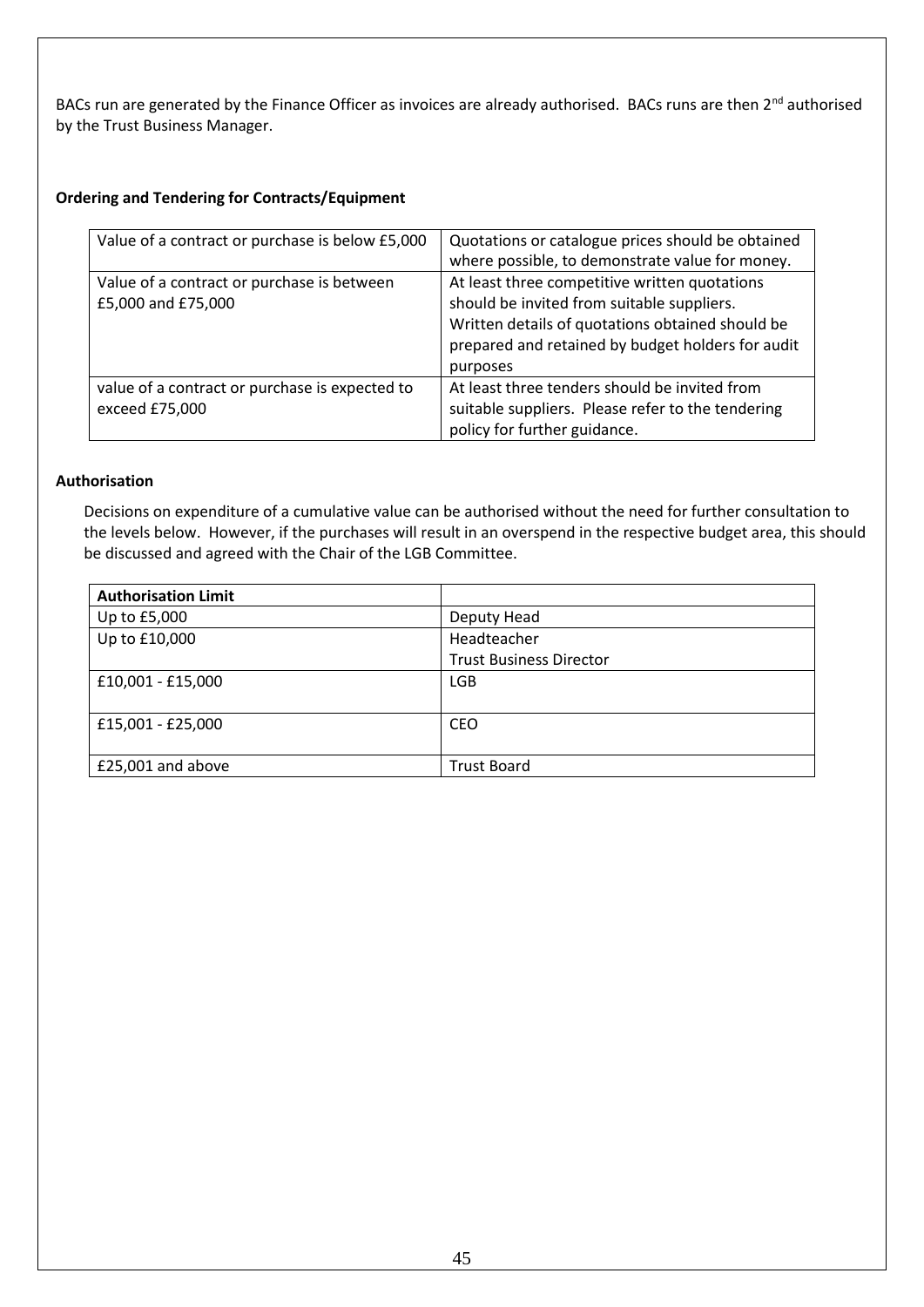BACs run are generated by the Finance Officer as invoices are already authorised. BACs runs are then 2nd authorised by the Trust Business Manager.

**Ordering and Tendering for Contracts/Equipment**

| | |
|---|---|
| Value of a contract or purchase is below £5,000 | Quotations or catalogue prices should be obtained where possible, to demonstrate value for money. |
| Value of a contract or purchase is between £5,000 and £75,000 | At least three competitive written quotations should be invited from suitable suppliers. Written details of quotations obtained should be prepared and retained by budget holders for audit purposes |
| value of a contract or purchase is expected to exceed £75,000 | At least three tenders should be invited from suitable suppliers. Please refer to the tendering policy for further guidance. |

**Authorisation**

Decisions on expenditure of a cumulative value can be authorised without the need for further consultation to the levels below. However, if the purchases will result in an overspend in the respective budget area, this should be discussed and agreed with the Chair of the LGB Committee.

| **Authorisation Limit** | |
|---|---|
| Up to £5,000 | Deputy Head |
| Up to £10,000 | Headteacher<br>Trust Business Director |
| £10,001 - £15,000 | LGB |
| £15,001 - £25,000 | CEO |
| £25,001 and above | Trust Board |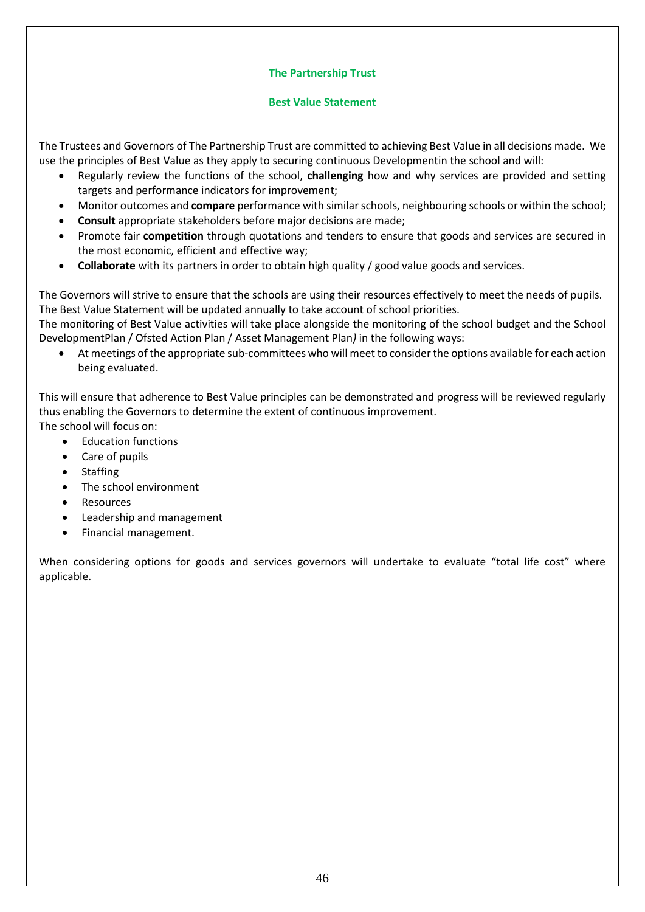## The Partnership Trust

## Best Value Statement

The Trustees and Governors of The Partnership Trust are committed to achieving Best Value in all decisions made. We use the principles of Best Value as they apply to securing continuous Developmentin the school and will:

- Regularly review the functions of the school, **challenging** how and why services are provided and setting targets and performance indicators for improvement;
- Monitor outcomes and **compare** performance with similar schools, neighbouring schools or within the school;
- **Consult** appropriate stakeholders before major decisions are made;
- Promote fair **competition** through quotations and tenders to ensure that goods and services are secured in the most economic, efficient and effective way;
- **Collaborate** with its partners in order to obtain high quality / good value goods and services.

The Governors will strive to ensure that the schools are using their resources effectively to meet the needs of pupils. The Best Value Statement will be updated annually to take account of school priorities.
The monitoring of Best Value activities will take place alongside the monitoring of the school budget and the School DevelopmentPlan / Ofsted Action Plan / Asset Management Plan*)* in the following ways:

- At meetings of the appropriate sub-committees who will meet to consider the options available for each action being evaluated.

This will ensure that adherence to Best Value principles can be demonstrated and progress will be reviewed regularly thus enabling the Governors to determine the extent of continuous improvement.
The school will focus on:

- Education functions
- Care of pupils
- Staffing
- The school environment
- Resources
- Leadership and management
- Financial management.

When considering options for goods and services governors will undertake to evaluate "total life cost" where applicable.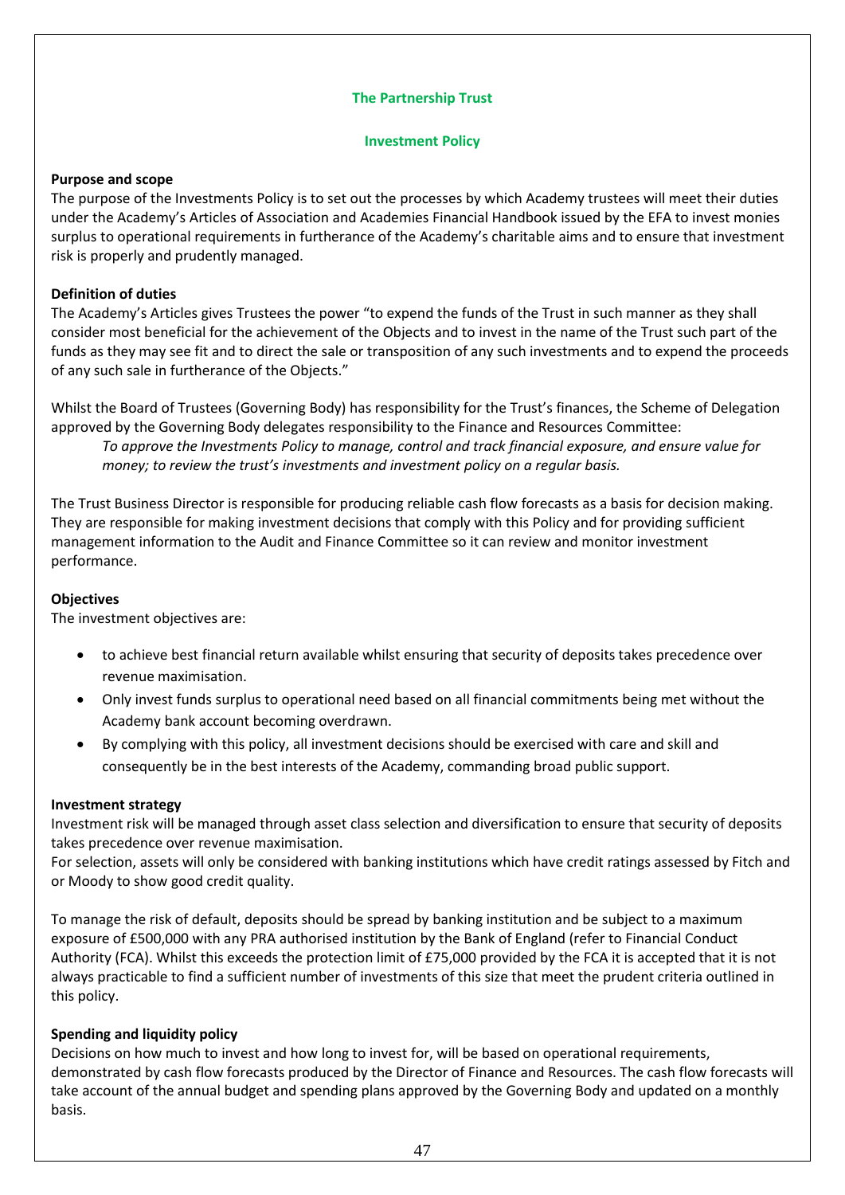**The Partnership Trust**

**Investment Policy**

**Purpose and scope**

The purpose of the Investments Policy is to set out the processes by which Academy trustees will meet their duties under the Academy's Articles of Association and Academies Financial Handbook issued by the EFA to invest monies surplus to operational requirements in furtherance of the Academy's charitable aims and to ensure that investment risk is properly and prudently managed.

**Definition of duties**

The Academy's Articles gives Trustees the power "to expend the funds of the Trust in such manner as they shall consider most beneficial for the achievement of the Objects and to invest in the name of the Trust such part of the funds as they may see fit and to direct the sale or transposition of any such investments and to expend the proceeds of any such sale in furtherance of the Objects."

Whilst the Board of Trustees (Governing Body) has responsibility for the Trust's finances, the Scheme of Delegation approved by the Governing Body delegates responsibility to the Finance and Resources Committee:

*To approve the Investments Policy to manage, control and track financial exposure, and ensure value for money; to review the trust's investments and investment policy on a regular basis.*

The Trust Business Director is responsible for producing reliable cash flow forecasts as a basis for decision making. They are responsible for making investment decisions that comply with this Policy and for providing sufficient management information to the Audit and Finance Committee so it can review and monitor investment performance.

**Objectives**

The investment objectives are:

- to achieve best financial return available whilst ensuring that security of deposits takes precedence over revenue maximisation.
- Only invest funds surplus to operational need based on all financial commitments being met without the Academy bank account becoming overdrawn.
- By complying with this policy, all investment decisions should be exercised with care and skill and consequently be in the best interests of the Academy, commanding broad public support.

**Investment strategy**

Investment risk will be managed through asset class selection and diversification to ensure that security of deposits takes precedence over revenue maximisation.

For selection, assets will only be considered with banking institutions which have credit ratings assessed by Fitch and or Moody to show good credit quality.

To manage the risk of default, deposits should be spread by banking institution and be subject to a maximum exposure of £500,000 with any PRA authorised institution by the Bank of England (refer to Financial Conduct Authority (FCA). Whilst this exceeds the protection limit of £75,000 provided by the FCA it is accepted that it is not always practicable to find a sufficient number of investments of this size that meet the prudent criteria outlined in this policy.

**Spending and liquidity policy**

Decisions on how much to invest and how long to invest for, will be based on operational requirements, demonstrated by cash flow forecasts produced by the Director of Finance and Resources. The cash flow forecasts will take account of the annual budget and spending plans approved by the Governing Body and updated on a monthly basis.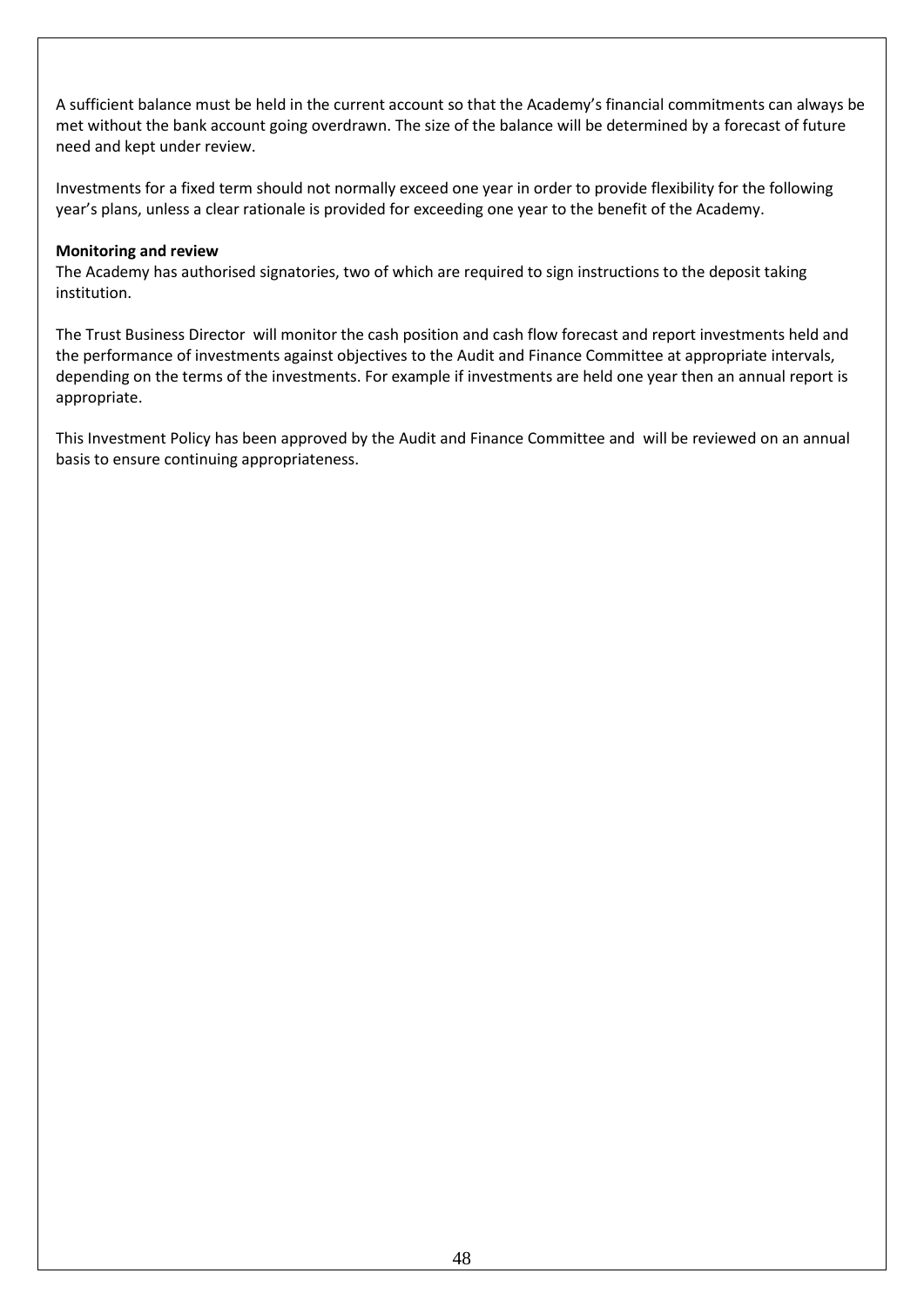A sufficient balance must be held in the current account so that the Academy's financial commitments can always be met without the bank account going overdrawn. The size of the balance will be determined by a forecast of future need and kept under review.

Investments for a fixed term should not normally exceed one year in order to provide flexibility for the following year's plans, unless a clear rationale is provided for exceeding one year to the benefit of the Academy.

**Monitoring and review**

The Academy has authorised signatories, two of which are required to sign instructions to the deposit taking institution.

The Trust Business Director will monitor the cash position and cash flow forecast and report investments held and the performance of investments against objectives to the Audit and Finance Committee at appropriate intervals, depending on the terms of the investments. For example if investments are held one year then an annual report is appropriate.

This Investment Policy has been approved by the Audit and Finance Committee and will be reviewed on an annual basis to ensure continuing appropriateness.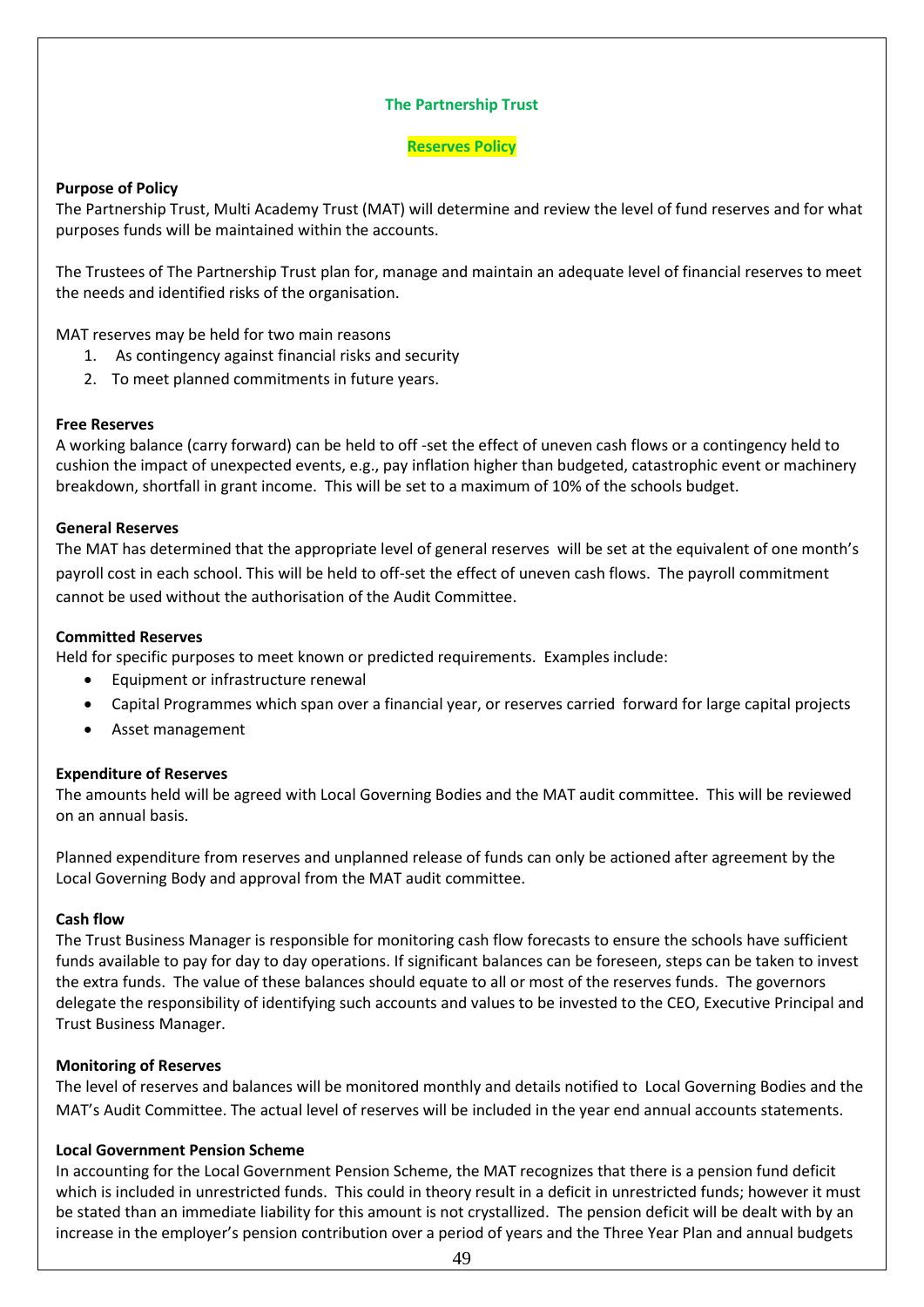## The Partnership Trust

### Reserves Policy

**Purpose of Policy**

The Partnership Trust, Multi Academy Trust (MAT) will determine and review the level of fund reserves and for what purposes funds will be maintained within the accounts.

The Trustees of The Partnership Trust plan for, manage and maintain an adequate level of financial reserves to meet the needs and identified risks of the organisation.

MAT reserves may be held for two main reasons

1. As contingency against financial risks and security
2. To meet planned commitments in future years.

**Free Reserves**

A working balance (carry forward) can be held to off -set the effect of uneven cash flows or a contingency held to cushion the impact of unexpected events, e.g., pay inflation higher than budgeted, catastrophic event or machinery breakdown, shortfall in grant income. This will be set to a maximum of 10% of the schools budget.

**General Reserves**

The MAT has determined that the appropriate level of general reserves will be set at the equivalent of one month's payroll cost in each school. This will be held to off-set the effect of uneven cash flows. The payroll commitment cannot be used without the authorisation of the Audit Committee.

**Committed Reserves**

Held for specific purposes to meet known or predicted requirements. Examples include:

- Equipment or infrastructure renewal
- Capital Programmes which span over a financial year, or reserves carried forward for large capital projects
- Asset management

**Expenditure of Reserves**

The amounts held will be agreed with Local Governing Bodies and the MAT audit committee. This will be reviewed on an annual basis.

Planned expenditure from reserves and unplanned release of funds can only be actioned after agreement by the Local Governing Body and approval from the MAT audit committee.

**Cash flow**

The Trust Business Manager is responsible for monitoring cash flow forecasts to ensure the schools have sufficient funds available to pay for day to day operations. If significant balances can be foreseen, steps can be taken to invest the extra funds. The value of these balances should equate to all or most of the reserves funds. The governors delegate the responsibility of identifying such accounts and values to be invested to the CEO, Executive Principal and Trust Business Manager.

**Monitoring of Reserves**

The level of reserves and balances will be monitored monthly and details notified to Local Governing Bodies and the MAT's Audit Committee. The actual level of reserves will be included in the year end annual accounts statements.

**Local Government Pension Scheme**

In accounting for the Local Government Pension Scheme, the MAT recognizes that there is a pension fund deficit which is included in unrestricted funds. This could in theory result in a deficit in unrestricted funds; however it must be stated than an immediate liability for this amount is not crystallized. The pension deficit will be dealt with by an increase in the employer's pension contribution over a period of years and the Three Year Plan and annual budgets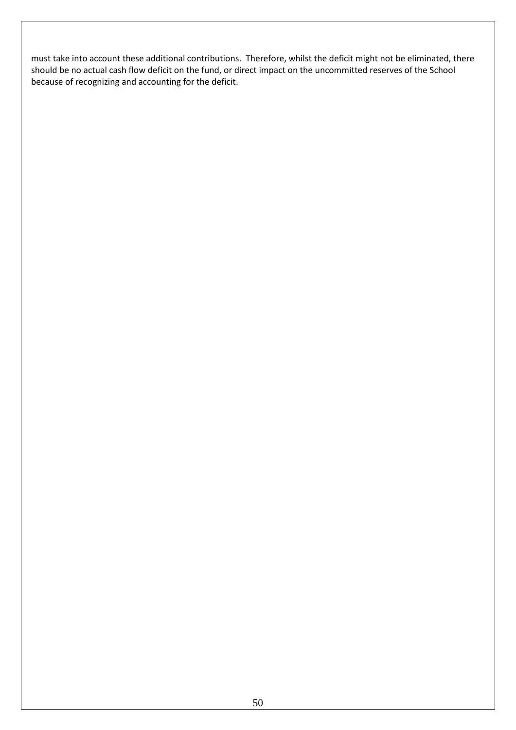must take into account these additional contributions. Therefore, whilst the deficit might not be eliminated, there should be no actual cash flow deficit on the fund, or direct impact on the uncommitted reserves of the School because of recognizing and accounting for the deficit.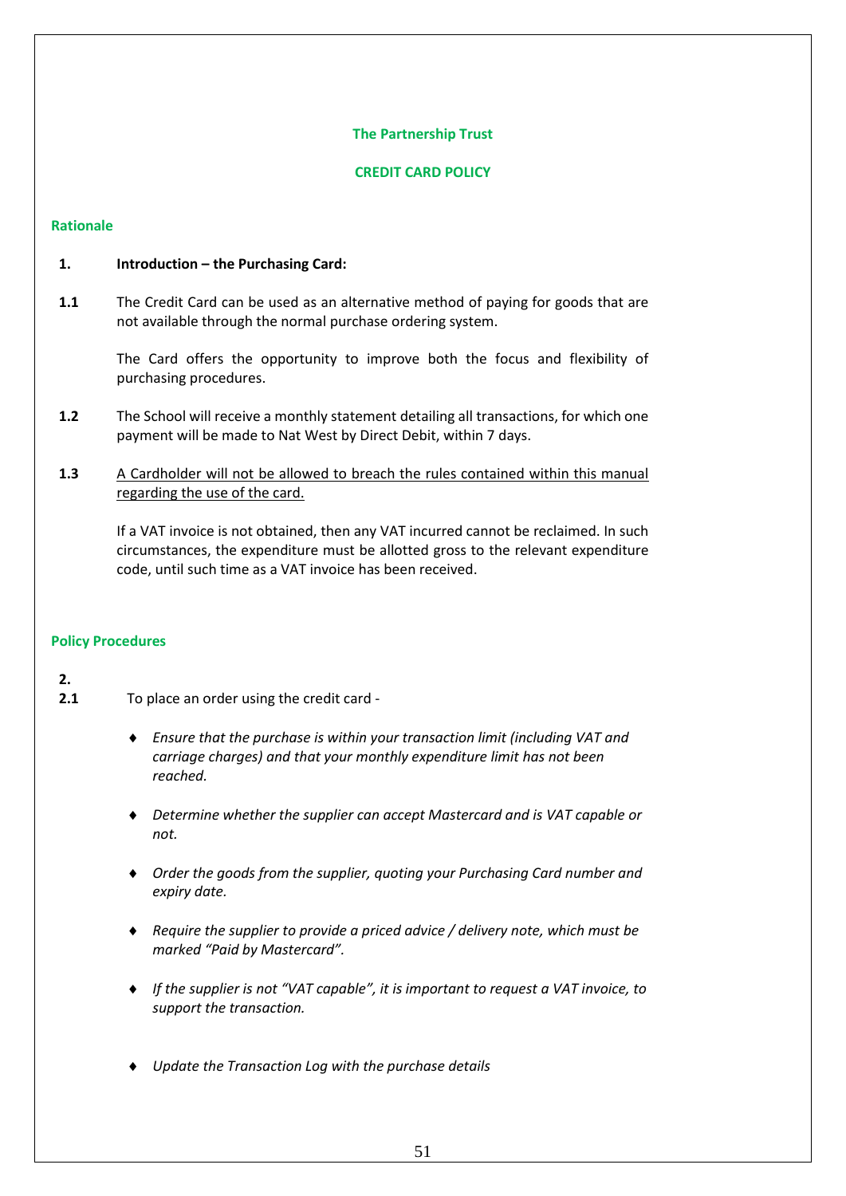## The Partnership Trust

## CREDIT CARD POLICY

### Rationale

**1. Introduction – the Purchasing Card:**

**1.1** The Credit Card can be used as an alternative method of paying for goods that are not available through the normal purchase ordering system.

The Card offers the opportunity to improve both the focus and flexibility of purchasing procedures.

**1.2** The School will receive a monthly statement detailing all transactions, for which one payment will be made to Nat West by Direct Debit, within 7 days.

**1.3** <u>A Cardholder will not be allowed to breach the rules contained within this manual regarding the use of the card.</u>

If a VAT invoice is not obtained, then any VAT incurred cannot be reclaimed. In such circumstances, the expenditure must be allotted gross to the relevant expenditure code, until such time as a VAT invoice has been received.

### Policy Procedures

**2.**

**2.1** To place an order using the credit card -

- *Ensure that the purchase is within your transaction limit (including VAT and carriage charges) and that your monthly expenditure limit has not been reached.*
- *Determine whether the supplier can accept Mastercard and is VAT capable or not.*
- *Order the goods from the supplier, quoting your Purchasing Card number and expiry date.*
- *Require the supplier to provide a priced advice / delivery note, which must be marked "Paid by Mastercard".*
- *If the supplier is not "VAT capable", it is important to request a VAT invoice, to support the transaction.*
- *Update the Transaction Log with the purchase details*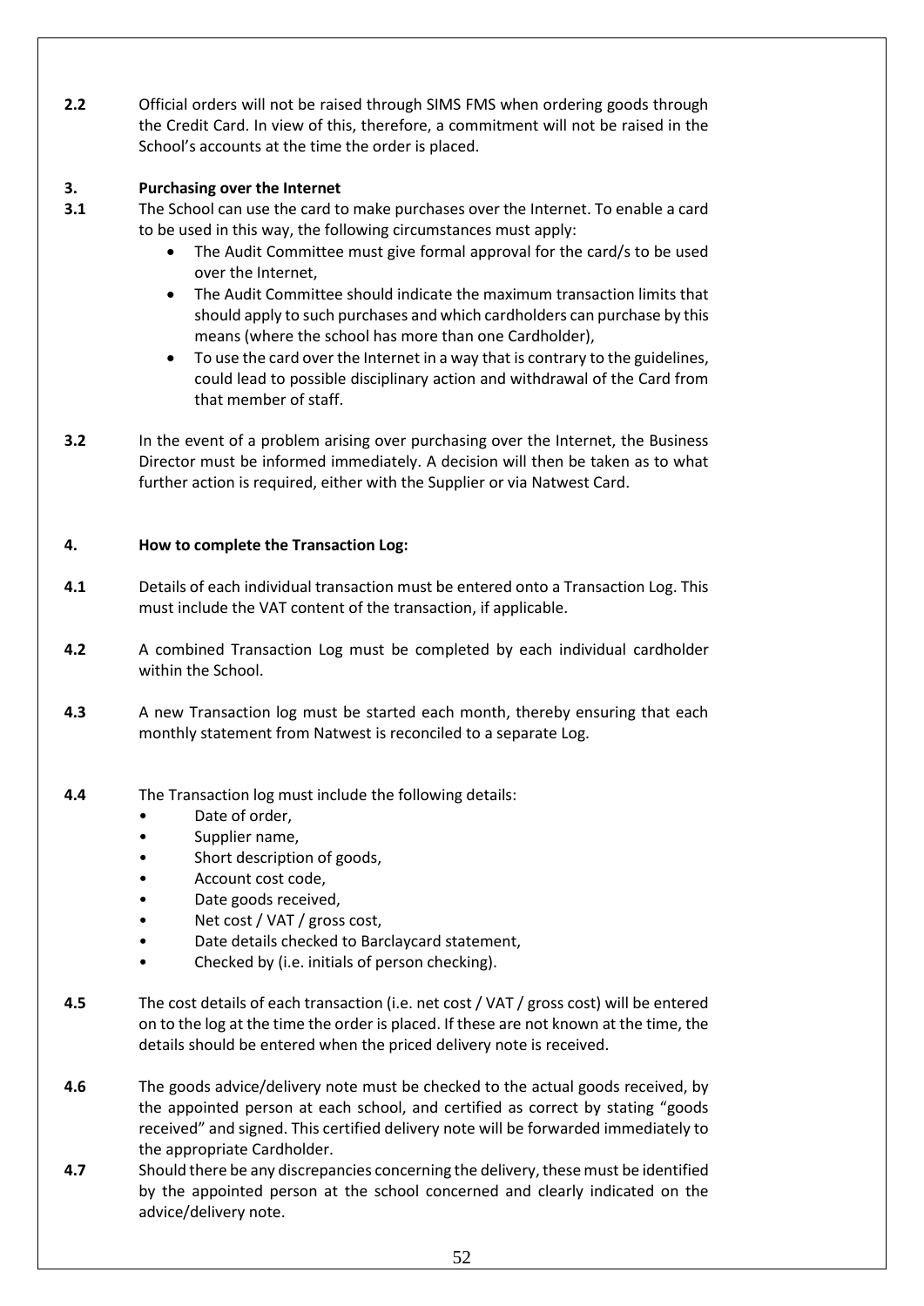**2.2** Official orders will not be raised through SIMS FMS when ordering goods through the Credit Card. In view of this, therefore, a commitment will not be raised in the School's accounts at the time the order is placed.

## 3. Purchasing over the Internet

**3.1** The School can use the card to make purchases over the Internet. To enable a card to be used in this way, the following circumstances must apply:

- The Audit Committee must give formal approval for the card/s to be used over the Internet,
- The Audit Committee should indicate the maximum transaction limits that should apply to such purchases and which cardholders can purchase by this means (where the school has more than one Cardholder),
- To use the card over the Internet in a way that is contrary to the guidelines, could lead to possible disciplinary action and withdrawal of the Card from that member of staff.

**3.2** In the event of a problem arising over purchasing over the Internet, the Business Director must be informed immediately. A decision will then be taken as to what further action is required, either with the Supplier or via Natwest Card.

## 4. How to complete the Transaction Log:

**4.1** Details of each individual transaction must be entered onto a Transaction Log. This must include the VAT content of the transaction, if applicable.

**4.2** A combined Transaction Log must be completed by each individual cardholder within the School.

**4.3** A new Transaction log must be started each month, thereby ensuring that each monthly statement from Natwest is reconciled to a separate Log.

**4.4** The Transaction log must include the following details:

- Date of order,
- Supplier name,
- Short description of goods,
- Account cost code,
- Date goods received,
- Net cost / VAT / gross cost,
- Date details checked to Barclaycard statement,
- Checked by (i.e. initials of person checking).

**4.5** The cost details of each transaction (i.e. net cost / VAT / gross cost) will be entered on to the log at the time the order is placed. If these are not known at the time, the details should be entered when the priced delivery note is received.

**4.6** The goods advice/delivery note must be checked to the actual goods received, by the appointed person at each school, and certified as correct by stating "goods received" and signed. This certified delivery note will be forwarded immediately to the appropriate Cardholder.

**4.7** Should there be any discrepancies concerning the delivery, these must be identified by the appointed person at the school concerned and clearly indicated on the advice/delivery note.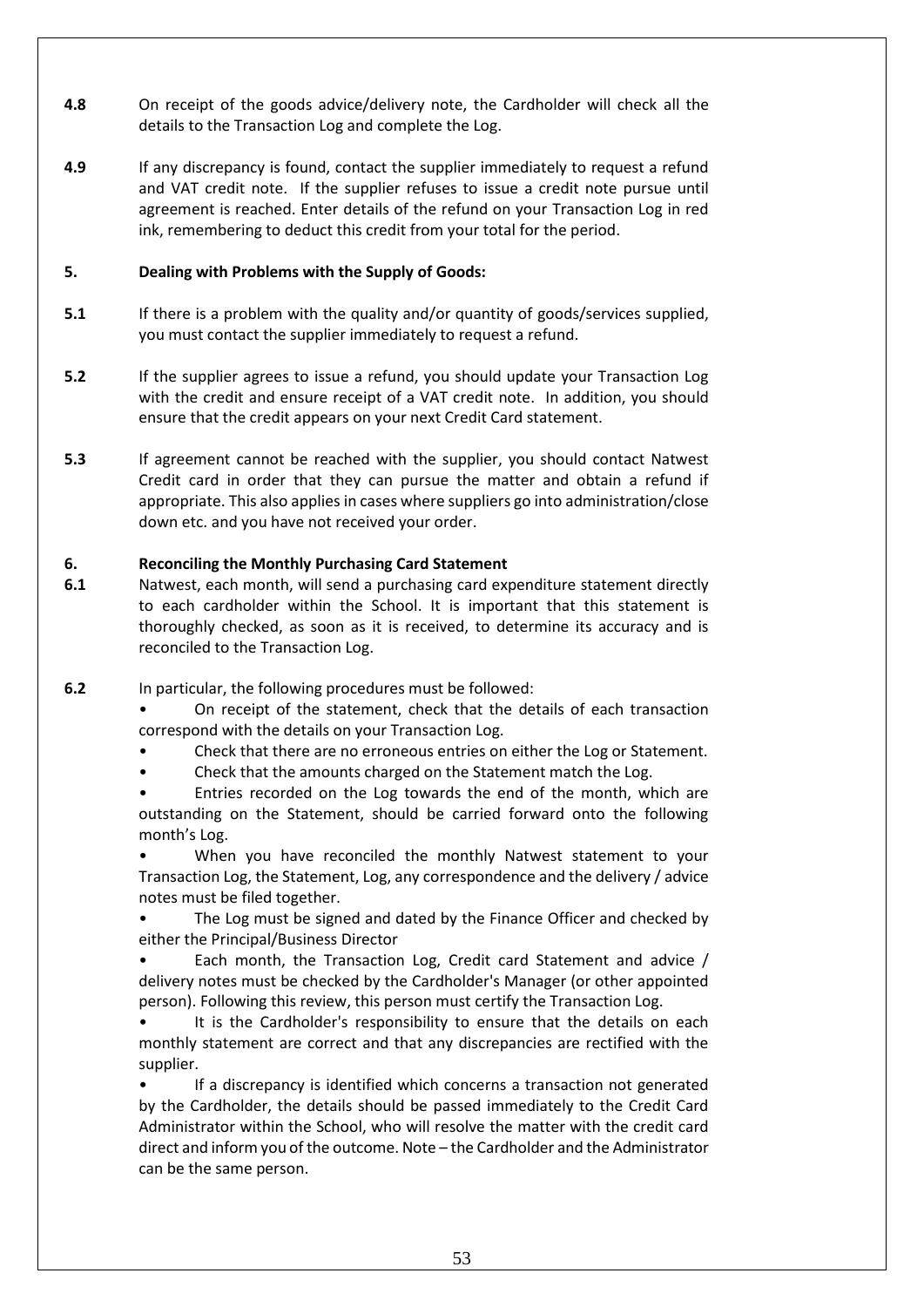**4.8** On receipt of the goods advice/delivery note, the Cardholder will check all the details to the Transaction Log and complete the Log.

**4.9** If any discrepancy is found, contact the supplier immediately to request a refund and VAT credit note. If the supplier refuses to issue a credit note pursue until agreement is reached. Enter details of the refund on your Transaction Log in red ink, remembering to deduct this credit from your total for the period.

## 5. Dealing with Problems with the Supply of Goods:

**5.1** If there is a problem with the quality and/or quantity of goods/services supplied, you must contact the supplier immediately to request a refund.

**5.2** If the supplier agrees to issue a refund, you should update your Transaction Log with the credit and ensure receipt of a VAT credit note. In addition, you should ensure that the credit appears on your next Credit Card statement.

**5.3** If agreement cannot be reached with the supplier, you should contact Natwest Credit card in order that they can pursue the matter and obtain a refund if appropriate. This also applies in cases where suppliers go into administration/close down etc. and you have not received your order.

## 6. Reconciling the Monthly Purchasing Card Statement

**6.1** Natwest, each month, will send a purchasing card expenditure statement directly to each cardholder within the School. It is important that this statement is thoroughly checked, as soon as it is received, to determine its accuracy and is reconciled to the Transaction Log.

**6.2** In particular, the following procedures must be followed:

- On receipt of the statement, check that the details of each transaction correspond with the details on your Transaction Log.
- Check that there are no erroneous entries on either the Log or Statement.
- Check that the amounts charged on the Statement match the Log.
- Entries recorded on the Log towards the end of the month, which are outstanding on the Statement, should be carried forward onto the following month's Log.
- When you have reconciled the monthly Natwest statement to your Transaction Log, the Statement, Log, any correspondence and the delivery / advice notes must be filed together.
- The Log must be signed and dated by the Finance Officer and checked by either the Principal/Business Director
- Each month, the Transaction Log, Credit card Statement and advice / delivery notes must be checked by the Cardholder's Manager (or other appointed person). Following this review, this person must certify the Transaction Log.
- It is the Cardholder's responsibility to ensure that the details on each monthly statement are correct and that any discrepancies are rectified with the supplier.
- If a discrepancy is identified which concerns a transaction not generated by the Cardholder, the details should be passed immediately to the Credit Card Administrator within the School, who will resolve the matter with the credit card direct and inform you of the outcome. Note – the Cardholder and the Administrator can be the same person.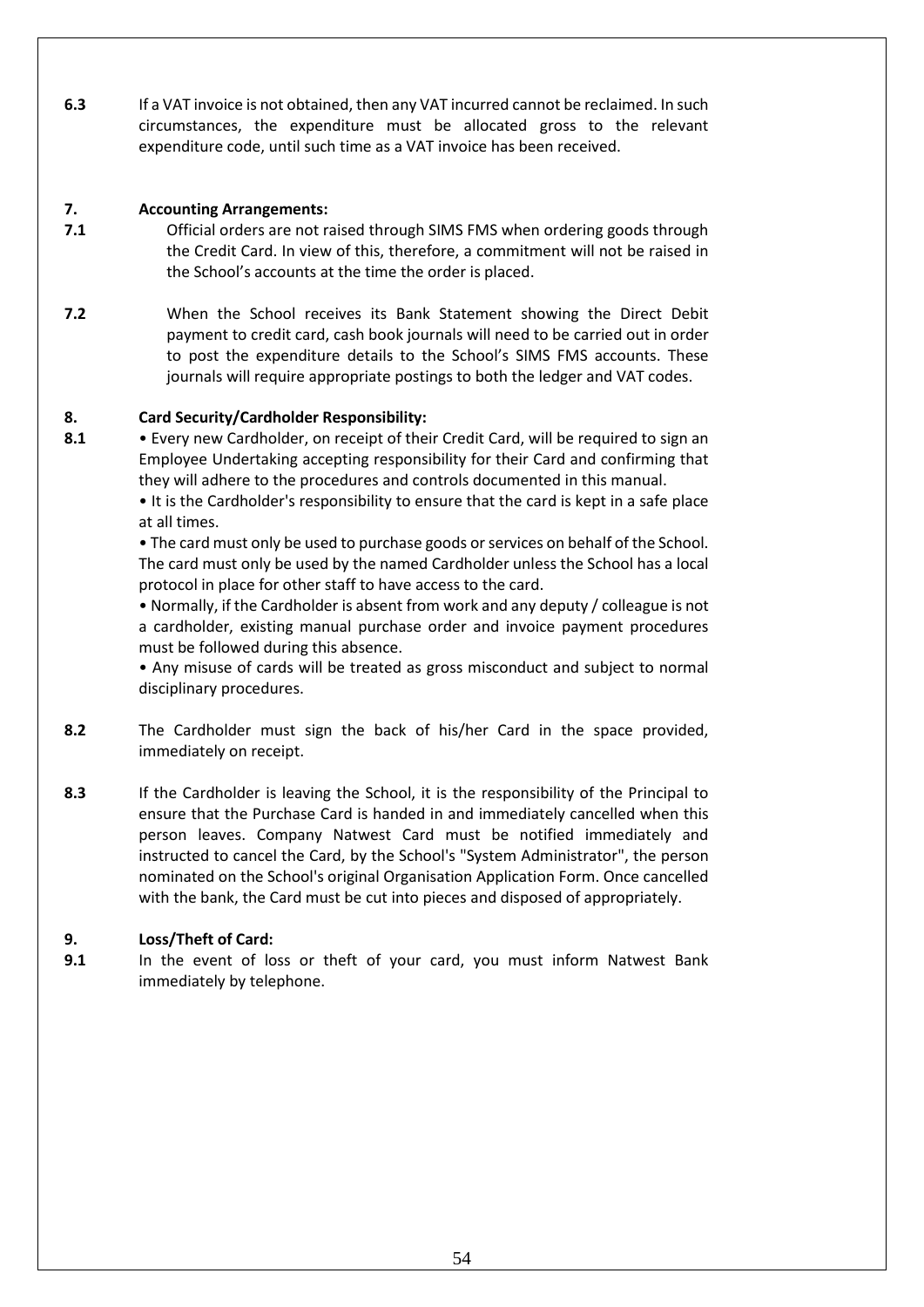**6.3** If a VAT invoice is not obtained, then any VAT incurred cannot be reclaimed. In such circumstances, the expenditure must be allocated gross to the relevant expenditure code, until such time as a VAT invoice has been received.

## 7. Accounting Arrangements:

**7.1** Official orders are not raised through SIMS FMS when ordering goods through the Credit Card. In view of this, therefore, a commitment will not be raised in the School's accounts at the time the order is placed.

**7.2** When the School receives its Bank Statement showing the Direct Debit payment to credit card, cash book journals will need to be carried out in order to post the expenditure details to the School's SIMS FMS accounts. These journals will require appropriate postings to both the ledger and VAT codes.

## 8. Card Security/Cardholder Responsibility:

**8.1**

- Every new Cardholder, on receipt of their Credit Card, will be required to sign an Employee Undertaking accepting responsibility for their Card and confirming that they will adhere to the procedures and controls documented in this manual.
- It is the Cardholder's responsibility to ensure that the card is kept in a safe place at all times.
- The card must only be used to purchase goods or services on behalf of the School. The card must only be used by the named Cardholder unless the School has a local protocol in place for other staff to have access to the card.
- Normally, if the Cardholder is absent from work and any deputy / colleague is not a cardholder, existing manual purchase order and invoice payment procedures must be followed during this absence.
- Any misuse of cards will be treated as gross misconduct and subject to normal disciplinary procedures.

**8.2** The Cardholder must sign the back of his/her Card in the space provided, immediately on receipt.

**8.3** If the Cardholder is leaving the School, it is the responsibility of the Principal to ensure that the Purchase Card is handed in and immediately cancelled when this person leaves. Company Natwest Card must be notified immediately and instructed to cancel the Card, by the School's "System Administrator", the person nominated on the School's original Organisation Application Form. Once cancelled with the bank, the Card must be cut into pieces and disposed of appropriately.

## 9. Loss/Theft of Card:

**9.1** In the event of loss or theft of your card, you must inform Natwest Bank immediately by telephone.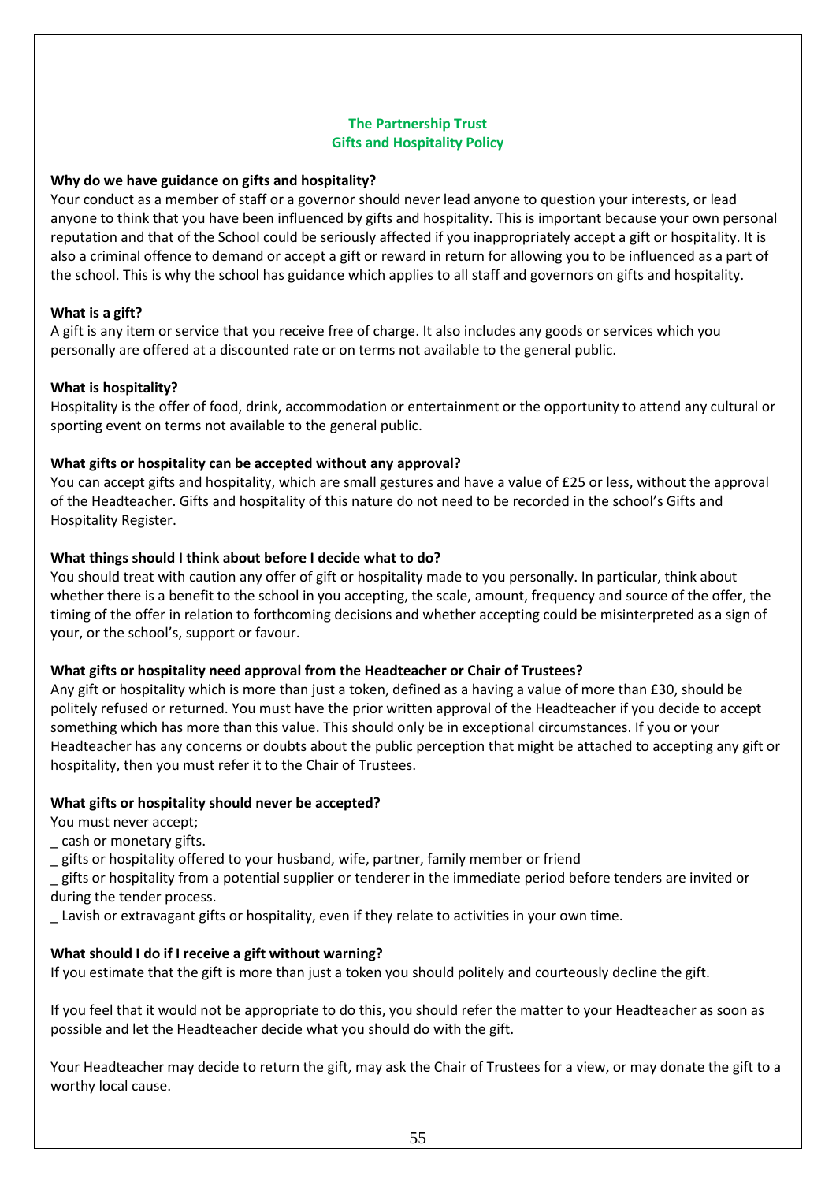## The Partnership Trust
## Gifts and Hospitality Policy

**Why do we have guidance on gifts and hospitality?**

Your conduct as a member of staff or a governor should never lead anyone to question your interests, or lead anyone to think that you have been influenced by gifts and hospitality. This is important because your own personal reputation and that of the School could be seriously affected if you inappropriately accept a gift or hospitality. It is also a criminal offence to demand or accept a gift or reward in return for allowing you to be influenced as a part of the school. This is why the school has guidance which applies to all staff and governors on gifts and hospitality.

**What is a gift?**

A gift is any item or service that you receive free of charge. It also includes any goods or services which you personally are offered at a discounted rate or on terms not available to the general public.

**What is hospitality?**

Hospitality is the offer of food, drink, accommodation or entertainment or the opportunity to attend any cultural or sporting event on terms not available to the general public.

**What gifts or hospitality can be accepted without any approval?**

You can accept gifts and hospitality, which are small gestures and have a value of £25 or less, without the approval of the Headteacher. Gifts and hospitality of this nature do not need to be recorded in the school's Gifts and Hospitality Register.

**What things should I think about before I decide what to do?**

You should treat with caution any offer of gift or hospitality made to you personally. In particular, think about whether there is a benefit to the school in you accepting, the scale, amount, frequency and source of the offer, the timing of the offer in relation to forthcoming decisions and whether accepting could be misinterpreted as a sign of your, or the school's, support or favour.

**What gifts or hospitality need approval from the Headteacher or Chair of Trustees?**

Any gift or hospitality which is more than just a token, defined as a having a value of more than £30, should be politely refused or returned. You must have the prior written approval of the Headteacher if you decide to accept something which has more than this value. This should only be in exceptional circumstances. If you or your Headteacher has any concerns or doubts about the public perception that might be attached to accepting any gift or hospitality, then you must refer it to the Chair of Trustees.

**What gifts or hospitality should never be accepted?**

You must never accept;

- cash or monetary gifts.
- gifts or hospitality offered to your husband, wife, partner, family member or friend
- gifts or hospitality from a potential supplier or tenderer in the immediate period before tenders are invited or during the tender process.
- Lavish or extravagant gifts or hospitality, even if they relate to activities in your own time.

**What should I do if I receive a gift without warning?**

If you estimate that the gift is more than just a token you should politely and courteously decline the gift.

If you feel that it would not be appropriate to do this, you should refer the matter to your Headteacher as soon as possible and let the Headteacher decide what you should do with the gift.

Your Headteacher may decide to return the gift, may ask the Chair of Trustees for a view, or may donate the gift to a worthy local cause.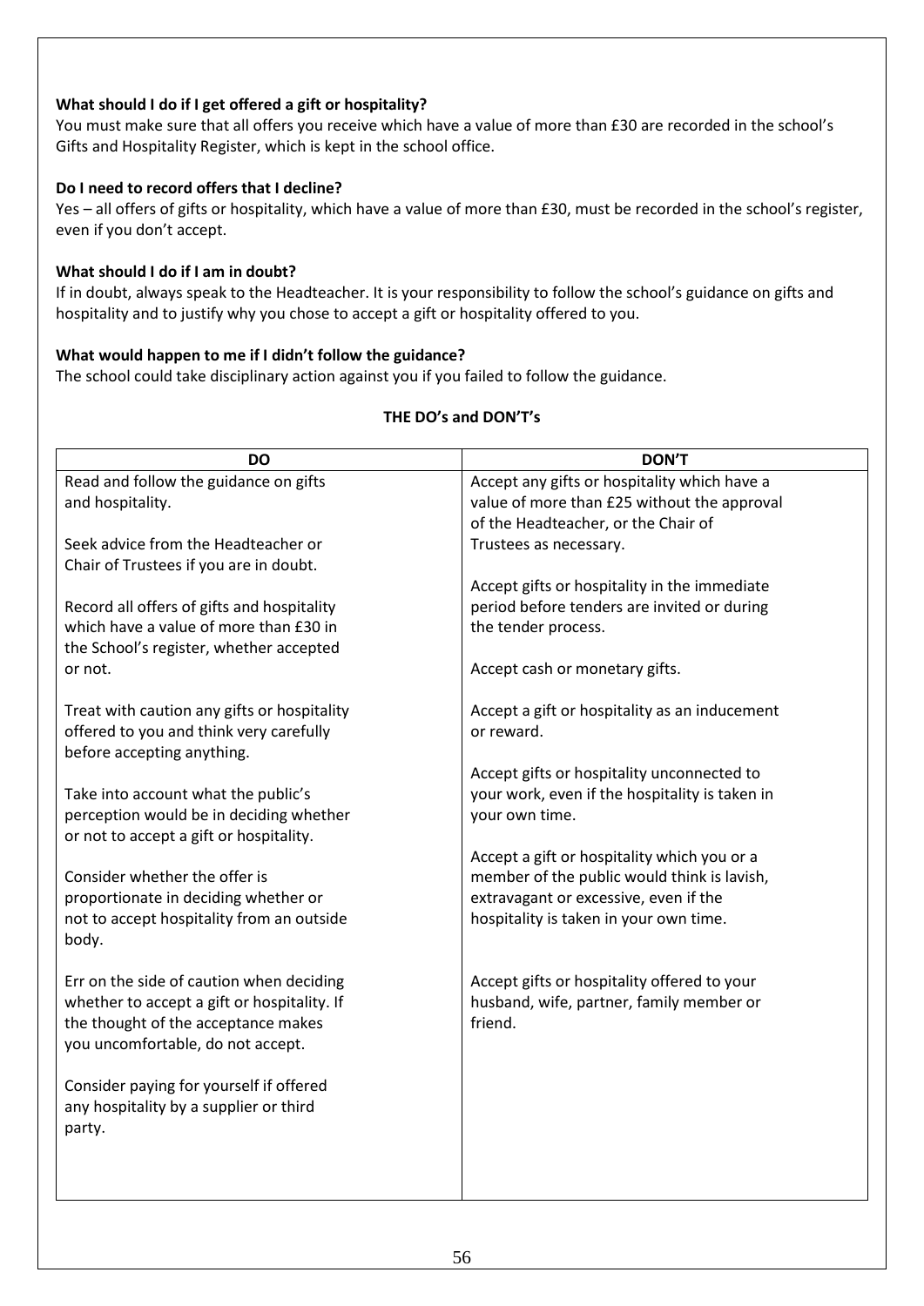**What should I do if I get offered a gift or hospitality?**

You must make sure that all offers you receive which have a value of more than £30 are recorded in the school's Gifts and Hospitality Register, which is kept in the school office.

**Do I need to record offers that I decline?**

Yes – all offers of gifts or hospitality, which have a value of more than £30, must be recorded in the school's register, even if you don't accept.

**What should I do if I am in doubt?**

If in doubt, always speak to the Headteacher. It is your responsibility to follow the school's guidance on gifts and hospitality and to justify why you chose to accept a gift or hospitality offered to you.

**What would happen to me if I didn't follow the guidance?**

The school could take disciplinary action against you if you failed to follow the guidance.

**THE DO's and DON'T's**

| DO | DON'T |
|---|---|
| Read and follow the guidance on gifts and hospitality. | Accept any gifts or hospitality which have a value of more than £25 without the approval of the Headteacher, or the Chair of Trustees as necessary. |
| Seek advice from the Headteacher or Chair of Trustees if you are in doubt. | Accept gifts or hospitality in the immediate period before tenders are invited or during the tender process. |
| Record all offers of gifts and hospitality which have a value of more than £30 in the School's register, whether accepted or not. | Accept cash or monetary gifts. |
| Treat with caution any gifts or hospitality offered to you and think very carefully before accepting anything. | Accept a gift or hospitality as an inducement or reward. |
| Take into account what the public's perception would be in deciding whether or not to accept a gift or hospitality. | Accept gifts or hospitality unconnected to your work, even if the hospitality is taken in your own time. |
| Consider whether the offer is proportionate in deciding whether or not to accept hospitality from an outside body. | Accept a gift or hospitality which you or a member of the public would think is lavish, extravagant or excessive, even if the hospitality is taken in your own time. |
| Err on the side of caution when deciding whether to accept a gift or hospitality. If the thought of the acceptance makes you uncomfortable, do not accept. | Accept gifts or hospitality offered to your husband, wife, partner, family member or friend. |
| Consider paying for yourself if offered any hospitality by a supplier or third party. | |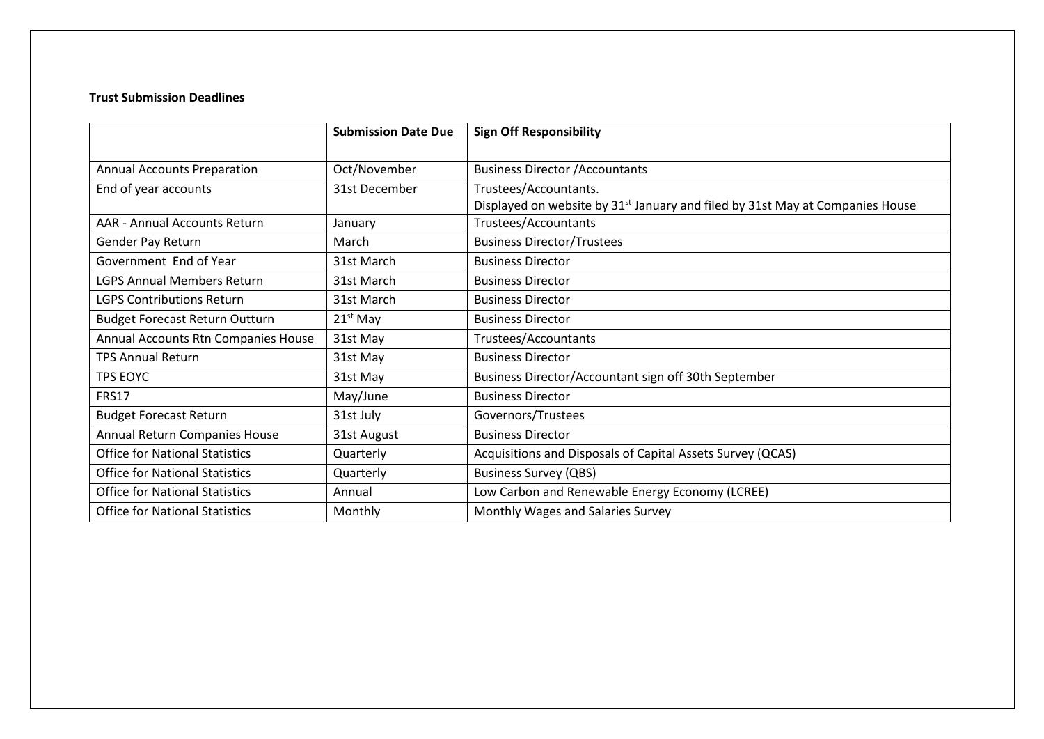**Trust Submission Deadlines**

| | Submission Date Due | Sign Off Responsibility |
|---|---|---|
| Annual Accounts Preparation | Oct/November | Business Director /Accountants |
| End of year accounts | 31st December | Trustees/Accountants.<br>Displayed on website by 31st January and filed by 31st May at Companies House |
| AAR - Annual Accounts Return | January | Trustees/Accountants |
| Gender Pay Return | March | Business Director/Trustees |
| Government End of Year | 31st March | Business Director |
| LGPS Annual Members Return | 31st March | Business Director |
| LGPS Contributions Return | 31st March | Business Director |
| Budget Forecast Return Outturn | 21st May | Business Director |
| Annual Accounts Rtn Companies House | 31st May | Trustees/Accountants |
| TPS Annual Return | 31st May | Business Director |
| TPS EOYC | 31st May | Business Director/Accountant sign off 30th September |
| FRS17 | May/June | Business Director |
| Budget Forecast Return | 31st July | Governors/Trustees |
| Annual Return Companies House | 31st August | Business Director |
| Office for National Statistics | Quarterly | Acquisitions and Disposals of Capital Assets Survey (QCAS) |
| Office for National Statistics | Quarterly | Business Survey (QBS) |
| Office for National Statistics | Annual | Low Carbon and Renewable Energy Economy (LCREE) |
| Office for National Statistics | Monthly | Monthly Wages and Salaries Survey |